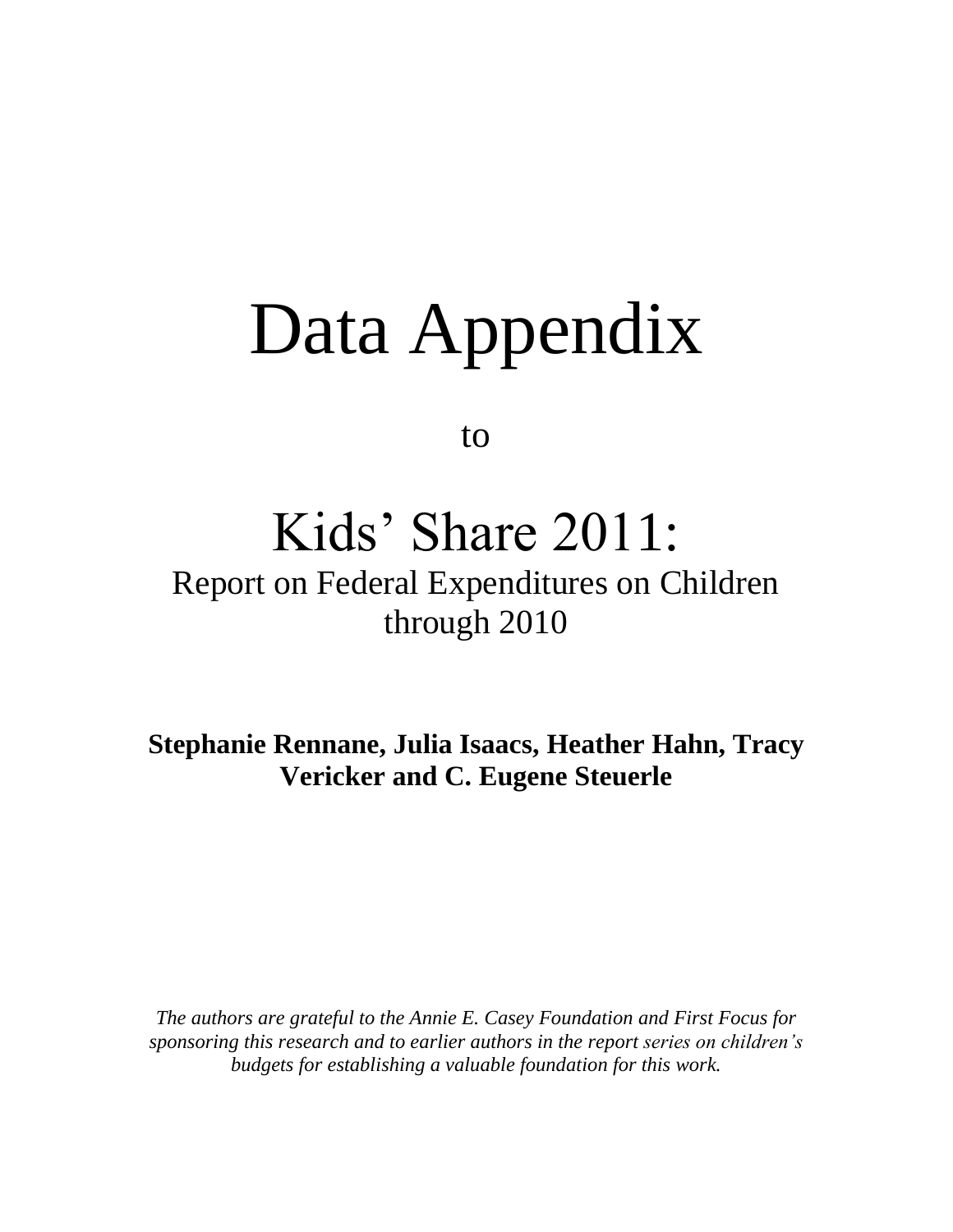# Data Appendix

to

# Kids' Share 2011:

## Report on Federal Expenditures on Children through 2010

**Stephanie Rennane, Julia Isaacs, Heather Hahn, Tracy Vericker and C. Eugene Steuerle**

*The authors are grateful to the Annie E. Casey Foundation and First Focus for sponsoring this research and to earlier authors in the report series on children's budgets for establishing a valuable foundation for this work.*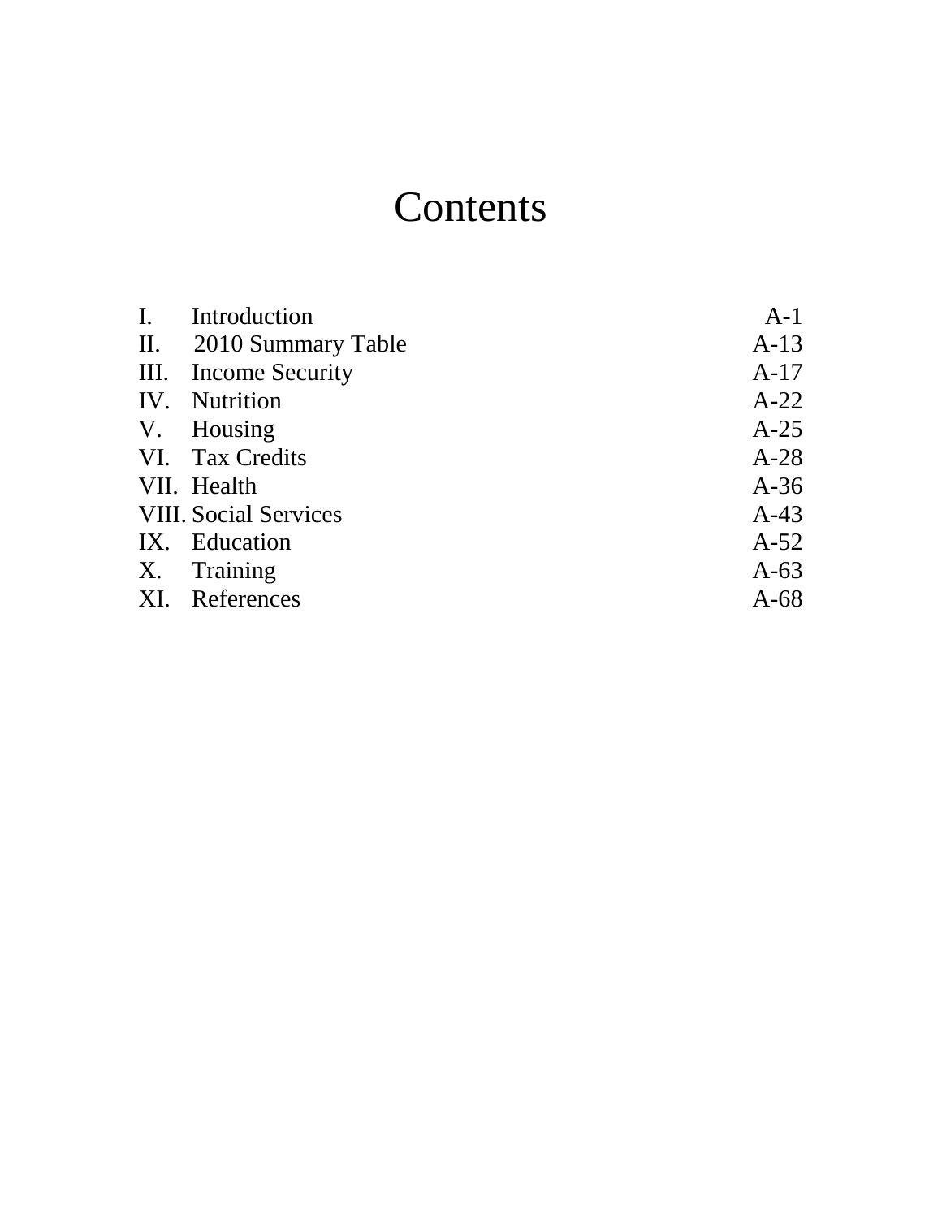# Contents

| | | |
|---|---|---|
| I. | Introduction | A-1 |
| II. | 2010 Summary Table | A-13 |
| III. | Income Security | A-17 |
| IV. | Nutrition | A-22 |
| V. | Housing | A-25 |
| VI. | Tax Credits | A-28 |
| VII. | Health | A-36 |
| VIII. | Social Services | A-43 |
| IX. | Education | A-52 |
| X. | Training | A-63 |
| XI. | References | A-68 |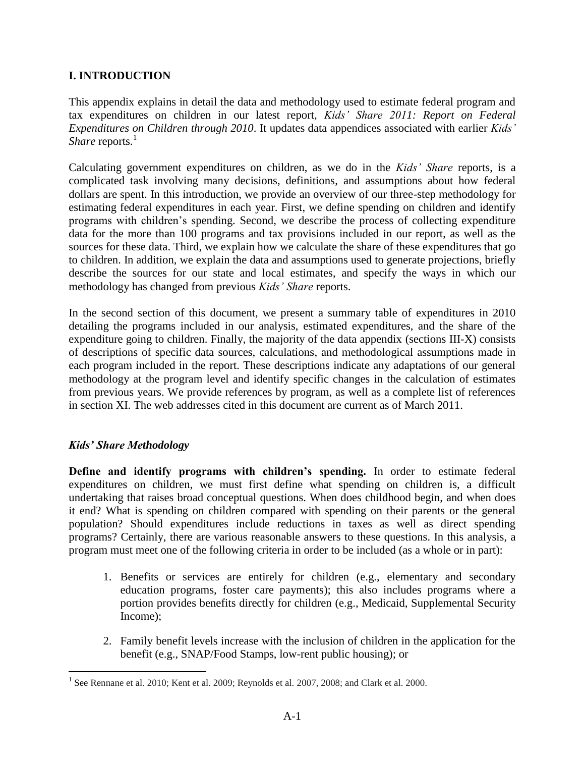## I. INTRODUCTION

This appendix explains in detail the data and methodology used to estimate federal program and tax expenditures on children in our latest report, *Kids' Share 2011: Report on Federal Expenditures on Children through 2010*. It updates data appendices associated with earlier *Kids' Share* reports.[1]

Calculating government expenditures on children, as we do in the *Kids' Share* reports, is a complicated task involving many decisions, definitions, and assumptions about how federal dollars are spent. In this introduction, we provide an overview of our three-step methodology for estimating federal expenditures in each year. First, we define spending on children and identify programs with children's spending. Second, we describe the process of collecting expenditure data for the more than 100 programs and tax provisions included in our report, as well as the sources for these data. Third, we explain how we calculate the share of these expenditures that go to children. In addition, we explain the data and assumptions used to generate projections, briefly describe the sources for our state and local estimates, and specify the ways in which our methodology has changed from previous *Kids' Share* reports.

In the second section of this document, we present a summary table of expenditures in 2010 detailing the programs included in our analysis, estimated expenditures, and the share of the expenditure going to children. Finally, the majority of the data appendix (sections III-X) consists of descriptions of specific data sources, calculations, and methodological assumptions made in each program included in the report. These descriptions indicate any adaptations of our general methodology at the program level and identify specific changes in the calculation of estimates from previous years. We provide references by program, as well as a complete list of references in section XI. The web addresses cited in this document are current as of March 2011.

### *Kids' Share Methodology*

**Define and identify programs with children's spending.** In order to estimate federal expenditures on children, we must first define what spending on children is, a difficult undertaking that raises broad conceptual questions. When does childhood begin, and when does it end? What is spending on children compared with spending on their parents or the general population? Should expenditures include reductions in taxes as well as direct spending programs? Certainly, there are various reasonable answers to these questions. In this analysis, a program must meet one of the following criteria in order to be included (as a whole or in part):

1. Benefits or services are entirely for children (e.g., elementary and secondary education programs, foster care payments); this also includes programs where a portion provides benefits directly for children (e.g., Medicaid, Supplemental Security Income);

2. Family benefit levels increase with the inclusion of children in the application for the benefit (e.g., SNAP/Food Stamps, low-rent public housing); or

---

[1] See Rennane et al. 2010; Kent et al. 2009; Reynolds et al. 2007, 2008; and Clark et al. 2000.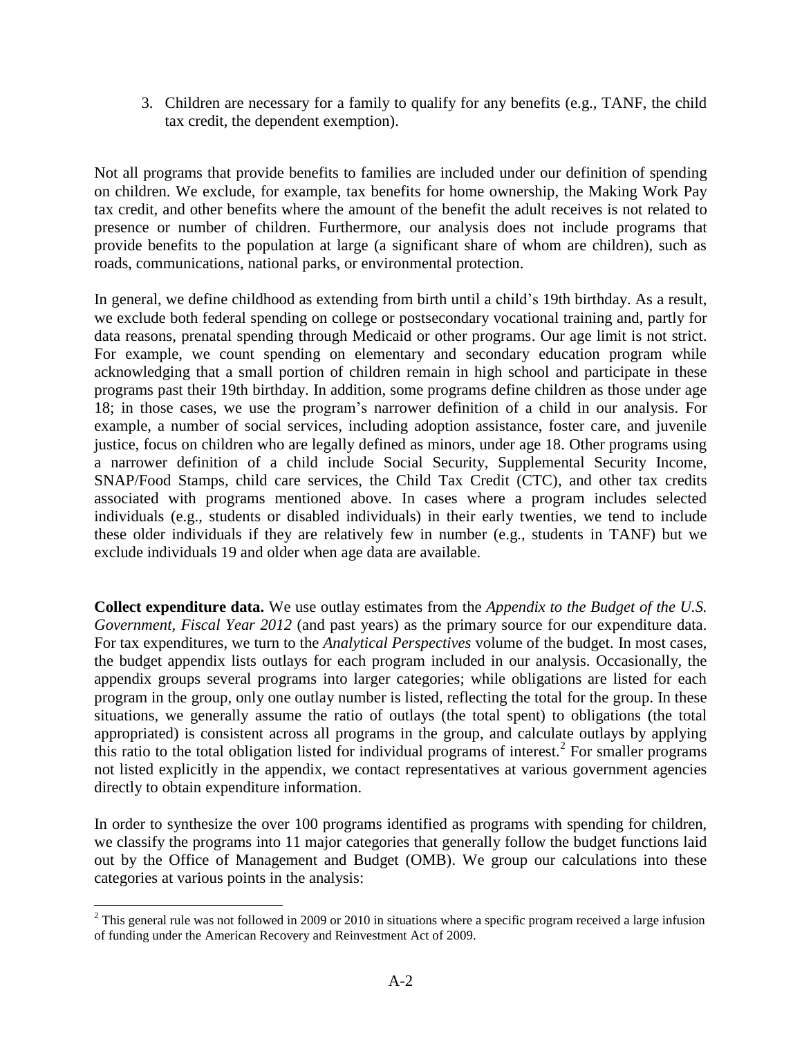3. Children are necessary for a family to qualify for any benefits (e.g., TANF, the child tax credit, the dependent exemption).

Not all programs that provide benefits to families are included under our definition of spending on children. We exclude, for example, tax benefits for home ownership, the Making Work Pay tax credit, and other benefits where the amount of the benefit the adult receives is not related to presence or number of children. Furthermore, our analysis does not include programs that provide benefits to the population at large (a significant share of whom are children), such as roads, communications, national parks, or environmental protection.

In general, we define childhood as extending from birth until a child's 19th birthday. As a result, we exclude both federal spending on college or postsecondary vocational training and, partly for data reasons, prenatal spending through Medicaid or other programs. Our age limit is not strict. For example, we count spending on elementary and secondary education program while acknowledging that a small portion of children remain in high school and participate in these programs past their 19th birthday. In addition, some programs define children as those under age 18; in those cases, we use the program's narrower definition of a child in our analysis. For example, a number of social services, including adoption assistance, foster care, and juvenile justice, focus on children who are legally defined as minors, under age 18. Other programs using a narrower definition of a child include Social Security, Supplemental Security Income, SNAP/Food Stamps, child care services, the Child Tax Credit (CTC), and other tax credits associated with programs mentioned above. In cases where a program includes selected individuals (e.g., students or disabled individuals) in their early twenties, we tend to include these older individuals if they are relatively few in number (e.g., students in TANF) but we exclude individuals 19 and older when age data are available.

**Collect expenditure data.** We use outlay estimates from the *Appendix to the Budget of the U.S. Government, Fiscal Year 2012* (and past years) as the primary source for our expenditure data. For tax expenditures, we turn to the *Analytical Perspectives* volume of the budget. In most cases, the budget appendix lists outlays for each program included in our analysis. Occasionally, the appendix groups several programs into larger categories; while obligations are listed for each program in the group, only one outlay number is listed, reflecting the total for the group. In these situations, we generally assume the ratio of outlays (the total spent) to obligations (the total appropriated) is consistent across all programs in the group, and calculate outlays by applying this ratio to the total obligation listed for individual programs of interest.[2] For smaller programs not listed explicitly in the appendix, we contact representatives at various government agencies directly to obtain expenditure information.

In order to synthesize the over 100 programs identified as programs with spending for children, we classify the programs into 11 major categories that generally follow the budget functions laid out by the Office of Management and Budget (OMB). We group our calculations into these categories at various points in the analysis:

[2] This general rule was not followed in 2009 or 2010 in situations where a specific program received a large infusion of funding under the American Recovery and Reinvestment Act of 2009.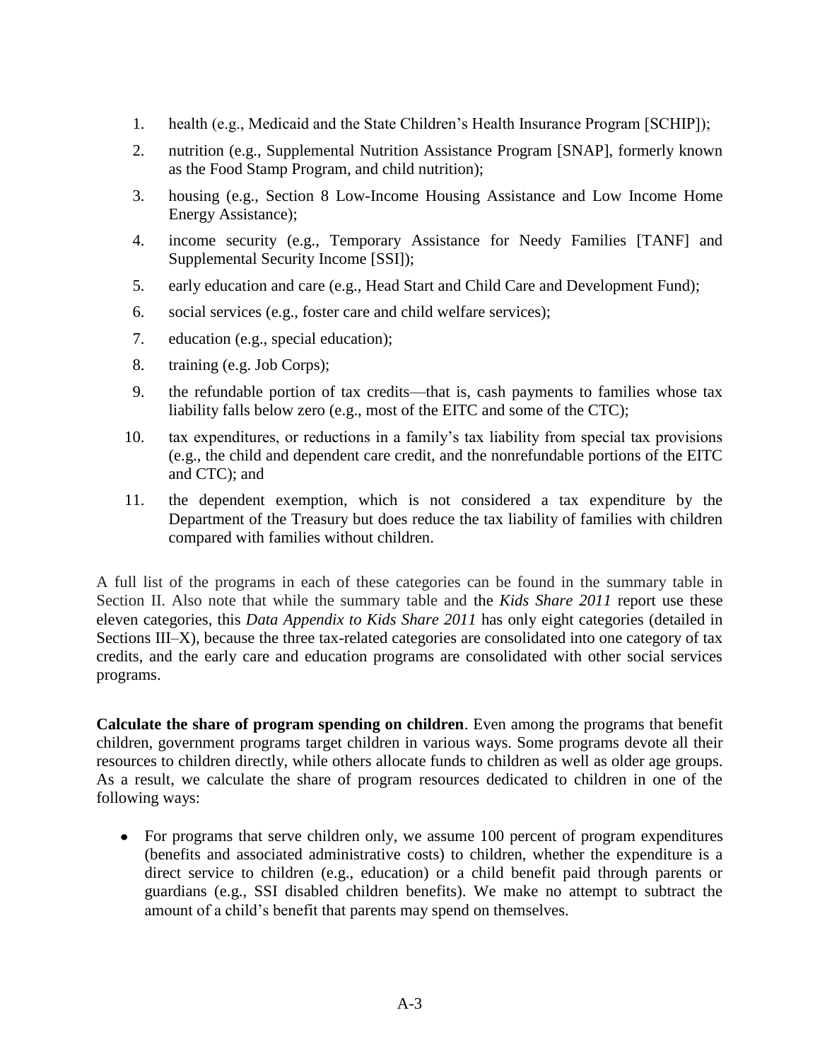1. health (e.g., Medicaid and the State Children's Health Insurance Program [SCHIP]);
2. nutrition (e.g., Supplemental Nutrition Assistance Program [SNAP], formerly known as the Food Stamp Program, and child nutrition);
3. housing (e.g., Section 8 Low-Income Housing Assistance and Low Income Home Energy Assistance);
4. income security (e.g., Temporary Assistance for Needy Families [TANF] and Supplemental Security Income [SSI]);
5. early education and care (e.g., Head Start and Child Care and Development Fund);
6. social services (e.g., foster care and child welfare services);
7. education (e.g., special education);
8. training (e.g. Job Corps);
9. the refundable portion of tax credits—that is, cash payments to families whose tax liability falls below zero (e.g., most of the EITC and some of the CTC);
10. tax expenditures, or reductions in a family's tax liability from special tax provisions (e.g., the child and dependent care credit, and the nonrefundable portions of the EITC and CTC); and
11. the dependent exemption, which is not considered a tax expenditure by the Department of the Treasury but does reduce the tax liability of families with children compared with families without children.

A full list of the programs in each of these categories can be found in the summary table in Section II. Also note that while the summary table and the *Kids Share 2011* report use these eleven categories, this *Data Appendix to Kids Share 2011* has only eight categories (detailed in Sections III–X), because the three tax-related categories are consolidated into one category of tax credits, and the early care and education programs are consolidated with other social services programs.

**Calculate the share of program spending on children**. Even among the programs that benefit children, government programs target children in various ways. Some programs devote all their resources to children directly, while others allocate funds to children as well as older age groups. As a result, we calculate the share of program resources dedicated to children in one of the following ways:

- For programs that serve children only, we assume 100 percent of program expenditures (benefits and associated administrative costs) to children, whether the expenditure is a direct service to children (e.g., education) or a child benefit paid through parents or guardians (e.g., SSI disabled children benefits). We make no attempt to subtract the amount of a child's benefit that parents may spend on themselves.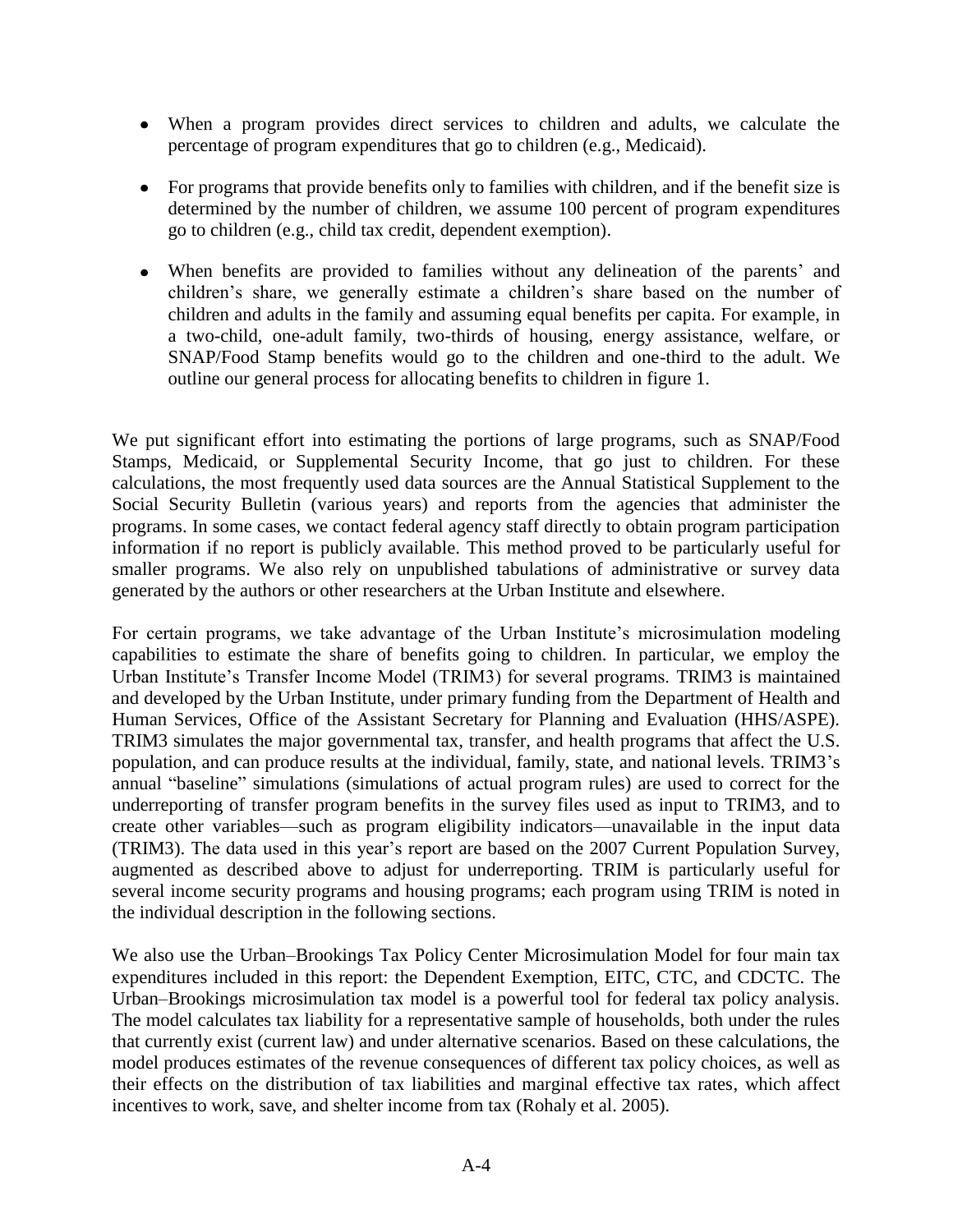- When a program provides direct services to children and adults, we calculate the percentage of program expenditures that go to children (e.g., Medicaid).

- For programs that provide benefits only to families with children, and if the benefit size is determined by the number of children, we assume 100 percent of program expenditures go to children (e.g., child tax credit, dependent exemption).

- When benefits are provided to families without any delineation of the parents' and children's share, we generally estimate a children's share based on the number of children and adults in the family and assuming equal benefits per capita. For example, in a two-child, one-adult family, two-thirds of housing, energy assistance, welfare, or SNAP/Food Stamp benefits would go to the children and one-third to the adult. We outline our general process for allocating benefits to children in figure 1.

We put significant effort into estimating the portions of large programs, such as SNAP/Food Stamps, Medicaid, or Supplemental Security Income, that go just to children. For these calculations, the most frequently used data sources are the Annual Statistical Supplement to the Social Security Bulletin (various years) and reports from the agencies that administer the programs. In some cases, we contact federal agency staff directly to obtain program participation information if no report is publicly available. This method proved to be particularly useful for smaller programs. We also rely on unpublished tabulations of administrative or survey data generated by the authors or other researchers at the Urban Institute and elsewhere.

For certain programs, we take advantage of the Urban Institute's microsimulation modeling capabilities to estimate the share of benefits going to children. In particular, we employ the Urban Institute's Transfer Income Model (TRIM3) for several programs. TRIM3 is maintained and developed by the Urban Institute, under primary funding from the Department of Health and Human Services, Office of the Assistant Secretary for Planning and Evaluation (HHS/ASPE). TRIM3 simulates the major governmental tax, transfer, and health programs that affect the U.S. population, and can produce results at the individual, family, state, and national levels. TRIM3's annual "baseline" simulations (simulations of actual program rules) are used to correct for the underreporting of transfer program benefits in the survey files used as input to TRIM3, and to create other variables—such as program eligibility indicators—unavailable in the input data (TRIM3). The data used in this year's report are based on the 2007 Current Population Survey, augmented as described above to adjust for underreporting. TRIM is particularly useful for several income security programs and housing programs; each program using TRIM is noted in the individual description in the following sections.

We also use the Urban–Brookings Tax Policy Center Microsimulation Model for four main tax expenditures included in this report: the Dependent Exemption, EITC, CTC, and CDCTC. The Urban–Brookings microsimulation tax model is a powerful tool for federal tax policy analysis. The model calculates tax liability for a representative sample of households, both under the rules that currently exist (current law) and under alternative scenarios. Based on these calculations, the model produces estimates of the revenue consequences of different tax policy choices, as well as their effects on the distribution of tax liabilities and marginal effective tax rates, which affect incentives to work, save, and shelter income from tax (Rohaly et al. 2005).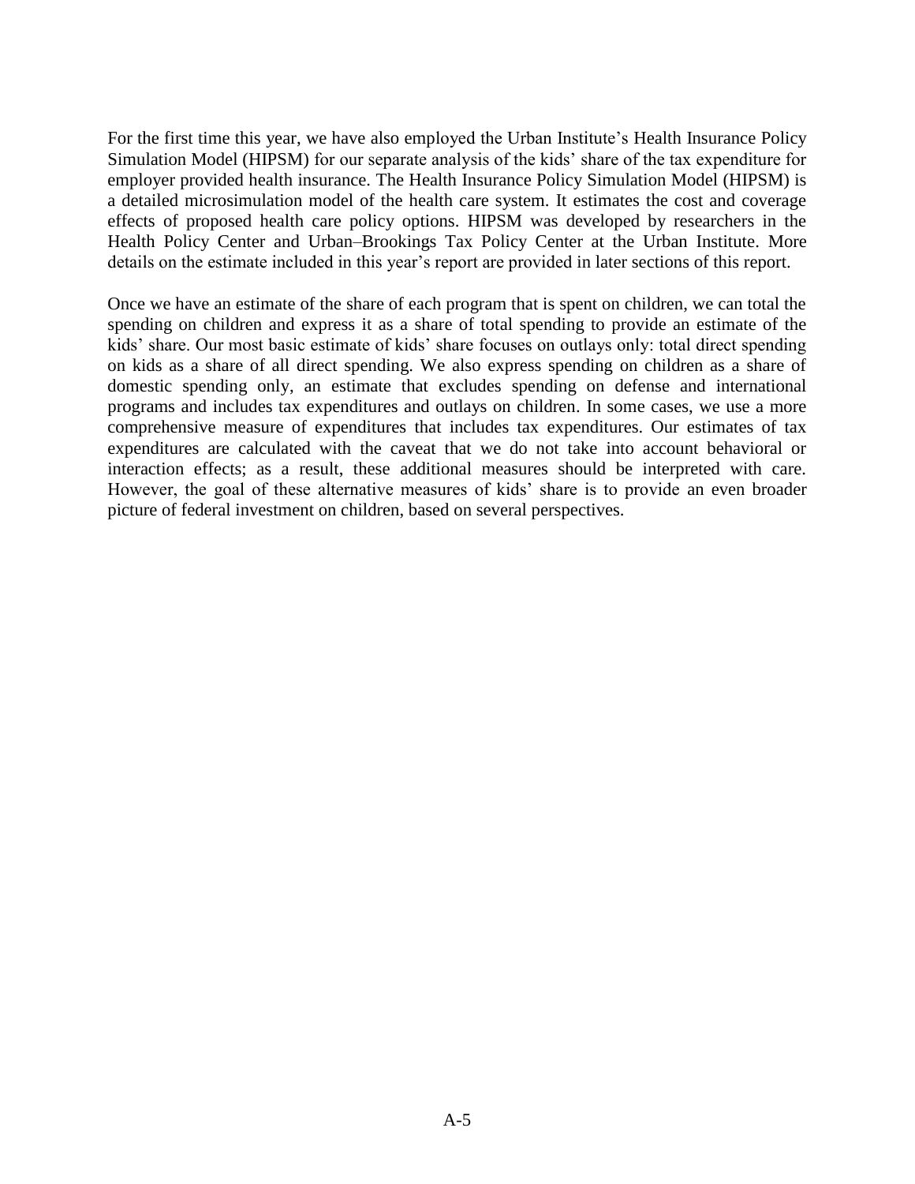For the first time this year, we have also employed the Urban Institute's Health Insurance Policy Simulation Model (HIPSM) for our separate analysis of the kids' share of the tax expenditure for employer provided health insurance. The Health Insurance Policy Simulation Model (HIPSM) is a detailed microsimulation model of the health care system. It estimates the cost and coverage effects of proposed health care policy options. HIPSM was developed by researchers in the Health Policy Center and Urban–Brookings Tax Policy Center at the Urban Institute. More details on the estimate included in this year's report are provided in later sections of this report.

Once we have an estimate of the share of each program that is spent on children, we can total the spending on children and express it as a share of total spending to provide an estimate of the kids' share. Our most basic estimate of kids' share focuses on outlays only: total direct spending on kids as a share of all direct spending. We also express spending on children as a share of domestic spending only, an estimate that excludes spending on defense and international programs and includes tax expenditures and outlays on children. In some cases, we use a more comprehensive measure of expenditures that includes tax expenditures. Our estimates of tax expenditures are calculated with the caveat that we do not take into account behavioral or interaction effects; as a result, these additional measures should be interpreted with care. However, the goal of these alternative measures of kids' share is to provide an even broader picture of federal investment on children, based on several perspectives.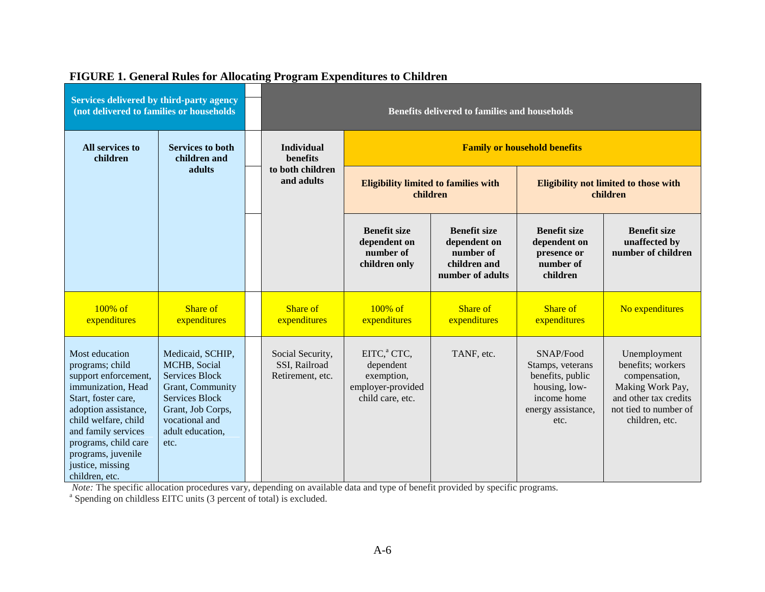**FIGURE 1. General Rules for Allocating Program Expenditures to Children**

| Services delivered by third-party agency (not delivered to families or households | | Benefits delivered to families and households | | | | |
|---|---|---|---|---|---|---|
| **All services to children** | **Services to both children and adults** | **Individual benefits to both children and adults** | **Family or household benefits** | | | |
| | | | **Eligibility limited to families with children** | | **Eligibility not limited to those with children** | |
| | | | **Benefit size dependent on number of children only** | **Benefit size dependent on number of children and number of adults** | **Benefit size dependent on presence or number of children** | **Benefit size unaffected by number of children** |
| 100% of expenditures | Share of expenditures | Share of expenditures | 100% of expenditures | Share of expenditures | Share of expenditures | No expenditures |
| Most education programs; child support enforcement, immunization, Head Start, foster care, adoption assistance, child welfare, child and family services programs, child care programs, juvenile justice, missing children, etc. | Medicaid, SCHIP, MCHB, Social Services Block Grant, Community Services Block Grant, Job Corps, vocational and adult education, etc. | Social Security, SSI, Railroad Retirement, etc. | EITC,[a] CTC, dependent exemption, employer-provided child care, etc. | TANF, etc. | SNAP/Food Stamps, veterans benefits, public housing, low-income home energy assistance, etc. | Unemployment benefits; workers compensation, Making Work Pay, and other tax credits not tied to number of children, etc. |

*Note:* The specific allocation procedures vary, depending on available data and type of benefit provided by specific programs.

[a] Spending on childless EITC units (3 percent of total) is excluded.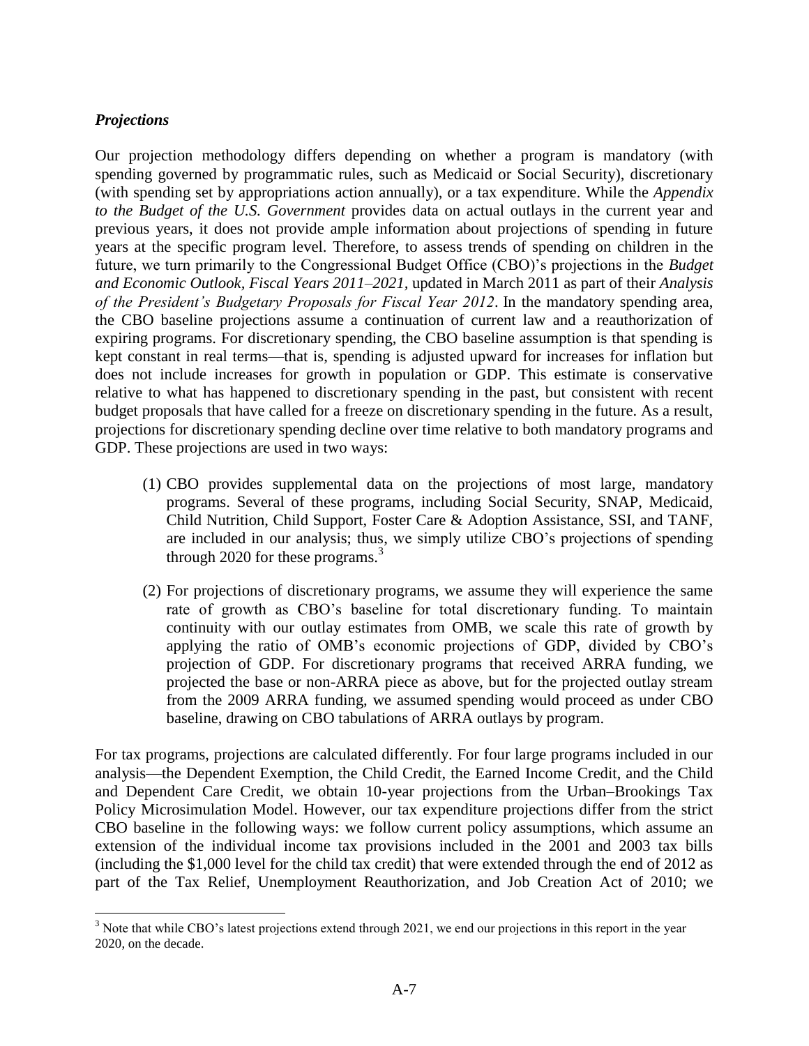### *Projections*

Our projection methodology differs depending on whether a program is mandatory (with spending governed by programmatic rules, such as Medicaid or Social Security), discretionary (with spending set by appropriations action annually), or a tax expenditure. While the *Appendix to the Budget of the U.S. Government* provides data on actual outlays in the current year and previous years, it does not provide ample information about projections of spending in future years at the specific program level. Therefore, to assess trends of spending on children in the future, we turn primarily to the Congressional Budget Office (CBO)'s projections in the *Budget and Economic Outlook, Fiscal Years 2011–2021*, updated in March 2011 as part of their *Analysis of the President's Budgetary Proposals for Fiscal Year 2012*. In the mandatory spending area, the CBO baseline projections assume a continuation of current law and a reauthorization of expiring programs. For discretionary spending, the CBO baseline assumption is that spending is kept constant in real terms—that is, spending is adjusted upward for increases for inflation but does not include increases for growth in population or GDP. This estimate is conservative relative to what has happened to discretionary spending in the past, but consistent with recent budget proposals that have called for a freeze on discretionary spending in the future. As a result, projections for discretionary spending decline over time relative to both mandatory programs and GDP. These projections are used in two ways:

(1) CBO provides supplemental data on the projections of most large, mandatory programs. Several of these programs, including Social Security, SNAP, Medicaid, Child Nutrition, Child Support, Foster Care & Adoption Assistance, SSI, and TANF, are included in our analysis; thus, we simply utilize CBO's projections of spending through 2020 for these programs.[3]

(2) For projections of discretionary programs, we assume they will experience the same rate of growth as CBO's baseline for total discretionary funding. To maintain continuity with our outlay estimates from OMB, we scale this rate of growth by applying the ratio of OMB's economic projections of GDP, divided by CBO's projection of GDP. For discretionary programs that received ARRA funding, we projected the base or non-ARRA piece as above, but for the projected outlay stream from the 2009 ARRA funding, we assumed spending would proceed as under CBO baseline, drawing on CBO tabulations of ARRA outlays by program.

For tax programs, projections are calculated differently. For four large programs included in our analysis—the Dependent Exemption, the Child Credit, the Earned Income Credit, and the Child and Dependent Care Credit, we obtain 10-year projections from the Urban–Brookings Tax Policy Microsimulation Model. However, our tax expenditure projections differ from the strict CBO baseline in the following ways: we follow current policy assumptions, which assume an extension of the individual income tax provisions included in the 2001 and 2003 tax bills (including the $1,000 level for the child tax credit) that were extended through the end of 2012 as part of the Tax Relief, Unemployment Reauthorization, and Job Creation Act of 2010; we

[3] Note that while CBO's latest projections extend through 2021, we end our projections in this report in the year 2020, on the decade.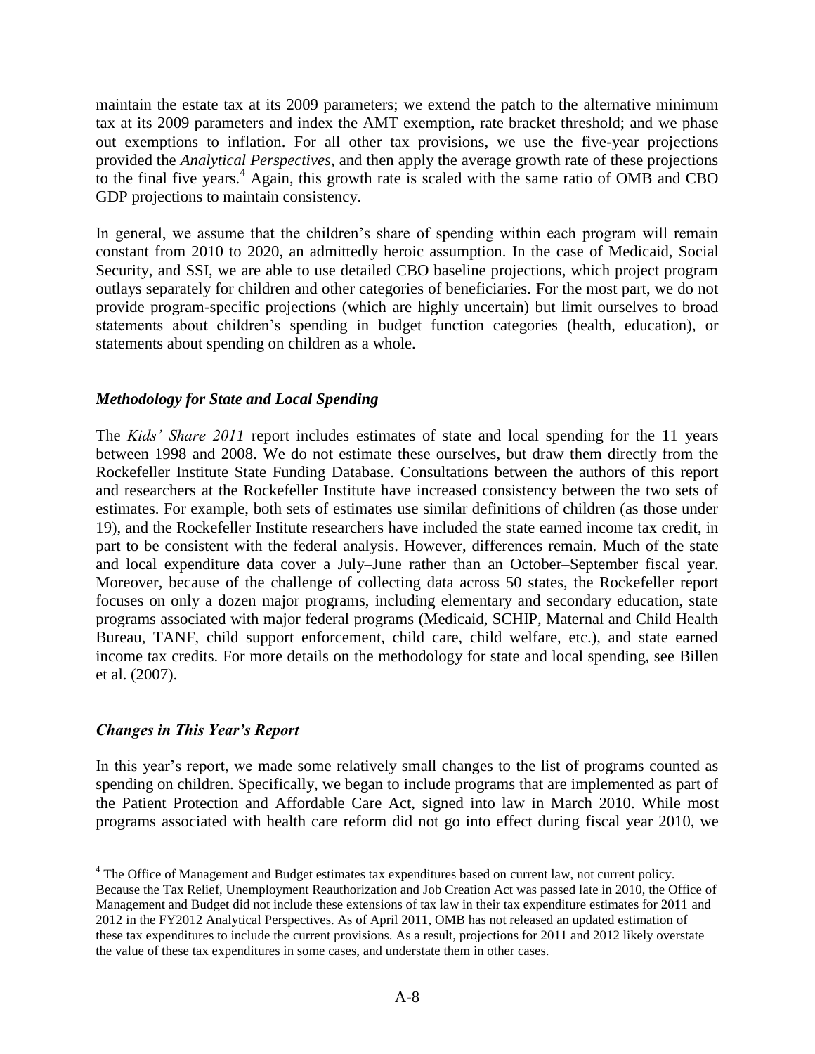maintain the estate tax at its 2009 parameters; we extend the patch to the alternative minimum tax at its 2009 parameters and index the AMT exemption, rate bracket threshold; and we phase out exemptions to inflation. For all other tax provisions, we use the five-year projections provided the *Analytical Perspectives*, and then apply the average growth rate of these projections to the final five years.[4] Again, this growth rate is scaled with the same ratio of OMB and CBO GDP projections to maintain consistency.

In general, we assume that the children's share of spending within each program will remain constant from 2010 to 2020, an admittedly heroic assumption. In the case of Medicaid, Social Security, and SSI, we are able to use detailed CBO baseline projections, which project program outlays separately for children and other categories of beneficiaries. For the most part, we do not provide program-specific projections (which are highly uncertain) but limit ourselves to broad statements about children's spending in budget function categories (health, education), or statements about spending on children as a whole.

### *Methodology for State and Local Spending*

The *Kids' Share 2011* report includes estimates of state and local spending for the 11 years between 1998 and 2008. We do not estimate these ourselves, but draw them directly from the Rockefeller Institute State Funding Database. Consultations between the authors of this report and researchers at the Rockefeller Institute have increased consistency between the two sets of estimates. For example, both sets of estimates use similar definitions of children (as those under 19), and the Rockefeller Institute researchers have included the state earned income tax credit, in part to be consistent with the federal analysis. However, differences remain. Much of the state and local expenditure data cover a July–June rather than an October–September fiscal year. Moreover, because of the challenge of collecting data across 50 states, the Rockefeller report focuses on only a dozen major programs, including elementary and secondary education, state programs associated with major federal programs (Medicaid, SCHIP, Maternal and Child Health Bureau, TANF, child support enforcement, child care, child welfare, etc.), and state earned income tax credits. For more details on the methodology for state and local spending, see Billen et al. (2007).

### *Changes in This Year's Report*

In this year's report, we made some relatively small changes to the list of programs counted as spending on children. Specifically, we began to include programs that are implemented as part of the Patient Protection and Affordable Care Act, signed into law in March 2010. While most programs associated with health care reform did not go into effect during fiscal year 2010, we

---

[4] The Office of Management and Budget estimates tax expenditures based on current law, not current policy. Because the Tax Relief, Unemployment Reauthorization and Job Creation Act was passed late in 2010, the Office of Management and Budget did not include these extensions of tax law in their tax expenditure estimates for 2011 and 2012 in the FY2012 Analytical Perspectives. As of April 2011, OMB has not released an updated estimation of these tax expenditures to include the current provisions. As a result, projections for 2011 and 2012 likely overstate the value of these tax expenditures in some cases, and understate them in other cases.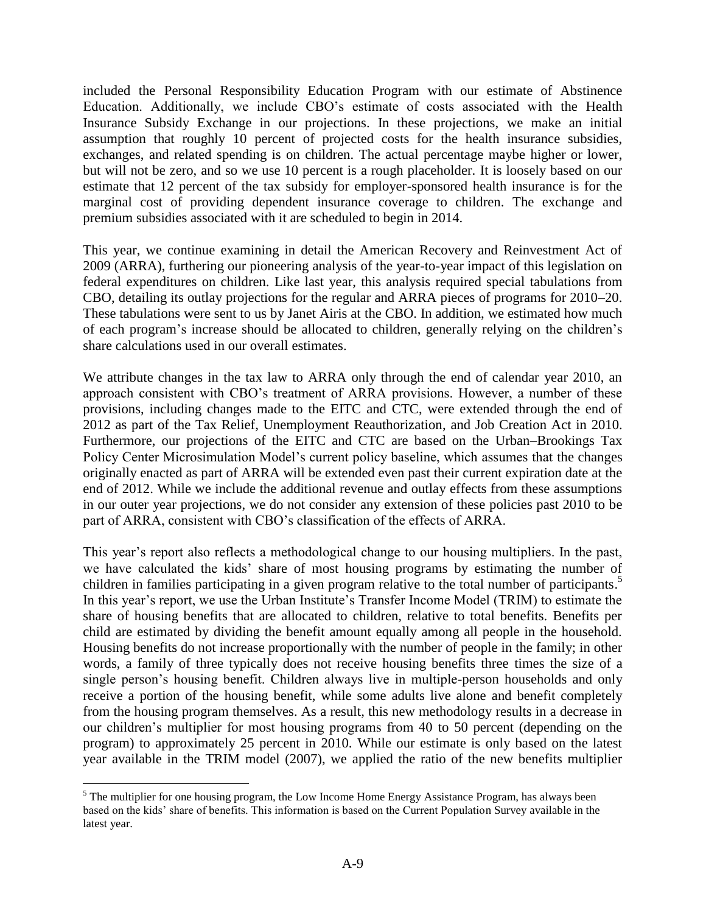included the Personal Responsibility Education Program with our estimate of Abstinence Education. Additionally, we include CBO's estimate of costs associated with the Health Insurance Subsidy Exchange in our projections. In these projections, we make an initial assumption that roughly 10 percent of projected costs for the health insurance subsidies, exchanges, and related spending is on children. The actual percentage maybe higher or lower, but will not be zero, and so we use 10 percent is a rough placeholder. It is loosely based on our estimate that 12 percent of the tax subsidy for employer-sponsored health insurance is for the marginal cost of providing dependent insurance coverage to children. The exchange and premium subsidies associated with it are scheduled to begin in 2014.

This year, we continue examining in detail the American Recovery and Reinvestment Act of 2009 (ARRA), furthering our pioneering analysis of the year-to-year impact of this legislation on federal expenditures on children. Like last year, this analysis required special tabulations from CBO, detailing its outlay projections for the regular and ARRA pieces of programs for 2010–20. These tabulations were sent to us by Janet Airis at the CBO. In addition, we estimated how much of each program's increase should be allocated to children, generally relying on the children's share calculations used in our overall estimates.

We attribute changes in the tax law to ARRA only through the end of calendar year 2010, an approach consistent with CBO's treatment of ARRA provisions. However, a number of these provisions, including changes made to the EITC and CTC, were extended through the end of 2012 as part of the Tax Relief, Unemployment Reauthorization, and Job Creation Act in 2010. Furthermore, our projections of the EITC and CTC are based on the Urban–Brookings Tax Policy Center Microsimulation Model's current policy baseline, which assumes that the changes originally enacted as part of ARRA will be extended even past their current expiration date at the end of 2012. While we include the additional revenue and outlay effects from these assumptions in our outer year projections, we do not consider any extension of these policies past 2010 to be part of ARRA, consistent with CBO's classification of the effects of ARRA.

This year's report also reflects a methodological change to our housing multipliers. In the past, we have calculated the kids' share of most housing programs by estimating the number of children in families participating in a given program relative to the total number of participants.[5] In this year's report, we use the Urban Institute's Transfer Income Model (TRIM) to estimate the share of housing benefits that are allocated to children, relative to total benefits. Benefits per child are estimated by dividing the benefit amount equally among all people in the household. Housing benefits do not increase proportionally with the number of people in the family; in other words, a family of three typically does not receive housing benefits three times the size of a single person's housing benefit. Children always live in multiple-person households and only receive a portion of the housing benefit, while some adults live alone and benefit completely from the housing program themselves. As a result, this new methodology results in a decrease in our children's multiplier for most housing programs from 40 to 50 percent (depending on the program) to approximately 25 percent in 2010. While our estimate is only based on the latest year available in the TRIM model (2007), we applied the ratio of the new benefits multiplier

[5] The multiplier for one housing program, the Low Income Home Energy Assistance Program, has always been based on the kids' share of benefits. This information is based on the Current Population Survey available in the latest year.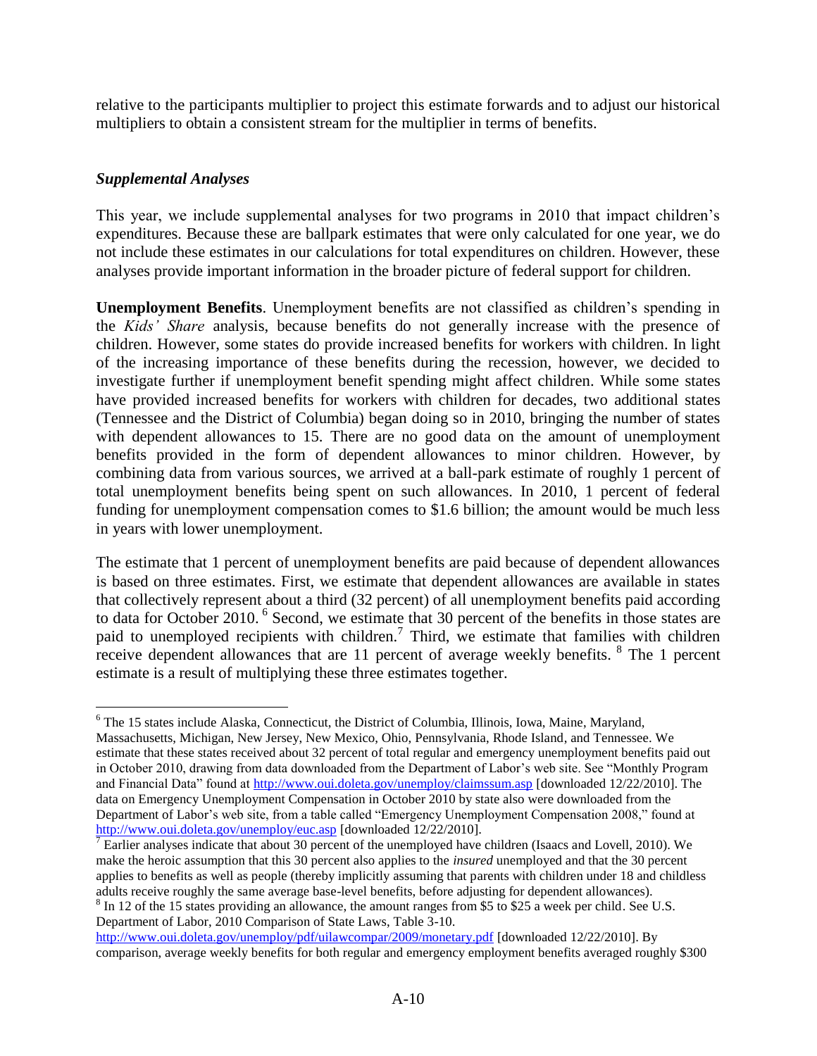relative to the participants multiplier to project this estimate forwards and to adjust our historical multipliers to obtain a consistent stream for the multiplier in terms of benefits.

### *Supplemental Analyses*

This year, we include supplemental analyses for two programs in 2010 that impact children's expenditures. Because these are ballpark estimates that were only calculated for one year, we do not include these estimates in our calculations for total expenditures on children. However, these analyses provide important information in the broader picture of federal support for children.

**Unemployment Benefits**. Unemployment benefits are not classified as children's spending in the *Kids' Share* analysis, because benefits do not generally increase with the presence of children. However, some states do provide increased benefits for workers with children. In light of the increasing importance of these benefits during the recession, however, we decided to investigate further if unemployment benefit spending might affect children. While some states have provided increased benefits for workers with children for decades, two additional states (Tennessee and the District of Columbia) began doing so in 2010, bringing the number of states with dependent allowances to 15. There are no good data on the amount of unemployment benefits provided in the form of dependent allowances to minor children. However, by combining data from various sources, we arrived at a ball-park estimate of roughly 1 percent of total unemployment benefits being spent on such allowances. In 2010, 1 percent of federal funding for unemployment compensation comes to $1.6 billion; the amount would be much less in years with lower unemployment.

The estimate that 1 percent of unemployment benefits are paid because of dependent allowances is based on three estimates. First, we estimate that dependent allowances are available in states that collectively represent about a third (32 percent) of all unemployment benefits paid according to data for October 2010. [6] Second, we estimate that 30 percent of the benefits in those states are paid to unemployed recipients with children.[7] Third, we estimate that families with children receive dependent allowances that are 11 percent of average weekly benefits. [8] The 1 percent estimate is a result of multiplying these three estimates together.

---

[6] The 15 states include Alaska, Connecticut, the District of Columbia, Illinois, Iowa, Maine, Maryland, Massachusetts, Michigan, New Jersey, New Mexico, Ohio, Pennsylvania, Rhode Island, and Tennessee. We estimate that these states received about 32 percent of total regular and emergency unemployment benefits paid out in October 2010, drawing from data downloaded from the Department of Labor's web site. See "Monthly Program and Financial Data" found at http://www.oui.doleta.gov/unemploy/claimssum.asp [downloaded 12/22/2010]. The data on Emergency Unemployment Compensation in October 2010 by state also were downloaded from the Department of Labor's web site, from a table called "Emergency Unemployment Compensation 2008," found at http://www.oui.doleta.gov/unemploy/euc.asp [downloaded 12/22/2010].

[7] Earlier analyses indicate that about 30 percent of the unemployed have children (Isaacs and Lovell, 2010). We make the heroic assumption that this 30 percent also applies to the *insured* unemployed and that the 30 percent applies to benefits as well as people (thereby implicitly assuming that parents with children under 18 and childless adults receive roughly the same average base-level benefits, before adjusting for dependent allowances).

[8] In 12 of the 15 states providing an allowance, the amount ranges from $5 to $25 a week per child. See U.S. Department of Labor, 2010 Comparison of State Laws, Table 3-10. http://www.oui.doleta.gov/unemploy/pdf/uilawcompar/2009/monetary.pdf [downloaded 12/22/2010]. By comparison, average weekly benefits for both regular and emergency employment benefits averaged roughly $300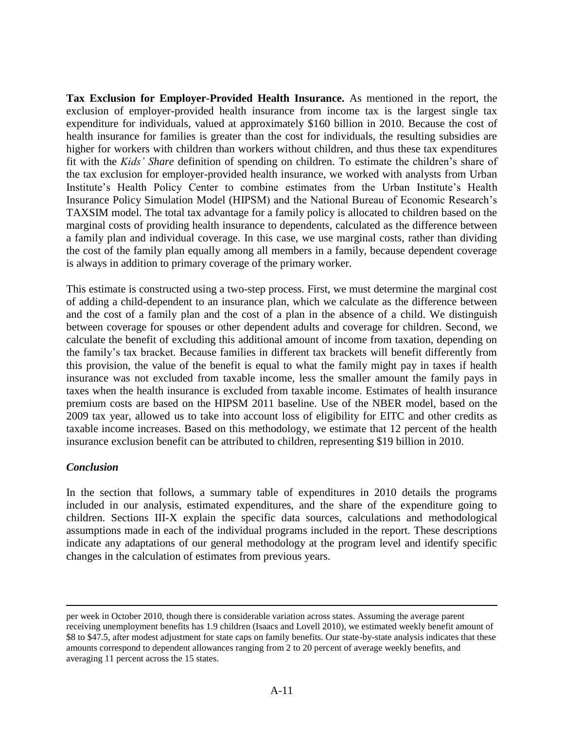**Tax Exclusion for Employer-Provided Health Insurance.** As mentioned in the report, the exclusion of employer-provided health insurance from income tax is the largest single tax expenditure for individuals, valued at approximately $160 billion in 2010. Because the cost of health insurance for families is greater than the cost for individuals, the resulting subsidies are higher for workers with children than workers without children, and thus these tax expenditures fit with the *Kids' Share* definition of spending on children. To estimate the children's share of the tax exclusion for employer-provided health insurance, we worked with analysts from Urban Institute's Health Policy Center to combine estimates from the Urban Institute's Health Insurance Policy Simulation Model (HIPSM) and the National Bureau of Economic Research's TAXSIM model. The total tax advantage for a family policy is allocated to children based on the marginal costs of providing health insurance to dependents, calculated as the difference between a family plan and individual coverage. In this case, we use marginal costs, rather than dividing the cost of the family plan equally among all members in a family, because dependent coverage is always in addition to primary coverage of the primary worker.

This estimate is constructed using a two-step process. First, we must determine the marginal cost of adding a child-dependent to an insurance plan, which we calculate as the difference between and the cost of a family plan and the cost of a plan in the absence of a child. We distinguish between coverage for spouses or other dependent adults and coverage for children. Second, we calculate the benefit of excluding this additional amount of income from taxation, depending on the family's tax bracket. Because families in different tax brackets will benefit differently from this provision, the value of the benefit is equal to what the family might pay in taxes if health insurance was not excluded from taxable income, less the smaller amount the family pays in taxes when the health insurance is excluded from taxable income. Estimates of health insurance premium costs are based on the HIPSM 2011 baseline. Use of the NBER model, based on the 2009 tax year, allowed us to take into account loss of eligibility for EITC and other credits as taxable income increases. Based on this methodology, we estimate that 12 percent of the health insurance exclusion benefit can be attributed to children, representing $19 billion in 2010.

### *Conclusion*

In the section that follows, a summary table of expenditures in 2010 details the programs included in our analysis, estimated expenditures, and the share of the expenditure going to children. Sections III-X explain the specific data sources, calculations and methodological assumptions made in each of the individual programs included in the report. These descriptions indicate any adaptations of our general methodology at the program level and identify specific changes in the calculation of estimates from previous years.

---

per week in October 2010, though there is considerable variation across states. Assuming the average parent receiving unemployment benefits has 1.9 children (Isaacs and Lovell 2010), we estimated weekly benefit amount of $8 to $47.5, after modest adjustment for state caps on family benefits. Our state-by-state analysis indicates that these amounts correspond to dependent allowances ranging from 2 to 20 percent of average weekly benefits, and averaging 11 percent across the 15 states.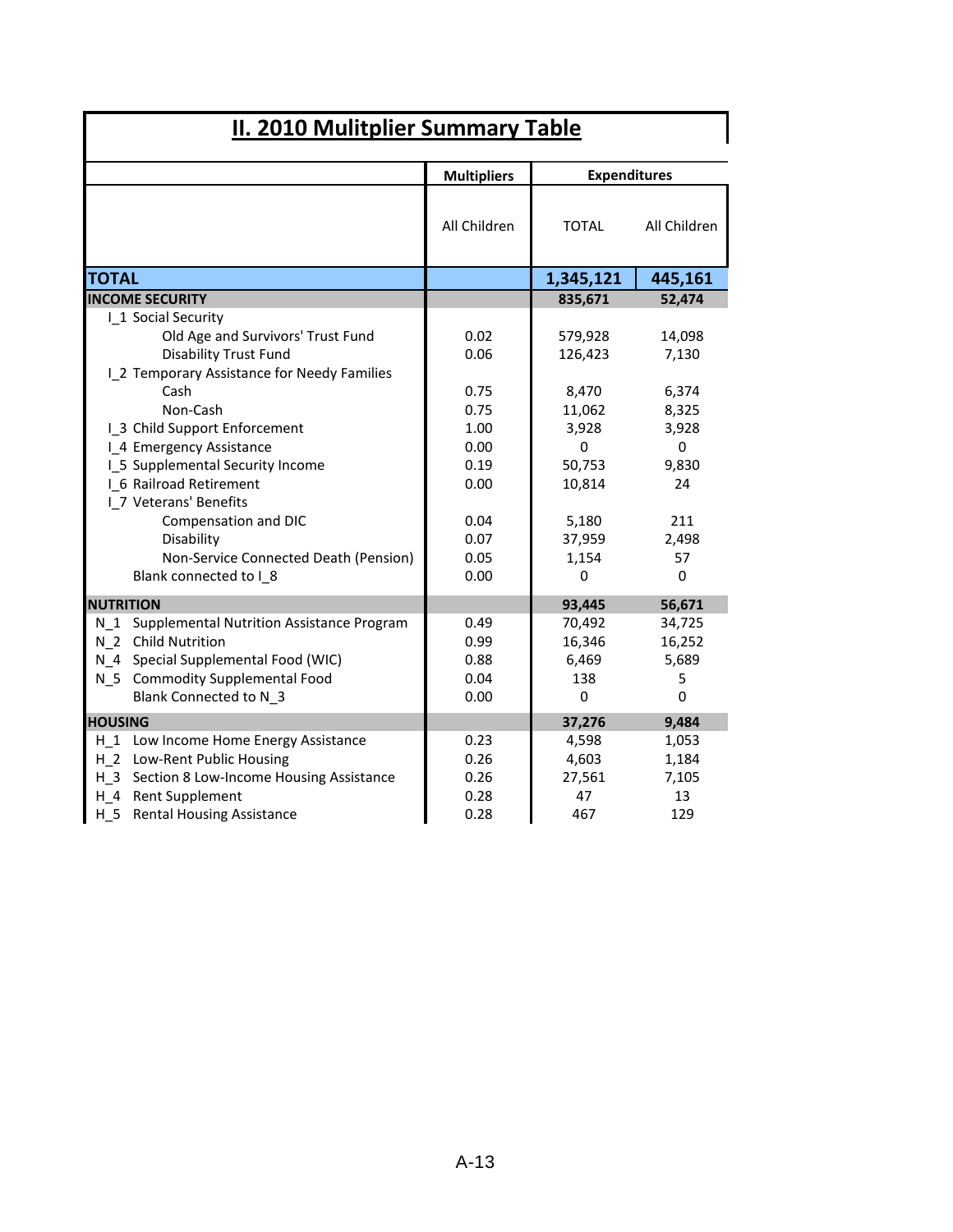## II. 2010 Mulitplier Summary Table

| | Multipliers | Expenditures | |
|---|---|---|---|
| | All Children | TOTAL | All Children |
| **TOTAL** | | **1,345,121** | **445,161** |
| **INCOME SECURITY** | | **835,671** | **52,474** |
| I_1 Social Security | | | |
| Old Age and Survivors' Trust Fund | 0.02 | 579,928 | 14,098 |
| Disability Trust Fund | 0.06 | 126,423 | 7,130 |
| I_2 Temporary Assistance for Needy Families | | | |
| Cash | 0.75 | 8,470 | 6,374 |
| Non-Cash | 0.75 | 11,062 | 8,325 |
| I_3 Child Support Enforcement | 1.00 | 3,928 | 3,928 |
| I_4 Emergency Assistance | 0.00 | 0 | 0 |
| I_5 Supplemental Security Income | 0.19 | 50,753 | 9,830 |
| I_6 Railroad Retirement | 0.00 | 10,814 | 24 |
| I_7 Veterans' Benefits | | | |
| Compensation and DIC | 0.04 | 5,180 | 211 |
| Disability | 0.07 | 37,959 | 2,498 |
| Non-Service Connected Death (Pension) | 0.05 | 1,154 | 57 |
| Blank connected to I_8 | 0.00 | 0 | 0 |
| **NUTRITION** | | **93,445** | **56,671** |
| N_1 Supplemental Nutrition Assistance Program | 0.49 | 70,492 | 34,725 |
| N_2 Child Nutrition | 0.99 | 16,346 | 16,252 |
| N_4 Special Supplemental Food (WIC) | 0.88 | 6,469 | 5,689 |
| N_5 Commodity Supplemental Food | 0.04 | 138 | 5 |
| Blank Connected to N_3 | 0.00 | 0 | 0 |
| **HOUSING** | | **37,276** | **9,484** |
| H_1 Low Income Home Energy Assistance | 0.23 | 4,598 | 1,053 |
| H_2 Low-Rent Public Housing | 0.26 | 4,603 | 1,184 |
| H_3 Section 8 Low-Income Housing Assistance | 0.26 | 27,561 | 7,105 |
| H_4 Rent Supplement | 0.28 | 47 | 13 |
| H_5 Rental Housing Assistance | 0.28 | 467 | 129 |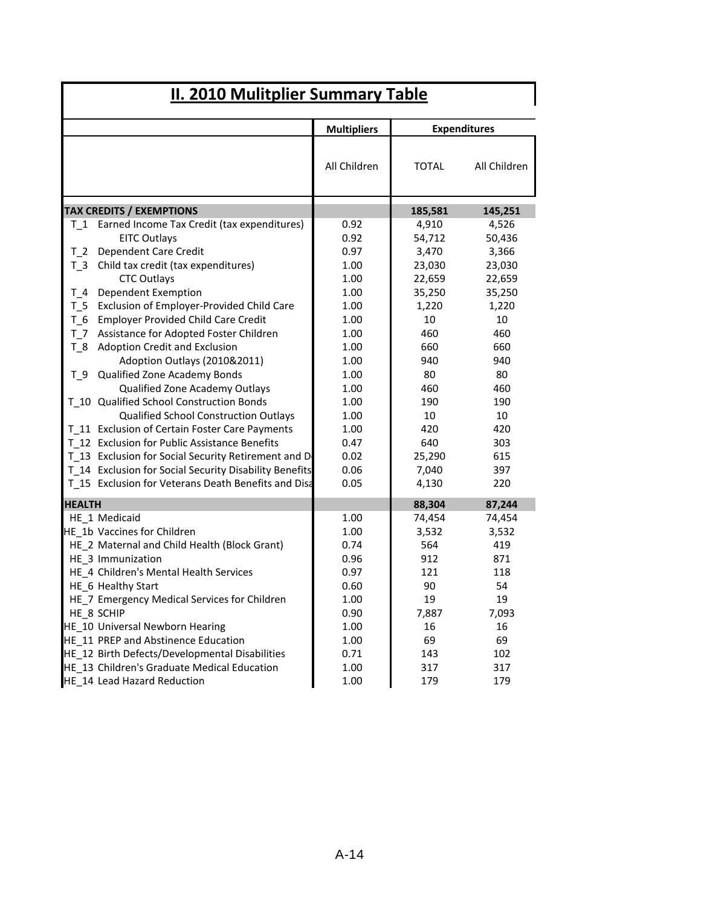## II. 2010 Mulitplier Summary Table

| | Multipliers | Expenditures | |
|---|---|---|---|
| | All Children | TOTAL | All Children |
| **TAX CREDITS / EXEMPTIONS** | | **185,581** | **145,251** |
| T_1 Earned Income Tax Credit (tax expenditures) | 0.92 | 4,910 | 4,526 |
| EITC Outlays | 0.92 | 54,712 | 50,436 |
| T_2 Dependent Care Credit | 0.97 | 3,470 | 3,366 |
| T_3 Child tax credit (tax expenditures) | 1.00 | 23,030 | 23,030 |
| CTC Outlays | 1.00 | 22,659 | 22,659 |
| T_4 Dependent Exemption | 1.00 | 35,250 | 35,250 |
| T_5 Exclusion of Employer-Provided Child Care | 1.00 | 1,220 | 1,220 |
| T_6 Employer Provided Child Care Credit | 1.00 | 10 | 10 |
| T_7 Assistance for Adopted Foster Children | 1.00 | 460 | 460 |
| T_8 Adoption Credit and Exclusion | 1.00 | 660 | 660 |
| Adoption Outlays (2010&2011) | 1.00 | 940 | 940 |
| T_9 Qualified Zone Academy Bonds | 1.00 | 80 | 80 |
| Qualified Zone Academy Outlays | 1.00 | 460 | 460 |
| T_10 Qualified School Construction Bonds | 1.00 | 190 | 190 |
| Qualified School Construction Outlays | 1.00 | 10 | 10 |
| T_11 Exclusion of Certain Foster Care Payments | 1.00 | 420 | 420 |
| T_12 Exclusion for Public Assistance Benefits | 0.47 | 640 | 303 |
| T_13 Exclusion for Social Security Retirement and D | 0.02 | 25,290 | 615 |
| T_14 Exclusion for Social Security Disability Benefits | 0.06 | 7,040 | 397 |
| T_15 Exclusion for Veterans Death Benefits and Disa | 0.05 | 4,130 | 220 |
| **HEALTH** | | **88,304** | **87,244** |
| HE_1 Medicaid | 1.00 | 74,454 | 74,454 |
| HE_1b Vaccines for Children | 1.00 | 3,532 | 3,532 |
| HE_2 Maternal and Child Health (Block Grant) | 0.74 | 564 | 419 |
| HE_3 Immunization | 0.96 | 912 | 871 |
| HE_4 Children's Mental Health Services | 0.97 | 121 | 118 |
| HE_6 Healthy Start | 0.60 | 90 | 54 |
| HE_7 Emergency Medical Services for Children | 1.00 | 19 | 19 |
| HE_8 SCHIP | 0.90 | 7,887 | 7,093 |
| HE_10 Universal Newborn Hearing | 1.00 | 16 | 16 |
| HE_11 PREP and Abstinence Education | 1.00 | 69 | 69 |
| HE_12 Birth Defects/Developmental Disabilities | 0.71 | 143 | 102 |
| HE_13 Children's Graduate Medical Education | 1.00 | 317 | 317 |
| HE_14 Lead Hazard Reduction | 1.00 | 179 | 179 |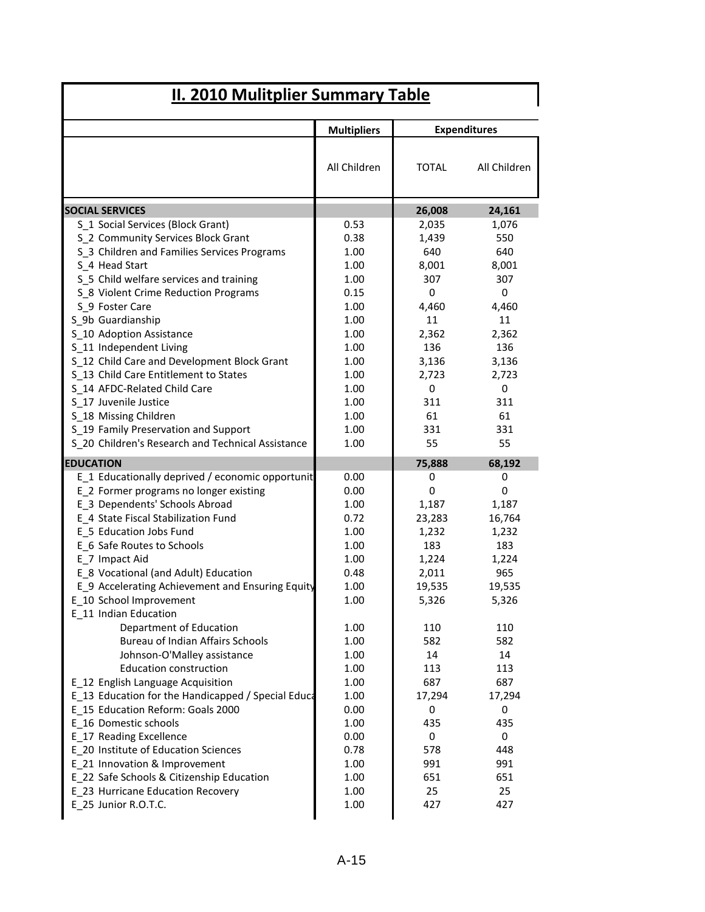## II. 2010 Mulitplier Summary Table

| | Multipliers | Expenditures | |
|---|---|---|---|
| | All Children | TOTAL | All Children |
| **SOCIAL SERVICES** | | **26,008** | **24,161** |
| S_1 Social Services (Block Grant) | 0.53 | 2,035 | 1,076 |
| S_2 Community Services Block Grant | 0.38 | 1,439 | 550 |
| S_3 Children and Families Services Programs | 1.00 | 640 | 640 |
| S_4 Head Start | 1.00 | 8,001 | 8,001 |
| S_5 Child welfare services and training | 1.00 | 307 | 307 |
| S_8 Violent Crime Reduction Programs | 0.15 | 0 | 0 |
| S_9 Foster Care | 1.00 | 4,460 | 4,460 |
| S_9b Guardianship | 1.00 | 11 | 11 |
| S_10 Adoption Assistance | 1.00 | 2,362 | 2,362 |
| S_11 Independent Living | 1.00 | 136 | 136 |
| S_12 Child Care and Development Block Grant | 1.00 | 3,136 | 3,136 |
| S_13 Child Care Entitlement to States | 1.00 | 2,723 | 2,723 |
| S_14 AFDC-Related Child Care | 1.00 | 0 | 0 |
| S_17 Juvenile Justice | 1.00 | 311 | 311 |
| S_18 Missing Children | 1.00 | 61 | 61 |
| S_19 Family Preservation and Support | 1.00 | 331 | 331 |
| S_20 Children's Research and Technical Assistance | 1.00 | 55 | 55 |
| **EDUCATION** | | **75,888** | **68,192** |
| E_1 Educationally deprived / economic opportunit | 0.00 | 0 | 0 |
| E_2 Former programs no longer existing | 0.00 | 0 | 0 |
| E_3 Dependents' Schools Abroad | 1.00 | 1,187 | 1,187 |
| E_4 State Fiscal Stabilization Fund | 0.72 | 23,283 | 16,764 |
| E_5 Education Jobs Fund | 1.00 | 1,232 | 1,232 |
| E_6 Safe Routes to Schools | 1.00 | 183 | 183 |
| E_7 Impact Aid | 1.00 | 1,224 | 1,224 |
| E_8 Vocational (and Adult) Education | 0.48 | 2,011 | 965 |
| E_9 Accelerating Achievement and Ensuring Equity | 1.00 | 19,535 | 19,535 |
| E_10 School Improvement | 1.00 | 5,326 | 5,326 |
| E_11 Indian Education | | | |
| Department of Education | 1.00 | 110 | 110 |
| Bureau of Indian Affairs Schools | 1.00 | 582 | 582 |
| Johnson-O'Malley assistance | 1.00 | 14 | 14 |
| Education construction | 1.00 | 113 | 113 |
| E_12 English Language Acquisition | 1.00 | 687 | 687 |
| E_13 Education for the Handicapped / Special Educa | 1.00 | 17,294 | 17,294 |
| E_15 Education Reform: Goals 2000 | 0.00 | 0 | 0 |
| E_16 Domestic schools | 1.00 | 435 | 435 |
| E_17 Reading Excellence | 0.00 | 0 | 0 |
| E_20 Institute of Education Sciences | 0.78 | 578 | 448 |
| E_21 Innovation & Improvement | 1.00 | 991 | 991 |
| E_22 Safe Schools & Citizenship Education | 1.00 | 651 | 651 |
| E_23 Hurricane Education Recovery | 1.00 | 25 | 25 |
| E_25 Junior R.O.T.C. | 1.00 | 427 | 427 |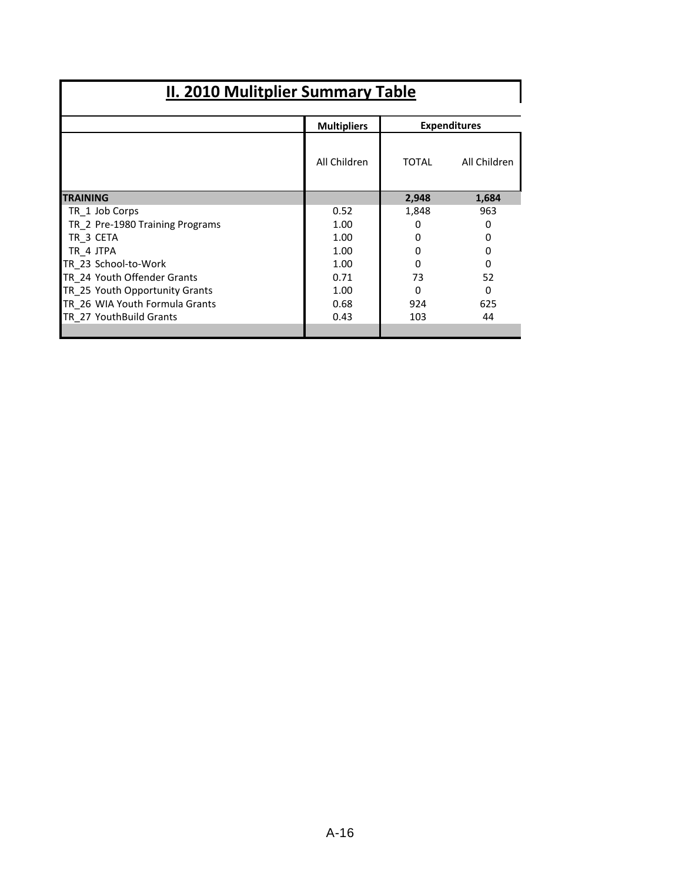## II. 2010 Mulitplier Summary Table

| | Multipliers | Expenditures | |
|---|---|---|---|
| | All Children | TOTAL | All Children |
| **TRAINING** | | **2,948** | **1,684** |
| TR_1 Job Corps | 0.52 | 1,848 | 963 |
| TR_2 Pre-1980 Training Programs | 1.00 | 0 | 0 |
| TR_3 CETA | 1.00 | 0 | 0 |
| TR_4 JTPA | 1.00 | 0 | 0 |
| TR_23 School-to-Work | 1.00 | 0 | 0 |
| TR_24 Youth Offender Grants | 0.71 | 73 | 52 |
| TR_25 Youth Opportunity Grants | 1.00 | 0 | 0 |
| TR_26 WIA Youth Formula Grants | 0.68 | 924 | 625 |
| TR_27 YouthBuild Grants | 0.43 | 103 | 44 |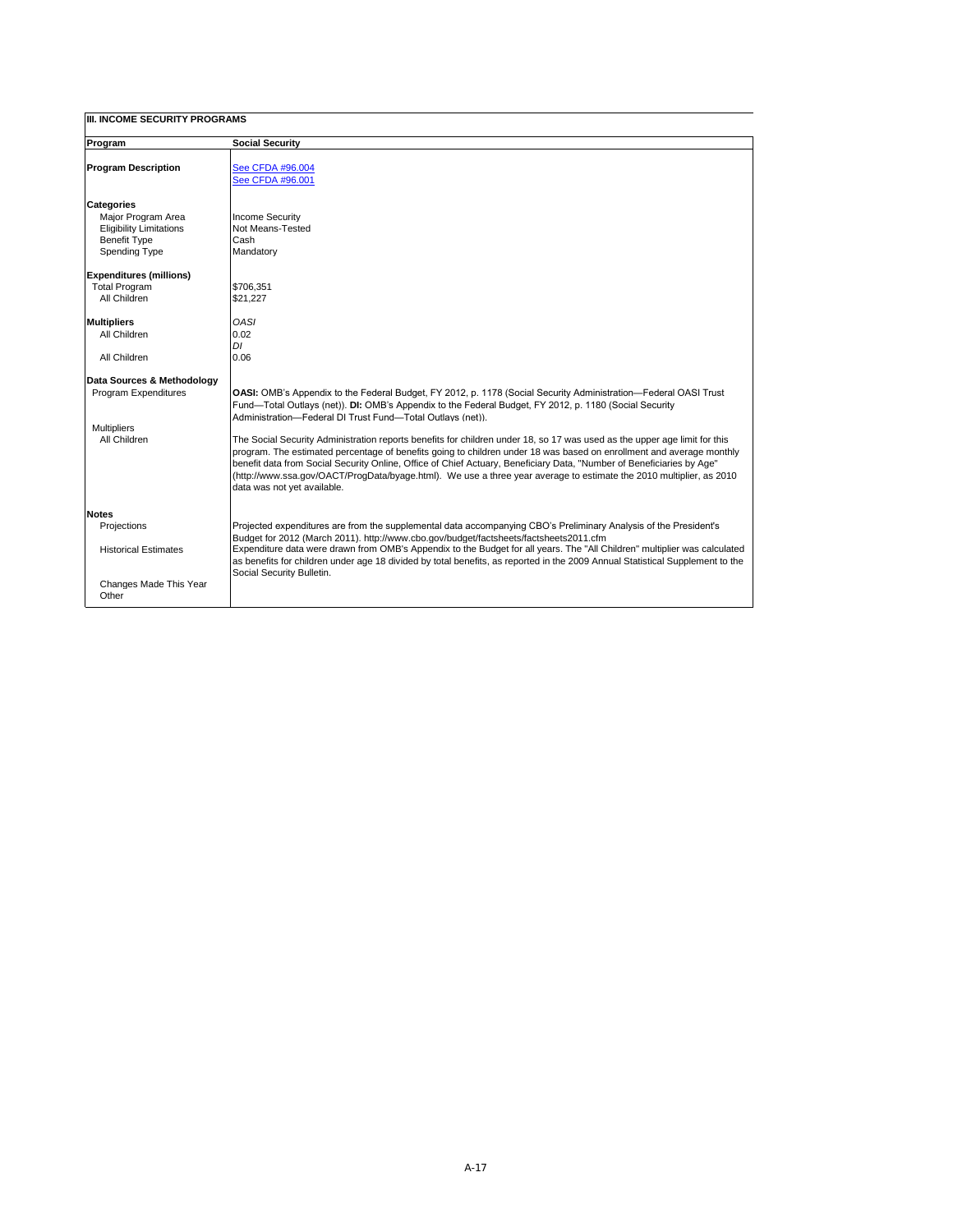## III. INCOME SECURITY PROGRAMS

| **Program** | **Social Security** |
|---|---|
| **Program Description** | See CFDA #96.004<br>See CFDA #96.001 |
| **Categories** | |
| Major Program Area | Income Security |
| Eligibility Limitations | Not Means-Tested |
| Benefit Type | Cash |
| Spending Type | Mandatory |
| **Expenditures (millions)** | |
| Total Program | $706,351 |
| All Children | $21,227 |
| **Multipliers** | *OASI* |
| All Children | 0.02 |
| | *DI* |
| All Children | 0.06 |
| **Data Sources & Methodology** | |
| Program Expenditures | **OASI:** OMB's Appendix to the Federal Budget, FY 2012, p. 1178 (Social Security Administration—Federal OASI Trust Fund—Total Outlays (net)). **DI:** OMB's Appendix to the Federal Budget, FY 2012, p. 1180 (Social Security Administration—Federal DI Trust Fund—Total Outlays (net)). |
| Multipliers | |
| All Children | The Social Security Administration reports benefits for children under 18, so 17 was used as the upper age limit for this program. The estimated percentage of benefits going to children under 18 was based on enrollment and average monthly benefit data from Social Security Online, Office of Chief Actuary, Beneficiary Data, "Number of Beneficiaries by Age" (http://www.ssa.gov/OACT/ProgData/byage.html). We use a three year average to estimate the 2010 multiplier, as 2010 data was not yet available. |
| **Notes** | |
| Projections | Projected expenditures are from the supplemental data accompanying CBO's Preliminary Analysis of the President's Budget for 2012 (March 2011). http://www.cbo.gov/budget/factsheets/factsheets2011.cfm |
| Historical Estimates | Expenditure data were drawn from OMB's Appendix to the Budget for all years. The "All Children" multiplier was calculated as benefits for children under age 18 divided by total benefits, as reported in the 2009 Annual Statistical Supplement to the Social Security Bulletin. |
| Changes Made This Year | |
| Other | |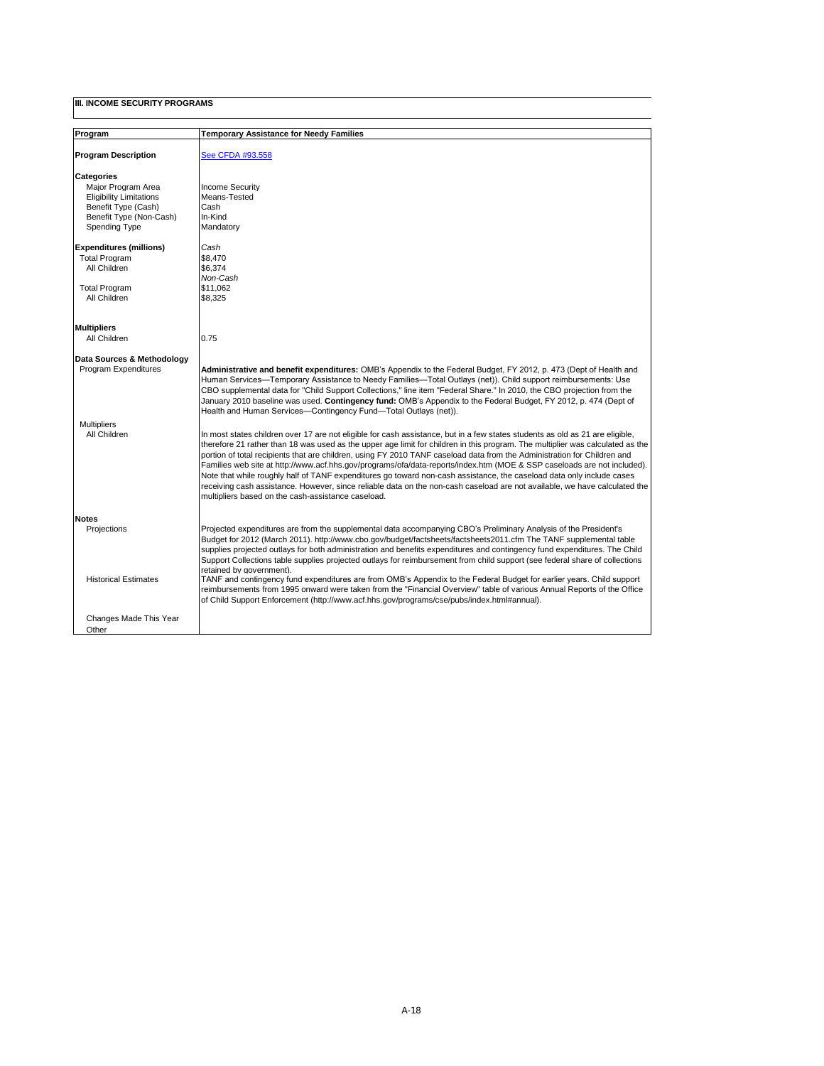**III. INCOME SECURITY PROGRAMS**

| Program | Temporary Assistance for Needy Families |
| --- | --- |
| **Program Description** | See CFDA #93.558 |
| **Categories** | |
| Major Program Area | Income Security |
| Eligibility Limitations | Means-Tested |
| Benefit Type (Cash) | Cash |
| Benefit Type (Non-Cash) | In-Kind |
| Spending Type | Mandatory |
| **Expenditures (millions)** | *Cash* |
| Total Program | $8,470 |
| All Children | $6,374 |
| | *Non-Cash* |
| Total Program | $11,062 |
| All Children | $8,325 |
| **Multipliers** | |
| All Children | 0.75 |
| **Data Sources & Methodology** | |
| Program Expenditures | **Administrative and benefit expenditures:** OMB's Appendix to the Federal Budget, FY 2012, p. 473 (Dept of Health and Human Services—Temporary Assistance to Needy Families—Total Outlays (net)). Child support reimbursements: Use CBO supplemental data for "Child Support Collections," line item "Federal Share." In 2010, the CBO projection from the January 2010 baseline was used. **Contingency fund:** OMB's Appendix to the Federal Budget, FY 2012, p. 474 (Dept of Health and Human Services—Contingency Fund—Total Outlays (net)). |
| Multipliers | |
| All Children | In most states children over 17 are not eligible for cash assistance, but in a few states students as old as 21 are eligible, therefore 21 rather than 18 was used as the upper age limit for children in this program. The multiplier was calculated as the portion of total recipients that are children, using FY 2010 TANF caseload data from the Administration for Children and Families web site at http://www.acf.hhs.gov/programs/ofa/data-reports/index.htm (MOE & SSP caseloads are not included). Note that while roughly half of TANF expenditures go toward non-cash assistance, the caseload data only include cases receiving cash assistance. However, since reliable data on the non-cash caseload are not available, we have calculated the multipliers based on the cash-assistance caseload. |
| **Notes** | |
| Projections | Projected expenditures are from the supplemental data accompanying CBO's Preliminary Analysis of the President's Budget for 2012 (March 2011). http://www.cbo.gov/budget/factsheets/factsheets2011.cfm The TANF supplemental table supplies projected outlays for both administration and benefits expenditures and contingency fund expenditures. The Child Support Collections table supplies projected outlays for reimbursement from child support (see federal share of collections retained by government). |
| Historical Estimates | TANF and contingency fund expenditures are from OMB's Appendix to the Federal Budget for earlier years. Child support reimbursements from 1995 onward were taken from the "Financial Overview" table of various Annual Reports of the Office of Child Support Enforcement (http://www.acf.hhs.gov/programs/cse/pubs/index.html#annual). |
| Changes Made This Year | |
| Other | |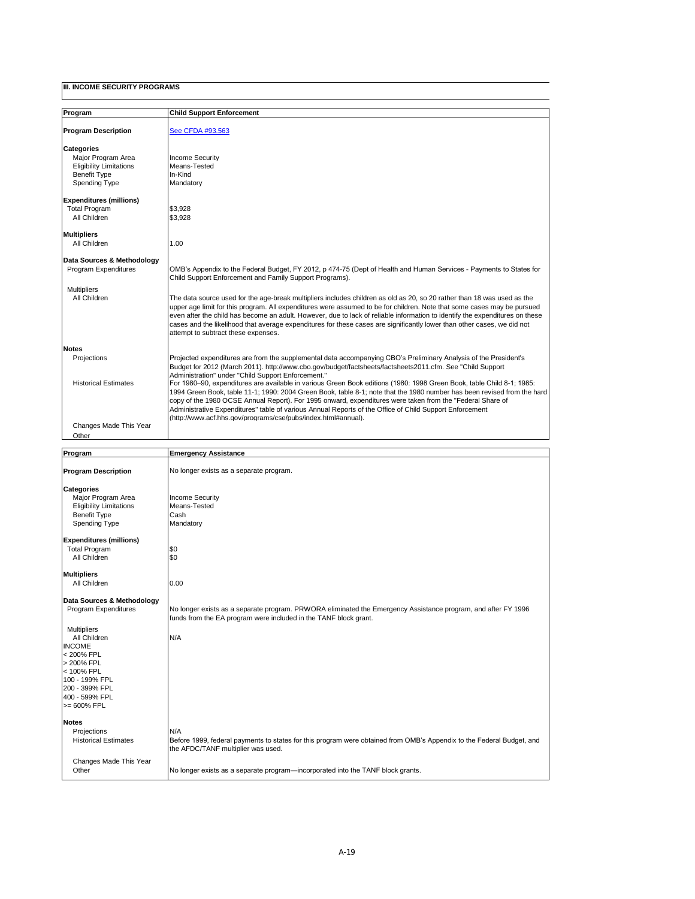**III. INCOME SECURITY PROGRAMS**

| **Program** | **Child Support Enforcement** |
|---|---|
| **Program Description** | See CFDA #93.563 |
| **Categories** | |
| Major Program Area | Income Security |
| Eligibility Limitations | Means-Tested |
| Benefit Type | In-Kind |
| Spending Type | Mandatory |
| **Expenditures (millions)** | |
| Total Program | $3,928 |
| All Children | $3,928 |
| **Multipliers** | |
| All Children | 1.00 |
| **Data Sources & Methodology** | |
| Program Expenditures | OMB's Appendix to the Federal Budget, FY 2012, p 474-75 (Dept of Health and Human Services - Payments to States for Child Support Enforcement and Family Support Programs). |
| Multipliers | |
| All Children | The data source used for the age-break multipliers includes children as old as 20, so 20 rather than 18 was used as the upper age limit for this program. All expenditures were assumed to be for children. Note that some cases may be pursued even after the child has become an adult. However, due to lack of reliable information to identify the expenditures on these cases and the likelihood that average expenditures for these cases are significantly lower than other cases, we did not attempt to subtract these expenses. |
| **Notes** | |
| Projections | Projected expenditures are from the supplemental data accompanying CBO's Preliminary Analysis of the President's Budget for 2012 (March 2011). http://www.cbo.gov/budget/factsheets/factsheets2011.cfm. See "Child Support Administration" under "Child Support Enforcement." |
| Historical Estimates | For 1980–90, expenditures are available in various Green Book editions (1980: 1998 Green Book, table Child 8-1; 1985: 1994 Green Book, table 11-1; 1990: 2004 Green Book, table 8-1; note that the 1980 number has been revised from the hard copy of the 1980 OCSE Annual Report). For 1995 onward, expenditures were taken from the "Federal Share of Administrative Expenditures" table of various Annual Reports of the Office of Child Support Enforcement (http://www.acf.hhs.gov/programs/cse/pubs/index.html#annual). |
| Changes Made This Year | |
| Other | |

| **Program** | **Emergency Assistance** |
|---|---|
| **Program Description** | No longer exists as a separate program. |
| **Categories** | |
| Major Program Area | Income Security |
| Eligibility Limitations | Means-Tested |
| Benefit Type | Cash |
| Spending Type | Mandatory |
| **Expenditures (millions)** | |
| Total Program | $0 |
| All Children | $0 |
| **Multipliers** | |
| All Children | 0.00 |
| **Data Sources & Methodology** | |
| Program Expenditures | No longer exists as a separate program. PRWORA eliminated the Emergency Assistance program, and after FY 1996 funds from the EA program were included in the TANF block grant. |
| Multipliers | |
| All Children | N/A |
| INCOME | |
| < 200% FPL | |
| > 200% FPL | |
| < 100% FPL | |
| 100 - 199% FPL | |
| 200 - 399% FPL | |
| 400 - 599% FPL | |
| >= 600% FPL | |
| **Notes** | |
| Projections | N/A |
| Historical Estimates | Before 1999, federal payments to states for this program were obtained from OMB's Appendix to the Federal Budget, and the AFDC/TANF multiplier was used. |
| Changes Made This Year | |
| Other | No longer exists as a separate program—incorporated into the TANF block grants. |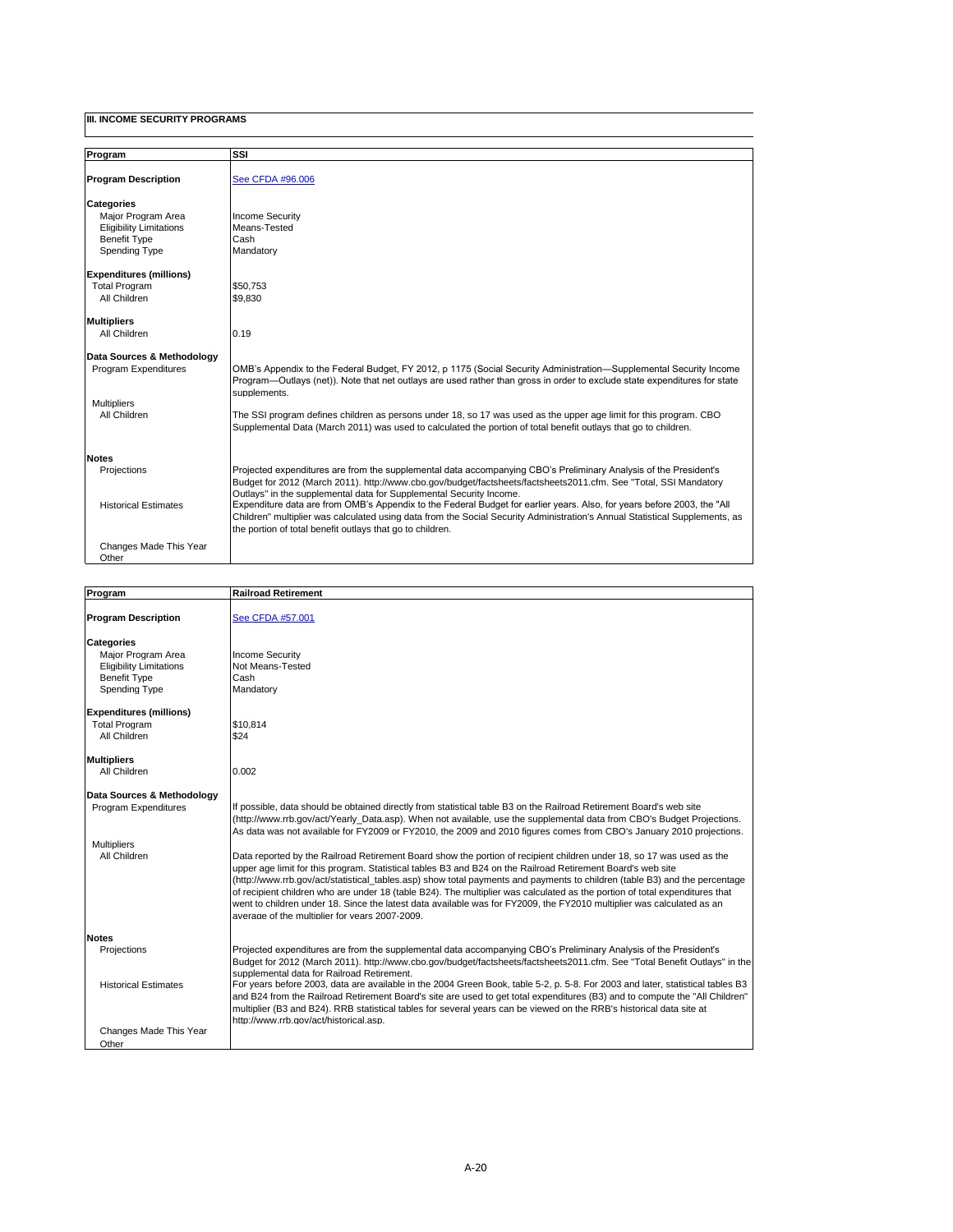## III. INCOME SECURITY PROGRAMS

| Program | SSI |
|---|---|
| **Program Description** | See CFDA #96.006 |
| **Categories** | |
| Major Program Area | Income Security |
| Eligibility Limitations | Means-Tested |
| Benefit Type | Cash |
| Spending Type | Mandatory |
| **Expenditures (millions)** | |
| Total Program | $50,753 |
| All Children | $9,830 |
| **Multipliers** | |
| All Children | 0.19 |
| **Data Sources & Methodology** | |
| Program Expenditures | OMB's Appendix to the Federal Budget, FY 2012, p 1175 (Social Security Administration—Supplemental Security Income Program—Outlays (net)). Note that net outlays are used rather than gross in order to exclude state expenditures for state supplements. |
| Multipliers | |
| All Children | The SSI program defines children as persons under 18, so 17 was used as the upper age limit for this program. CBO Supplemental Data (March 2011) was used to calculated the portion of total benefit outlays that go to children. |
| **Notes** | |
| Projections | Projected expenditures are from the supplemental data accompanying CBO's Preliminary Analysis of the President's Budget for 2012 (March 2011). http://www.cbo.gov/budget/factsheets/factsheets2011.cfm. See "Total, SSI Mandatory Outlays" in the supplemental data for Supplemental Security Income. |
| Historical Estimates | Expenditure data are from OMB's Appendix to the Federal Budget for earlier years. Also, for years before 2003, the "All Children" multiplier was calculated using data from the Social Security Administration's Annual Statistical Supplements, as the portion of total benefit outlays that go to children. |
| Changes Made This Year | |
| Other | |

| Program | Railroad Retirement |
|---|---|
| **Program Description** | See CFDA #57.001 |
| **Categories** | |
| Major Program Area | Income Security |
| Eligibility Limitations | Not Means-Tested |
| Benefit Type | Cash |
| Spending Type | Mandatory |
| **Expenditures (millions)** | |
| Total Program | $10,814 |
| All Children | $24 |
| **Multipliers** | |
| All Children | 0.002 |
| **Data Sources & Methodology** | |
| Program Expenditures | If possible, data should be obtained directly from statistical table B3 on the Railroad Retirement Board's web site (http://www.rrb.gov/act/Yearly_Data.asp). When not available, use the supplemental data from CBO's Budget Projections. As data was not available for FY2009 or FY2010, the 2009 and 2010 figures comes from CBO's January 2010 projections. |
| Multipliers | |
| All Children | Data reported by the Railroad Retirement Board show the portion of recipient children under 18, so 17 was used as the upper age limit for this program. Statistical tables B3 and B24 on the Railroad Retirement Board's web site (http://www.rrb.gov/act/statistical_tables.asp) show total payments and payments to children (table B3) and the percentage of recipient children who are under 18 (table B24). The multiplier was calculated as the portion of total expenditures that went to children under 18. Since the latest data available was for FY2009, the FY2010 multiplier was calculated as an average of the multiplier for years 2007-2009. |
| **Notes** | |
| Projections | Projected expenditures are from the supplemental data accompanying CBO's Preliminary Analysis of the President's Budget for 2012 (March 2011). http://www.cbo.gov/budget/factsheets/factsheets2011.cfm. See "Total Benefit Outlays" in the supplemental data for Railroad Retirement. |
| Historical Estimates | For years before 2003, data are available in the 2004 Green Book, table 5-2, p. 5-8. For 2003 and later, statistical tables B3 and B24 from the Railroad Retirement Board's site are used to get total expenditures (B3) and to compute the "All Children" multiplier (B3 and B24). RRB statistical tables for several years can be viewed on the RRB's historical data site at http://www.rrb.gov/act/historical.asp. |
| Changes Made This Year | |
| Other | |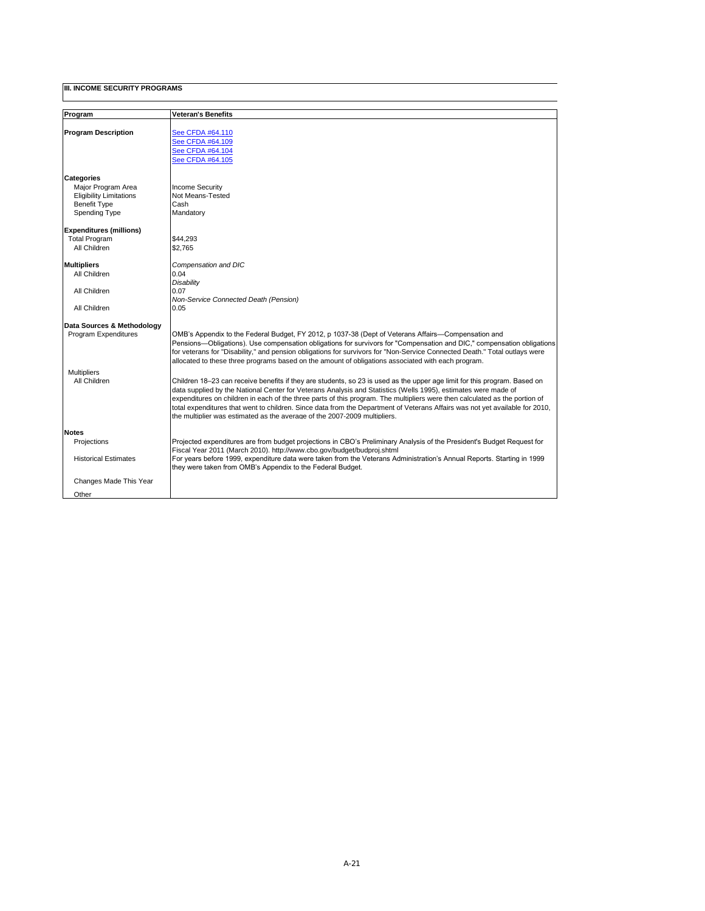**III. INCOME SECURITY PROGRAMS**

| Program | Veteran's Benefits |
|---|---|
| **Program Description** | [See CFDA #64.110]<br>[See CFDA #64.109]<br>[See CFDA #64.104]<br>[See CFDA #64.105] |
| **Categories** | |
| Major Program Area | Income Security |
| Eligibility Limitations | Not Means-Tested |
| Benefit Type | Cash |
| Spending Type | Mandatory |
| **Expenditures (millions)** | |
| Total Program | $44,293 |
| All Children | $2,765 |
| **Multipliers** | *Compensation and DIC* |
| All Children | 0.04 |
| | *Disability* |
| All Children | 0.07 |
| | *Non-Service Connected Death (Pension)* |
| All Children | 0.05 |
| **Data Sources & Methodology** | |
| Program Expenditures | OMB's Appendix to the Federal Budget, FY 2012, p 1037-38 (Dept of Veterans Affairs—Compensation and Pensions—Obligations). Use compensation obligations for survivors for "Compensation and DIC," compensation obligations for veterans for "Disability," and pension obligations for survivors for "Non-Service Connected Death." Total outlays were allocated to these three programs based on the amount of obligations associated with each program. |
| Multipliers | |
| All Children | Children 18–23 can receive benefits if they are students, so 23 is used as the upper age limit for this program. Based on data supplied by the National Center for Veterans Analysis and Statistics (Wells 1995), estimates were made of expenditures on children in each of the three parts of this program. The multipliers were then calculated as the portion of total expenditures that went to children. Since data from the Department of Veterans Affairs was not yet available for 2010, the multiplier was estimated as the average of the 2007-2009 multipliers. |
| **Notes** | |
| Projections | Projected expenditures are from budget projections in CBO's Preliminary Analysis of the President's Budget Request for Fiscal Year 2011 (March 2010). http://www.cbo.gov/budget/budproj.shtml |
| Historical Estimates | For years before 1999, expenditure data were taken from the Veterans Administration's Annual Reports. Starting in 1999 they were taken from OMB's Appendix to the Federal Budget. |
| Changes Made This Year | |
| Other | |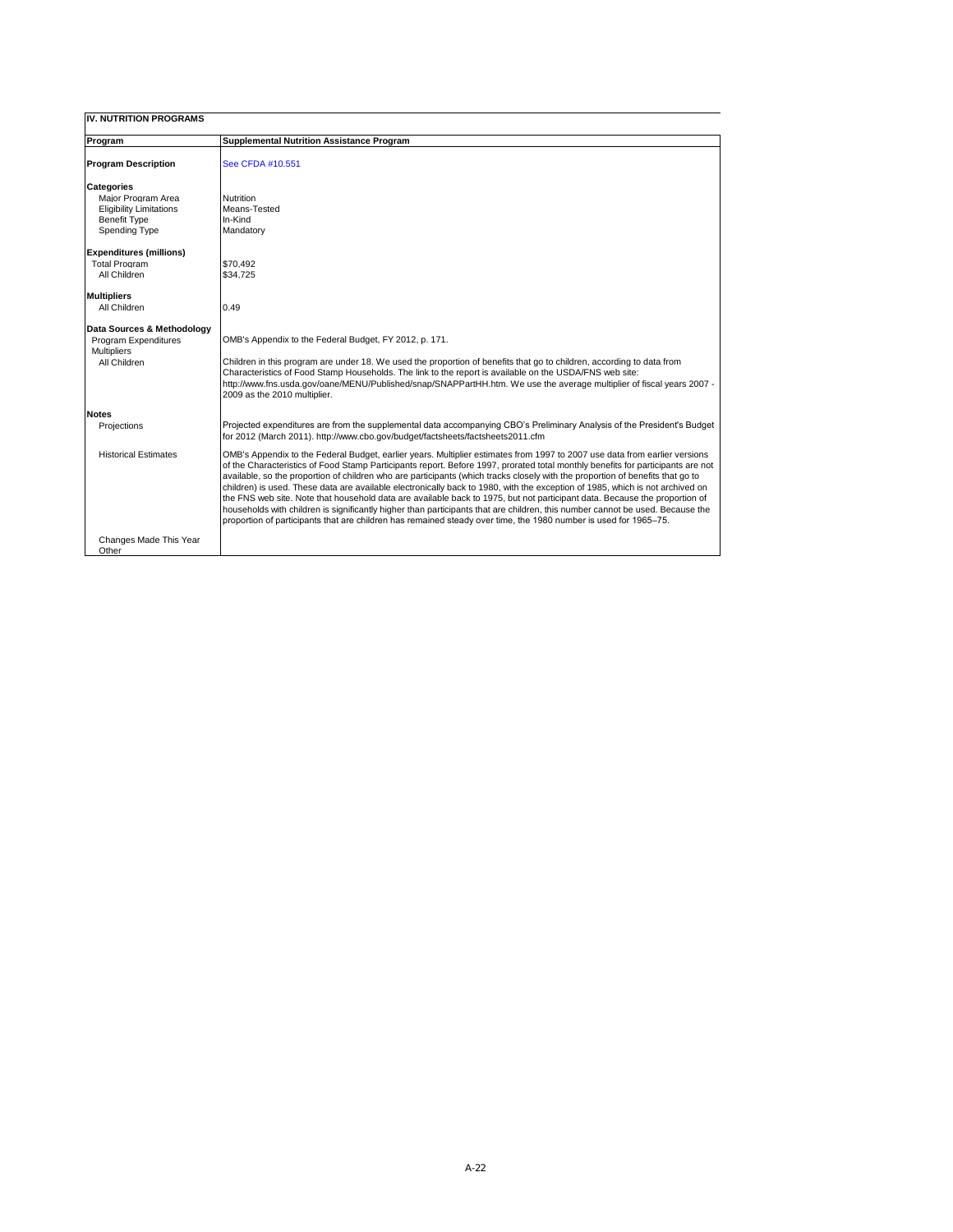**IV. NUTRITION PROGRAMS**

| Program | Supplemental Nutrition Assistance Program |
|---|---|
| **Program Description** | See CFDA #10.551 |
| **Categories** | |
| Major Program Area | Nutrition |
| Eligibility Limitations | Means-Tested |
| Benefit Type | In-Kind |
| Spending Type | Mandatory |
| **Expenditures (millions)** | |
| Total Program | $70,492 |
| All Children | $34,725 |
| **Multipliers** | |
| All Children | 0.49 |
| **Data Sources & Methodology** | |
| Program Expenditures | OMB's Appendix to the Federal Budget, FY 2012, p. 171. |
| Multipliers | |
| All Children | Children in this program are under 18. We used the proportion of benefits that go to children, according to data from Characteristics of Food Stamp Households. The link to the report is available on the USDA/FNS web site: http://www.fns.usda.gov/oane/MENU/Published/snap/SNAPPartHH.htm. We use the average multiplier of fiscal years 2007 - 2009 as the 2010 multiplier. |
| **Notes** | |
| Projections | Projected expenditures are from the supplemental data accompanying CBO's Preliminary Analysis of the President's Budget for 2012 (March 2011). http://www.cbo.gov/budget/factsheets/factsheets2011.cfm |
| Historical Estimates | OMB's Appendix to the Federal Budget, earlier years. Multiplier estimates from 1997 to 2007 use data from earlier versions of the Characteristics of Food Stamp Participants report. Before 1997, prorated total monthly benefits for participants are not available, so the proportion of children who are participants (which tracks closely with the proportion of benefits that go to children) is used. These data are available electronically back to 1980, with the exception of 1985, which is not archived on the FNS web site. Note that household data are available back to 1975, but not participant data. Because the proportion of households with children is significantly higher than participants that are children, this number cannot be used. Because the proportion of participants that are children has remained steady over time, the 1980 number is used for 1965–75. |
| Changes Made This Year | |
| Other | |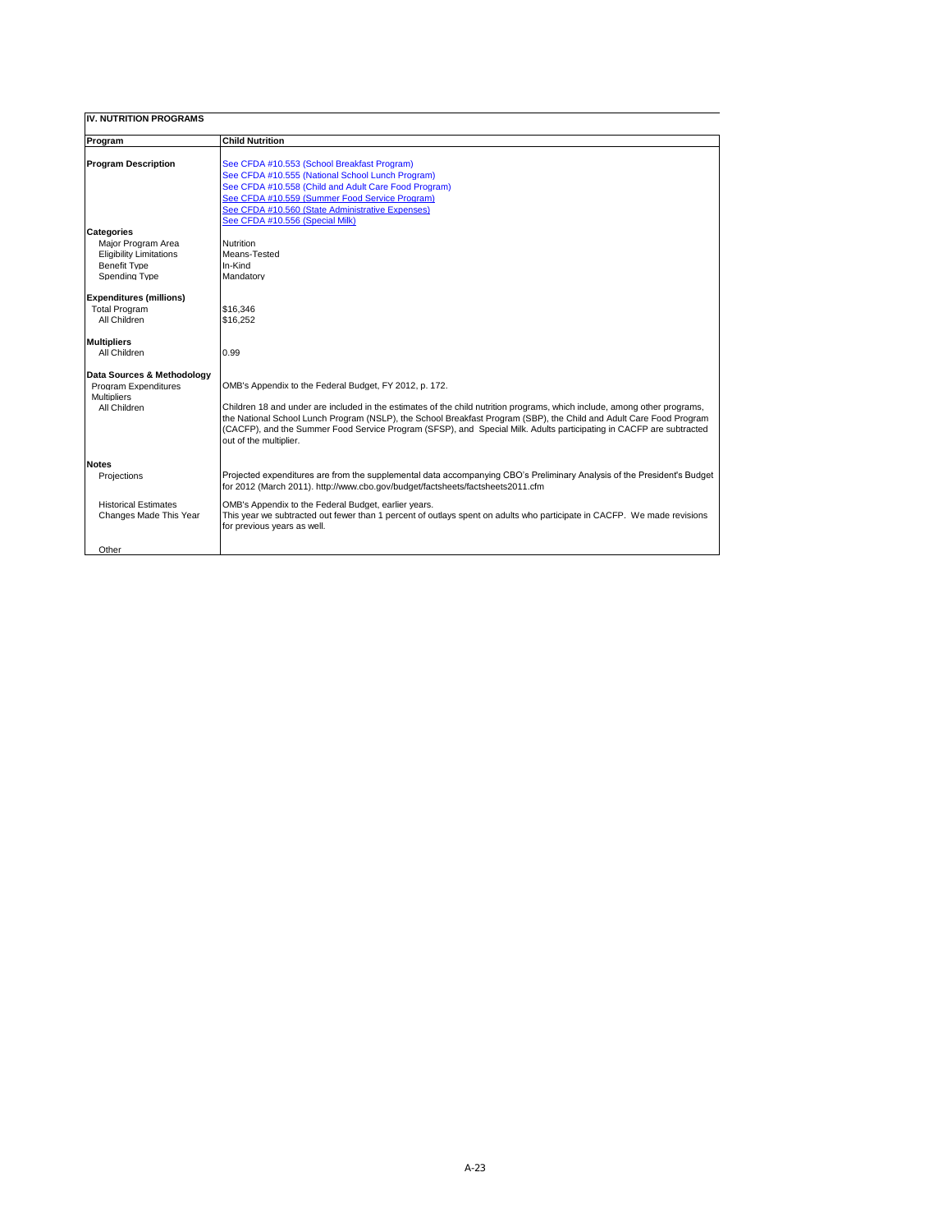**IV. NUTRITION PROGRAMS**

| Program | Child Nutrition |
|---|---|
| **Program Description** | See CFDA #10.553 (School Breakfast Program)<br>See CFDA #10.555 (National School Lunch Program)<br>See CFDA #10.558 (Child and Adult Care Food Program)<br>See CFDA #10.559 (Summer Food Service Program)<br>See CFDA #10.560 (State Administrative Expenses)<br>See CFDA #10.556 (Special Milk) |
| **Categories** | |
| Major Program Area | Nutrition |
| Eligibility Limitations | Means-Tested |
| Benefit Type | In-Kind |
| Spending Type | Mandatory |
| **Expenditures (millions)** | |
| Total Program | $16,346 |
| All Children | $16,252 |
| **Multipliers** | |
| All Children | 0.99 |
| **Data Sources & Methodology** | |
| Program Expenditures | OMB's Appendix to the Federal Budget, FY 2012, p. 172. |
| Multipliers | |
| All Children | Children 18 and under are included in the estimates of the child nutrition programs, which include, among other programs, the National School Lunch Program (NSLP), the School Breakfast Program (SBP), the Child and Adult Care Food Program (CACFP), and the Summer Food Service Program (SFSP), and Special Milk. Adults participating in CACFP are subtracted out of the multiplier. |
| **Notes** | |
| Projections | Projected expenditures are from the supplemental data accompanying CBO's Preliminary Analysis of the President's Budget for 2012 (March 2011). http://www.cbo.gov/budget/factsheets/factsheets2011.cfm |
| Historical Estimates | OMB's Appendix to the Federal Budget, earlier years. |
| Changes Made This Year | This year we subtracted out fewer than 1 percent of outlays spent on adults who participate in CACFP. We made revisions for previous years as well. |
| Other | |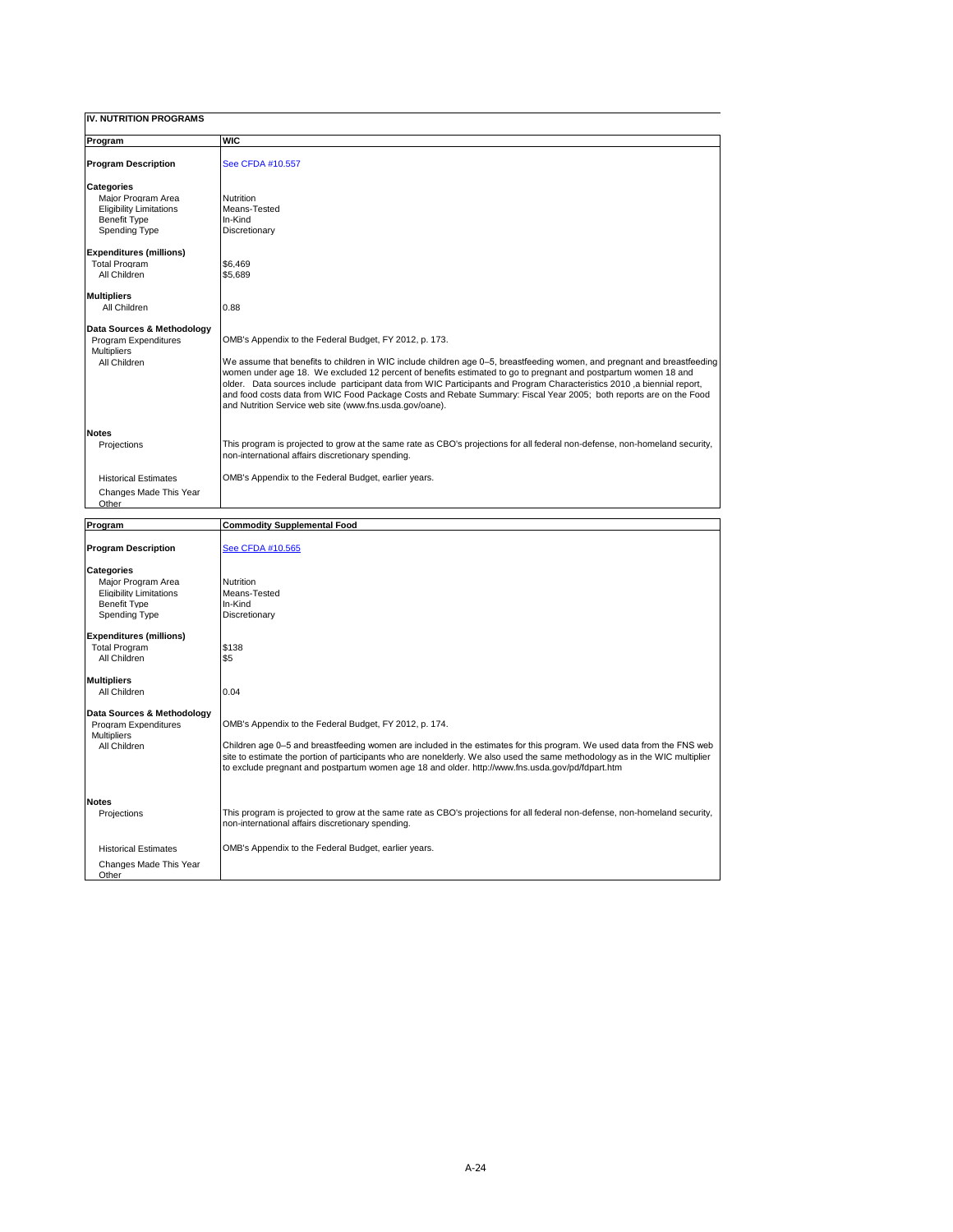## IV. NUTRITION PROGRAMS

| Program | WIC |
|---|---|
| **Program Description** | See CFDA #10.557 |
| **Categories** | |
| Major Program Area | Nutrition |
| Eligibility Limitations | Means-Tested |
| Benefit Type | In-Kind |
| Spending Type | Discretionary |
| **Expenditures (millions)** | |
| Total Program | $6,469 |
| All Children | $5,689 |
| **Multipliers** | |
| All Children | 0.88 |
| **Data Sources & Methodology** | |
| Program Expenditures | OMB's Appendix to the Federal Budget, FY 2012, p. 173. |
| Multipliers | |
| All Children | We assume that benefits to children in WIC include children age 0–5, breastfeeding women, and pregnant and breastfeeding women under age 18. We excluded 12 percent of benefits estimated to go to pregnant and postpartum women 18 and older. Data sources include participant data from WIC Participants and Program Characteristics 2010 ,a biennial report, and food costs data from WIC Food Package Costs and Rebate Summary: Fiscal Year 2005; both reports are on the Food and Nutrition Service web site (www.fns.usda.gov/oane). |
| **Notes** | |
| Projections | This program is projected to grow at the same rate as CBO's projections for all federal non-defense, non-homeland security, non-international affairs discretionary spending. |
| Historical Estimates | OMB's Appendix to the Federal Budget, earlier years. |
| Changes Made This Year | |
| Other | |

| Program | Commodity Supplemental Food |
|---|---|
| **Program Description** | See CFDA #10.565 |
| **Categories** | |
| Major Program Area | Nutrition |
| Eligibility Limitations | Means-Tested |
| Benefit Type | In-Kind |
| Spending Type | Discretionary |
| **Expenditures (millions)** | |
| Total Program | $138 |
| All Children | $5 |
| **Multipliers** | |
| All Children | 0.04 |
| **Data Sources & Methodology** | |
| Program Expenditures | OMB's Appendix to the Federal Budget, FY 2012, p. 174. |
| Multipliers | |
| All Children | Children age 0–5 and breastfeeding women are included in the estimates for this program. We used data from the FNS web site to estimate the portion of participants who are nonelderly. We also used the same methodology as in the WIC multiplier to exclude pregnant and postpartum women age 18 and older. http://www.fns.usda.gov/pd/fdpart.htm |
| **Notes** | |
| Projections | This program is projected to grow at the same rate as CBO's projections for all federal non-defense, non-homeland security, non-international affairs discretionary spending. |
| Historical Estimates | OMB's Appendix to the Federal Budget, earlier years. |
| Changes Made This Year | |
| Other | |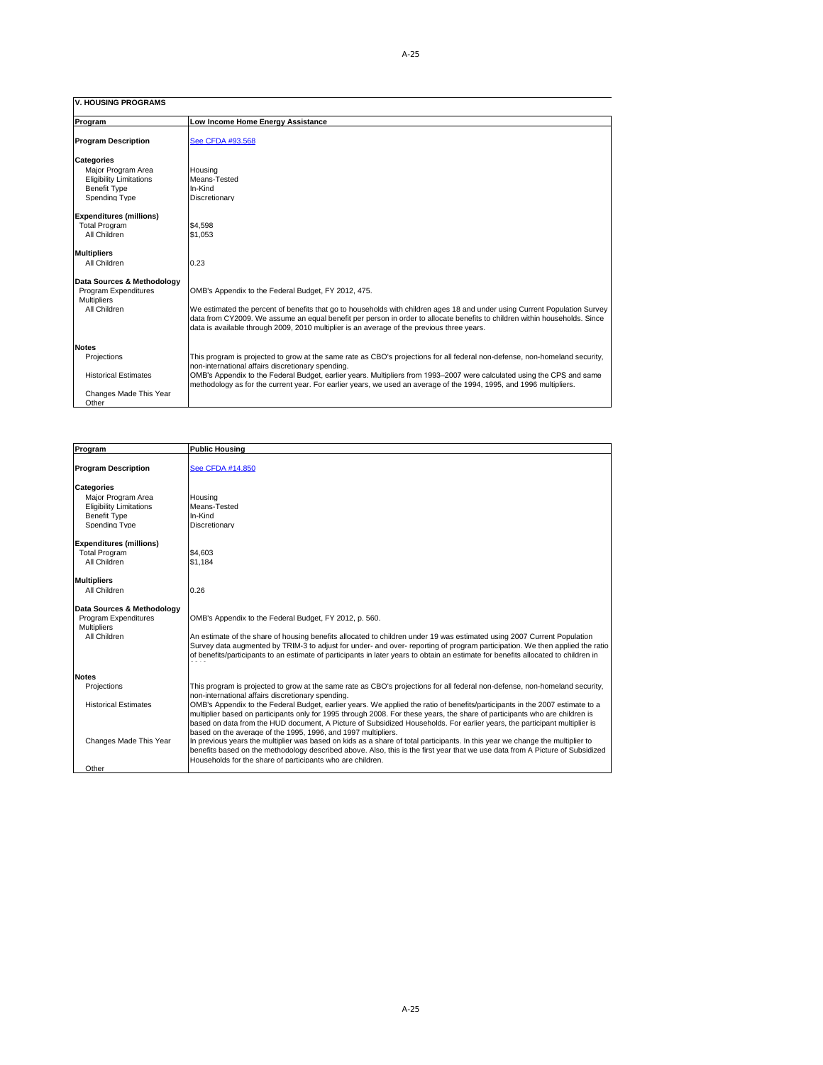## V. HOUSING PROGRAMS

| Program | Low Income Home Energy Assistance |
|---|---|
| **Program Description** | See CFDA #93.568 |
| **Categories** | |
| Major Program Area | Housing |
| Eligibility Limitations | Means-Tested |
| Benefit Type | In-Kind |
| Spending Type | Discretionary |
| **Expenditures (millions)** | |
| Total Program | $4,598 |
| All Children | $1,053 |
| **Multipliers** | |
| All Children | 0.23 |
| **Data Sources & Methodology** | |
| Program Expenditures | OMB's Appendix to the Federal Budget, FY 2012, 475. |
| Multipliers | |
| All Children | We estimated the percent of benefits that go to households with children ages 18 and under using Current Population Survey data from CY2009. We assume an equal benefit per person in order to allocate benefits to children within households. Since data is available through 2009, 2010 multiplier is an average of the previous three years. |
| **Notes** | |
| Projections | This program is projected to grow at the same rate as CBO's projections for all federal non-defense, non-homeland security, non-international affairs discretionary spending. |
| Historical Estimates | OMB's Appendix to the Federal Budget, earlier years. Multipliers from 1993–2007 were calculated using the CPS and same methodology as for the current year. For earlier years, we used an average of the 1994, 1995, and 1996 multipliers. |
| Changes Made This Year | |
| Other | |

| Program | Public Housing |
|---|---|
| **Program Description** | See CFDA #14.850 |
| **Categories** | |
| Major Program Area | Housing |
| Eligibility Limitations | Means-Tested |
| Benefit Type | In-Kind |
| Spending Type | Discretionary |
| **Expenditures (millions)** | |
| Total Program | $4,603 |
| All Children | $1,184 |
| **Multipliers** | |
| All Children | 0.26 |
| **Data Sources & Methodology** | |
| Program Expenditures | OMB's Appendix to the Federal Budget, FY 2012, p. 560. |
| Multipliers | |
| All Children | An estimate of the share of housing benefits allocated to children under 19 was estimated using 2007 Current Population Survey data augmented by TRIM-3 to adjust for under- and over- reporting of program participation. We then applied the ratio of benefits/participants to an estimate of participants in later years to obtain an estimate for benefits allocated to children in 2010. |
| **Notes** | |
| Projections | This program is projected to grow at the same rate as CBO's projections for all federal non-defense, non-homeland security, non-international affairs discretionary spending. |
| Historical Estimates | OMB's Appendix to the Federal Budget, earlier years. We applied the ratio of benefits/participants in the 2007 estimate to a multiplier based on participants only for 1995 through 2008. For these years, the share of participants who are children is based on data from the HUD document, A Picture of Subsidized Households. For earlier years, the participant multiplier is based on the average of the 1995, 1996, and 1997 multipliers. |
| Changes Made This Year | In previous years the multiplier was based on kids as a share of total participants. In this year we change the multiplier to benefits based on the methodology described above. Also, this is the first year that we use data from A Picture of Subsidized Households for the share of participants who are children. |
| Other | |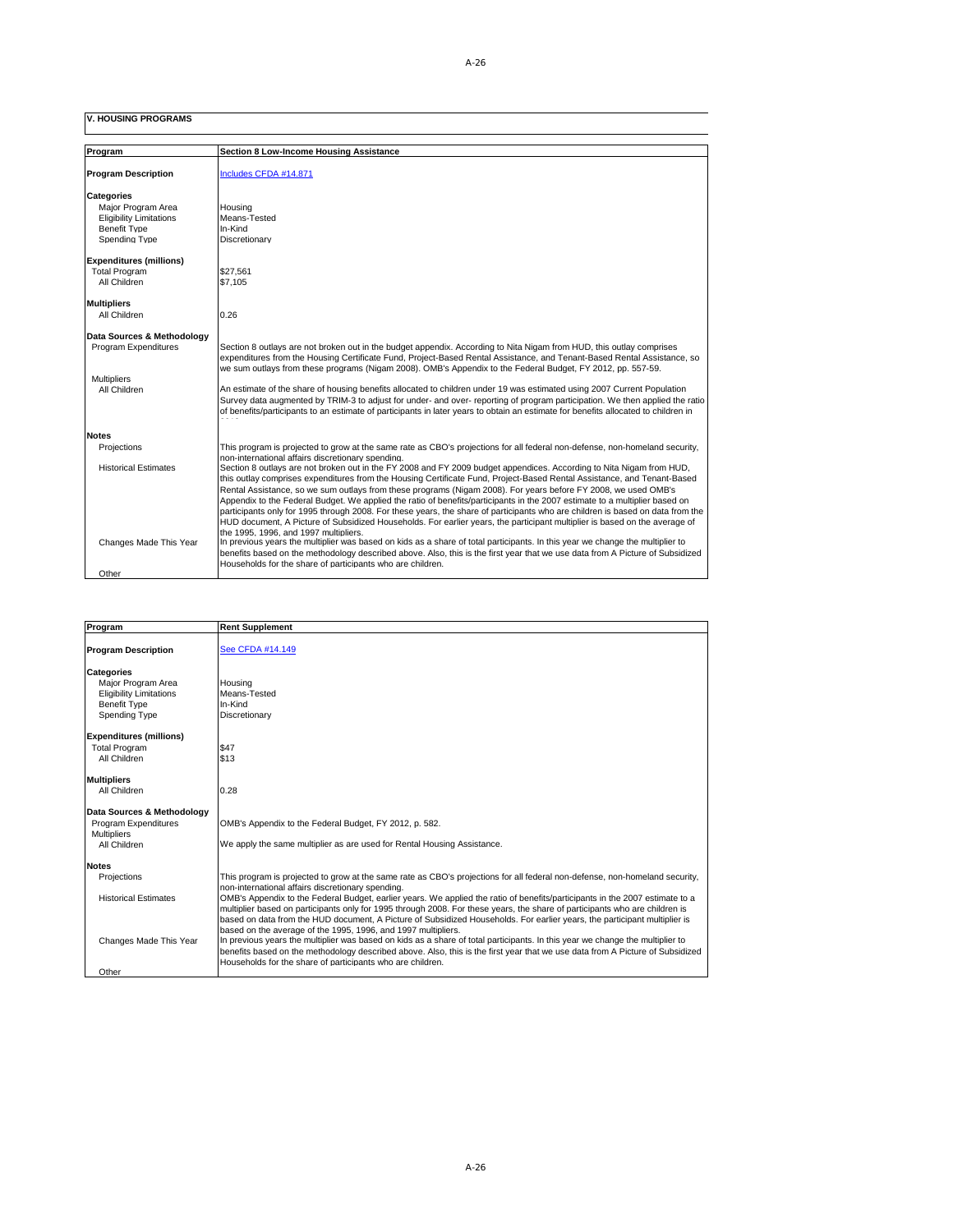## V. HOUSING PROGRAMS

| Program | Section 8 Low-Income Housing Assistance |
|---|---|
| **Program Description** | Includes CFDA #14.871 |
| **Categories** | |
| Major Program Area | Housing |
| Eligibility Limitations | Means-Tested |
| Benefit Type | In-Kind |
| Spending Type | Discretionary |
| **Expenditures (millions)** | |
| Total Program | $27,561 |
| All Children | $7,105 |
| **Multipliers** | |
| All Children | 0.26 |
| **Data Sources & Methodology** | |
| Program Expenditures | Section 8 outlays are not broken out in the budget appendix. According to Nita Nigam from HUD, this outlay comprises expenditures from the Housing Certificate Fund, Project-Based Rental Assistance, and Tenant-Based Rental Assistance, so we sum outlays from these programs (Nigam 2008). OMB's Appendix to the Federal Budget, FY 2012, pp. 557-59. |
| Multipliers | |
| All Children | An estimate of the share of housing benefits allocated to children under 19 was estimated using 2007 Current Population Survey data augmented by TRIM-3 to adjust for under- and over- reporting of program participation. We then applied the ratio of benefits/participants to an estimate of participants in later years to obtain an estimate for benefits allocated to children in 2010. |
| **Notes** | |
| Projections | This program is projected to grow at the same rate as CBO's projections for all federal non-defense, non-homeland security, non-international affairs discretionary spending. |
| Historical Estimates | Section 8 outlays are not broken out in the FY 2008 and FY 2009 budget appendices. According to Nita Nigam from HUD, this outlay comprises expenditures from the Housing Certificate Fund, Project-Based Rental Assistance, and Tenant-Based Rental Assistance, so we sum outlays from these programs (Nigam 2008). For years before FY 2008, we used OMB's Appendix to the Federal Budget. We applied the ratio of benefits/participants in the 2007 estimate to a multiplier based on participants only for 1995 through 2008. For these years, the share of participants who are children is based on data from the HUD document, A Picture of Subsidized Households. For earlier years, the participant multiplier is based on the average of the 1995, 1996, and 1997 multipliers. |
| Changes Made This Year | In previous years the multiplier was based on kids as a share of total participants. In this year we change the multiplier to benefits based on the methodology described above. Also, this is the first year that we use data from A Picture of Subsidized Households for the share of participants who are children. |
| Other | |

| Program | Rent Supplement |
|---|---|
| **Program Description** | See CFDA #14.149 |
| **Categories** | |
| Major Program Area | Housing |
| Eligibility Limitations | Means-Tested |
| Benefit Type | In-Kind |
| Spending Type | Discretionary |
| **Expenditures (millions)** | |
| Total Program | $47 |
| All Children | $13 |
| **Multipliers** | |
| All Children | 0.28 |
| **Data Sources & Methodology** | |
| Program Expenditures | OMB's Appendix to the Federal Budget, FY 2012, p. 582. |
| Multipliers | |
| All Children | We apply the same multiplier as are used for Rental Housing Assistance. |
| **Notes** | |
| Projections | This program is projected to grow at the same rate as CBO's projections for all federal non-defense, non-homeland security, non-international affairs discretionary spending. |
| Historical Estimates | OMB's Appendix to the Federal Budget, earlier years. We applied the ratio of benefits/participants in the 2007 estimate to a multiplier based on participants only for 1995 through 2008. For these years, the share of participants who are children is based on data from the HUD document, A Picture of Subsidized Households. For earlier years, the participant multiplier is based on the average of the 1995, 1996, and 1997 multipliers. |
| Changes Made This Year | In previous years the multiplier was based on kids as a share of total participants. In this year we change the multiplier to benefits based on the methodology described above. Also, this is the first year that we use data from A Picture of Subsidized Households for the share of participants who are children. |
| Other | |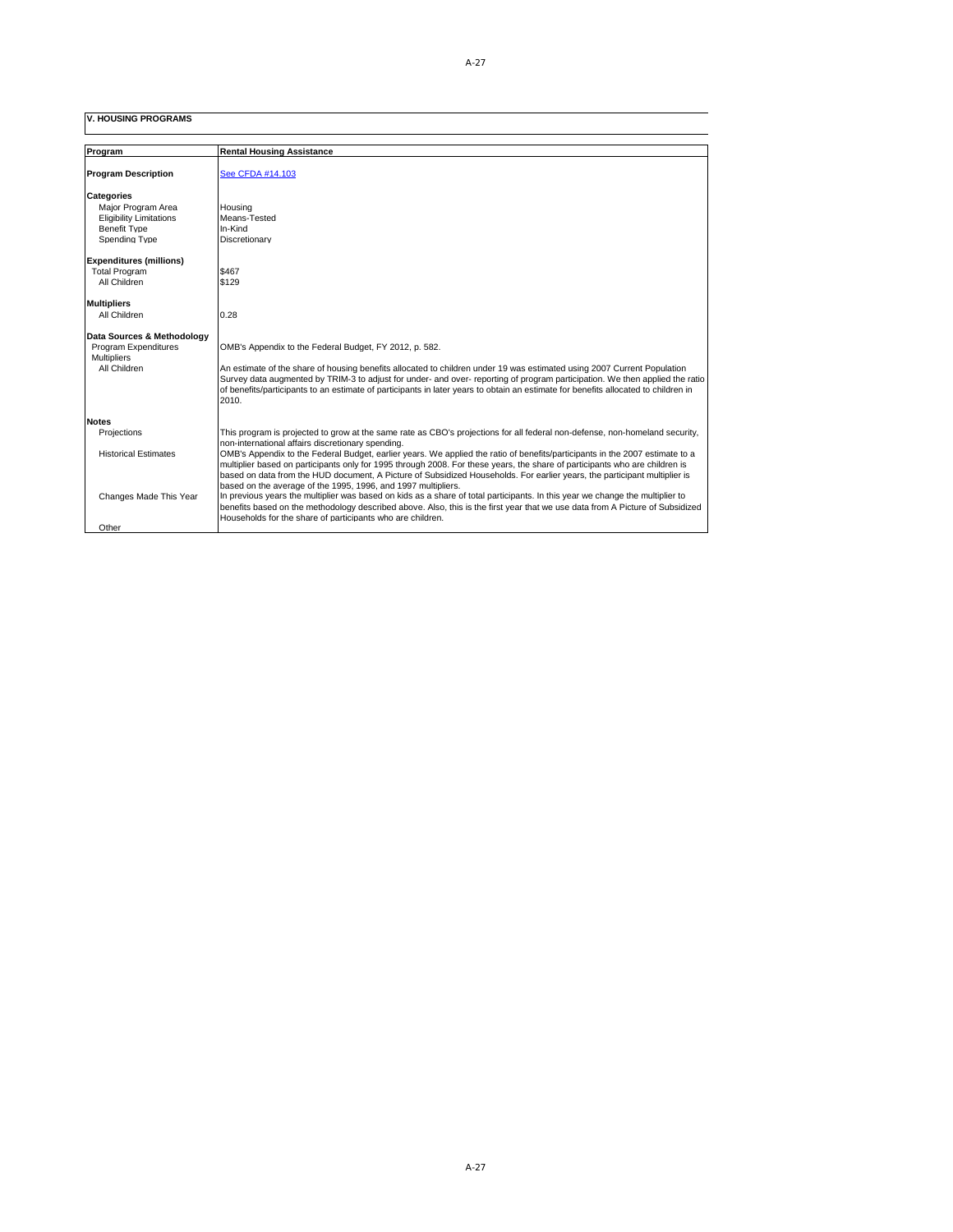## V. HOUSING PROGRAMS

| Program | Rental Housing Assistance |
|---|---|
| **Program Description** | See CFDA #14.103 |
| **Categories** | |
| Major Program Area | Housing |
| Eligibility Limitations | Means-Tested |
| Benefit Type | In-Kind |
| Spending Type | Discretionary |
| **Expenditures (millions)** | |
| Total Program | $467 |
| All Children | $129 |
| **Multipliers** | |
| All Children | 0.28 |
| **Data Sources & Methodology** | |
| Program Expenditures | OMB's Appendix to the Federal Budget, FY 2012, p. 582. |
| Multipliers | |
| All Children | An estimate of the share of housing benefits allocated to children under 19 was estimated using 2007 Current Population Survey data augmented by TRIM-3 to adjust for under- and over- reporting of program participation. We then applied the ratio of benefits/participants to an estimate of participants in later years to obtain an estimate for benefits allocated to children in 2010. |
| **Notes** | |
| Projections | This program is projected to grow at the same rate as CBO's projections for all federal non-defense, non-homeland security, non-international affairs discretionary spending. |
| Historical Estimates | OMB's Appendix to the Federal Budget, earlier years. We applied the ratio of benefits/participants in the 2007 estimate to a multiplier based on participants only for 1995 through 2008. For these years, the share of participants who are children is based on data from the HUD document, A Picture of Subsidized Households. For earlier years, the participant multiplier is based on the average of the 1995, 1996, and 1997 multipliers. |
| Changes Made This Year | In previous years the multiplier was based on kids as a share of total participants. In this year we change the multiplier to benefits based on the methodology described above. Also, this is the first year that we use data from A Picture of Subsidized Households for the share of participants who are children. |
| Other | |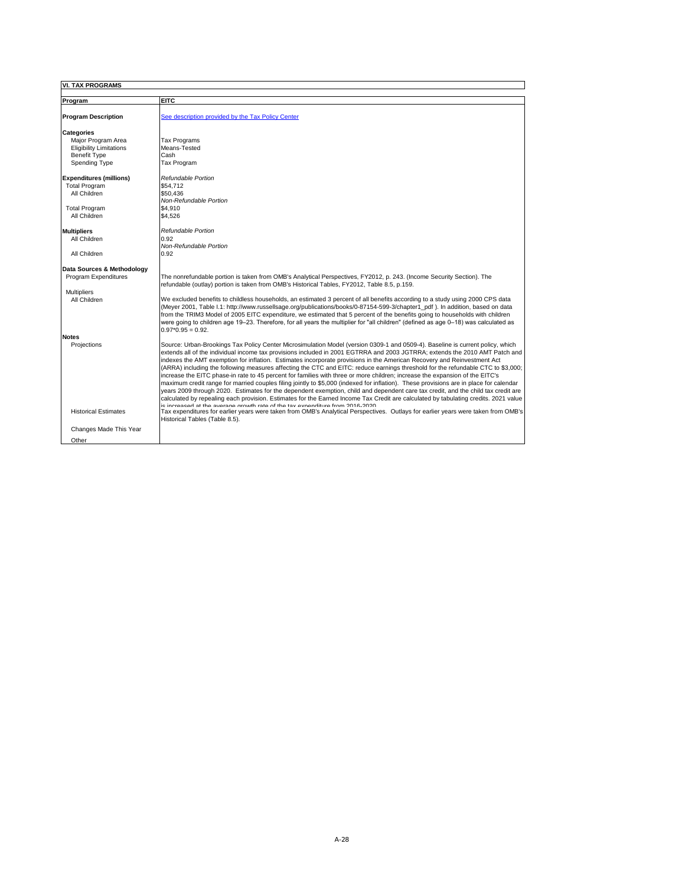| VI. TAX PROGRAMS | |
|---|---|
| **Program** | **EITC** |
| **Program Description** | See description provided by the Tax Policy Center |
| **Categories** | |
| Major Program Area | Tax Programs |
| Eligibility Limitations | Means-Tested |
| Benefit Type | Cash |
| Spending Type | Tax Program |
| **Expenditures (millions)** | *Refundable Portion* |
| Total Program | $54,712 |
| All Children | $50,436 |
| | *Non-Refundable Portion* |
| Total Program | $4,910 |
| All Children | $4,526 |
| **Multipliers** | *Refundable Portion* |
| All Children | 0.92 |
| | *Non-Refundable Portion* |
| All Children | 0.92 |
| **Data Sources & Methodology** | |
| Program Expenditures | The nonrefundable portion is taken from OMB's Analytical Perspectives, FY2012, p. 243. (Income Security Section). The refundable (outlay) portion is taken from OMB's Historical Tables, FY2012, Table 8.5, p.159. |
| Multipliers | |
| All Children | We excluded benefits to childless households, an estimated 3 percent of all benefits according to a study using 2000 CPS data (Meyer 2001, Table I.1: http://www.russellsage.org/publications/books/0-87154-599-3/chapter1_pdf ). In addition, based on data from the TRIM3 Model of 2005 EITC expenditure, we estimated that 5 percent of the benefits going to households with children were going to children age 19–23. Therefore, for all years the multiplier for "all children" (defined as age 0–18) was calculated as 0.97*0.95 = 0.92. |
| **Notes** | |
| Projections | Source: Urban-Brookings Tax Policy Center Microsimulation Model (version 0309-1 and 0509-4). Baseline is current policy, which extends all of the individual income tax provisions included in 2001 EGTRRA and 2003 JGTRRA; extends the 2010 AMT Patch and indexes the AMT exemption for inflation. Estimates incorporate provisions in the American Recovery and Reinvestment Act (ARRA) including the following measures affecting the CTC and EITC: reduce earnings threshold for the refundable CTC to $3,000; increase the EITC phase-in rate to 45 percent for families with three or more children; increase the expansion of the EITC's maximum credit range for married couples filing jointly to $5,000 (indexed for inflation). These provisions are in place for calendar years 2009 through 2020. Estimates for the dependent exemption, child and dependent care tax credit, and the child tax credit are calculated by repealing each provision. Estimates for the Earned Income Tax Credit are calculated by tabulating credits. 2021 value is increased at the average growth rate of the tax expenditure from 2016-2020 |
| Historical Estimates | Tax expenditures for earlier years were taken from OMB's Analytical Perspectives. Outlays for earlier years were taken from OMB's Historical Tables (Table 8.5). |
| Changes Made This Year | |
| Other | |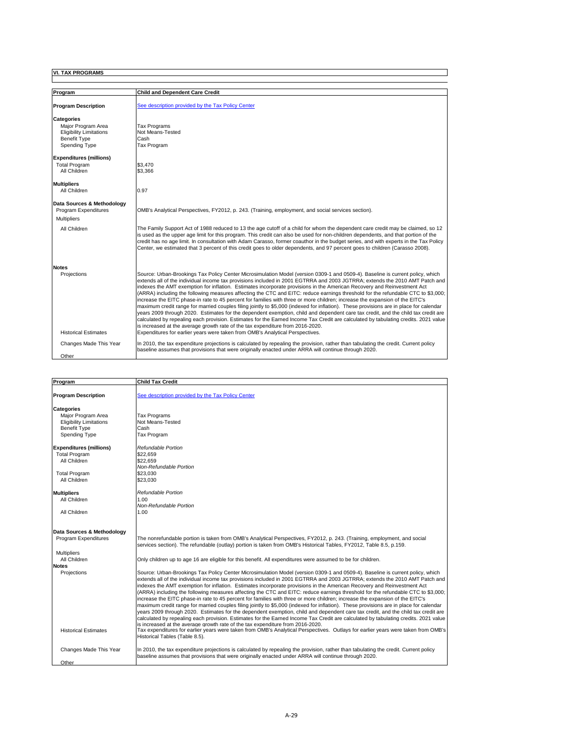## VI. TAX PROGRAMS

| Program | Child and Dependent Care Credit |
|---|---|
| **Program Description** | See description provided by the Tax Policy Center |
| **Categories** | |
| Major Program Area | Tax Programs |
| Eligibility Limitations | Not Means-Tested |
| Benefit Type | Cash |
| Spending Type | Tax Program |
| **Expenditures (millions)** | |
| Total Program | $3,470 |
| All Children | $3,366 |
| **Multipliers** | |
| All Children | 0.97 |
| **Data Sources & Methodology** | |
| Program Expenditures | OMB's Analytical Perspectives, FY2012, p. 243. (Training, employment, and social services section). |
| Multipliers | |
| All Children | The Family Support Act of 1988 reduced to 13 the age cutoff of a child for whom the dependent care credit may be claimed, so 12 is used as the upper age limit for this program. This credit can also be used for non-children dependents, and that portion of the credit has no age limit. In consultation with Adam Carasso, former coauthor in the budget series, and with experts in the Tax Policy Center, we estimated that 3 percent of this credit goes to older dependents, and 97 percent goes to children (Carasso 2008). |
| **Notes** | |
| Projections | Source: Urban-Brookings Tax Policy Center Microsimulation Model (version 0309-1 and 0509-4). Baseline is current policy, which extends all of the individual income tax provisions included in 2001 EGTRRA and 2003 JGTRRA; extends the 2010 AMT Patch and indexes the AMT exemption for inflation. Estimates incorporate provisions in the American Recovery and Reinvestment Act (ARRA) including the following measures affecting the CTC and EITC: reduce earnings threshold for the refundable CTC to $3,000; increase the EITC phase-in rate to 45 percent for families with three or more children; increase the expansion of the EITC's maximum credit range for married couples filing jointly to $5,000 (indexed for inflation). These provisions are in place for calendar years 2009 through 2020. Estimates for the dependent exemption, child and dependent care tax credit, and the child tax credit are calculated by repealing each provision. Estimates for the Earned Income Tax Credit are calculated by tabulating credits. 2021 value is increased at the average growth rate of the tax expenditure from 2016-2020. |
| Historical Estimates | Expenditures for earlier years were taken from OMB's Analytical Perspectives. |
| Changes Made This Year | In 2010, the tax expenditure projections is calculated by repealing the provision, rather than tabulating the credit. Current policy baseline assumes that provisions that were originally enacted under ARRA will continue through 2020. |
| Other | |

| Program | Child Tax Credit |
|---|---|
| **Program Description** | See description provided by the Tax Policy Center |
| **Categories** | |
| Major Program Area | Tax Programs |
| Eligibility Limitations | Not Means-Tested |
| Benefit Type | Cash |
| Spending Type | Tax Program |
| **Expenditures (millions)** | *Refundable Portion* |
| Total Program | $22,659 |
| All Children | $22,659 |
| | *Non-Refundable Portion* |
| Total Program | $23,030 |
| All Children | $23,030 |
| **Multipliers** | *Refundable Portion* |
| All Children | 1.00 |
| | *Non-Refundable Portion* |
| All Children | 1.00 |
| **Data Sources & Methodology** | |
| Program Expenditures | The nonrefundable portion is taken from OMB's Analytical Perspectives, FY2012, p. 243. (Training, employment, and social services section). The refundable (outlay) portion is taken from OMB's Historical Tables, FY2012, Table 8.5, p.159. |
| Multipliers | |
| All Children | Only children up to age 16 are eligible for this benefit. All expenditures were assumed to be for children. |
| **Notes** | |
| Projections | Source: Urban-Brookings Tax Policy Center Microsimulation Model (version 0309-1 and 0509-4). Baseline is current policy, which extends all of the individual income tax provisions included in 2001 EGTRRA and 2003 JGTRRA; extends the 2010 AMT Patch and indexes the AMT exemption for inflation. Estimates incorporate provisions in the American Recovery and Reinvestment Act (ARRA) including the following measures affecting the CTC and EITC: reduce earnings threshold for the refundable CTC to $3,000; increase the EITC phase-in rate to 45 percent for families with three or more children; increase the expansion of the EITC's maximum credit range for married couples filing jointly to $5,000 (indexed for inflation). These provisions are in place for calendar years 2009 through 2020. Estimates for the dependent exemption, child and dependent care tax credit, and the child tax credit are calculated by repealing each provision. Estimates for the Earned Income Tax Credit are calculated by tabulating credits. 2021 value is increased at the average growth rate of the tax expenditure from 2016-2020. |
| Historical Estimates | Tax expenditures for earlier years were taken from OMB's Analytical Perspectives. Outlays for earlier years were taken from OMB's Historical Tables (Table 8.5). |
| Changes Made This Year | In 2010, the tax expenditure projections is calculated by repealing the provision, rather than tabulating the credit. Current policy baseline assumes that provisions that were originally enacted under ARRA will continue through 2020. |
| Other | |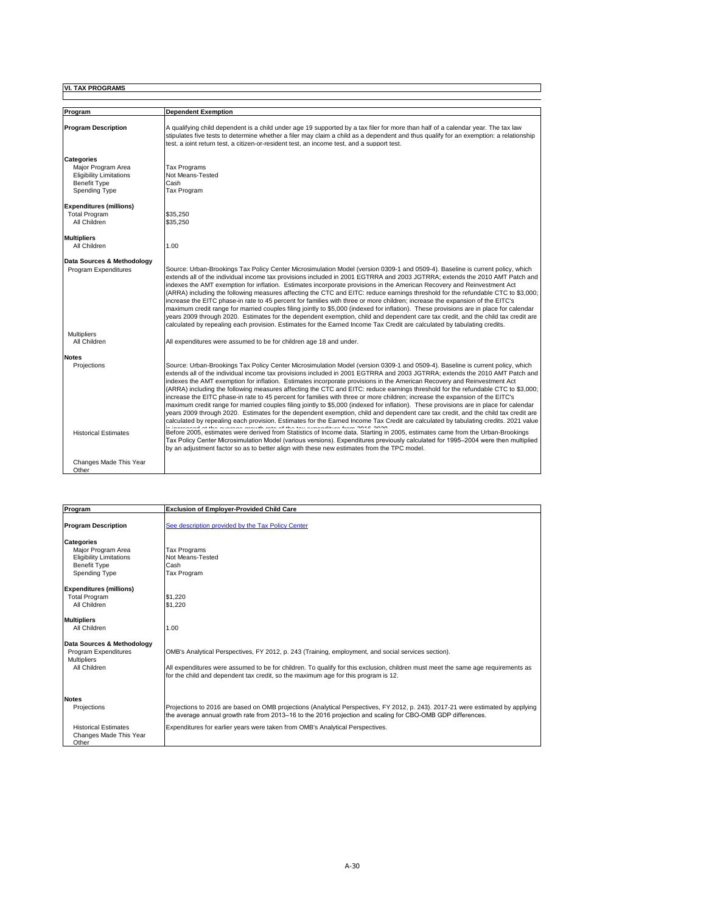## VI. TAX PROGRAMS

| Program | Dependent Exemption |
|---|---|
| **Program Description** | A qualifying child dependent is a child under age 19 supported by a tax filer for more than half of a calendar year. The tax law stipulates five tests to determine whether a filer may claim a child as a dependent and thus qualify for an exemption: a relationship test, a joint return test, a citizen-or-resident test, an income test, and a support test. |
| **Categories** | |
| Major Program Area | Tax Programs |
| Eligibility Limitations | Not Means-Tested |
| Benefit Type | Cash |
| Spending Type | Tax Program |
| **Expenditures (millions)** | |
| Total Program | $35,250 |
| All Children | $35,250 |
| **Multipliers** | |
| All Children | 1.00 |
| **Data Sources & Methodology** | |
| Program Expenditures | Source: Urban-Brookings Tax Policy Center Microsimulation Model (version 0309-1 and 0509-4). Baseline is current policy, which extends all of the individual income tax provisions included in 2001 EGTRRA and 2003 JGTRRA; extends the 2010 AMT Patch and indexes the AMT exemption for inflation. Estimates incorporate provisions in the American Recovery and Reinvestment Act (ARRA) including the following measures affecting the CTC and EITC: reduce earnings threshold for the refundable CTC to $3,000; increase the EITC phase-in rate to 45 percent for families with three or more children; increase the expansion of the EITC's maximum credit range for married couples filing jointly to $5,000 (indexed for inflation). These provisions are in place for calendar years 2009 through 2020. Estimates for the dependent exemption, child and dependent care tax credit, and the child tax credit are calculated by repealing each provision. Estimates for the Earned Income Tax Credit are calculated by tabulating credits. |
| Multipliers | |
| All Children | All expenditures were assumed to be for children age 18 and under. |
| **Notes** | |
| Projections | Source: Urban-Brookings Tax Policy Center Microsimulation Model (version 0309-1 and 0509-4). Baseline is current policy, which extends all of the individual income tax provisions included in 2001 EGTRRA and 2003 JGTRRA; extends the 2010 AMT Patch and indexes the AMT exemption for inflation. Estimates incorporate provisions in the American Recovery and Reinvestment Act (ARRA) including the following measures affecting the CTC and EITC: reduce earnings threshold for the refundable CTC to $3,000; increase the EITC phase-in rate to 45 percent for families with three or more children; increase the expansion of the EITC's maximum credit range for married couples filing jointly to $5,000 (indexed for inflation). These provisions are in place for calendar years 2009 through 2020. Estimates for the dependent exemption, child and dependent care tax credit, and the child tax credit are calculated by repealing each provision. Estimates for the Earned Income Tax Credit are calculated by tabulating credits. 2021 value is increased at the average growth rate of the tax expenditure from 2016-2020. |
| Historical Estimates | Before 2005, estimates were derived from Statistics of Income data. Starting in 2005, estimates came from the Urban-Brookings Tax Policy Center Microsimulation Model (various versions). Expenditures previously calculated for 1995–2004 were then multiplied by an adjustment factor so as to better align with these new estimates from the TPC model. |
| Changes Made This Year | |
| Other | |

| Program | Exclusion of Employer-Provided Child Care |
|---|---|
| **Program Description** | See description provided by the Tax Policy Center |
| **Categories** | |
| Major Program Area | Tax Programs |
| Eligibility Limitations | Not Means-Tested |
| Benefit Type | Cash |
| Spending Type | Tax Program |
| **Expenditures (millions)** | |
| Total Program | $1,220 |
| All Children | $1,220 |
| **Multipliers** | |
| All Children | 1.00 |
| **Data Sources & Methodology** | |
| Program Expenditures | OMB's Analytical Perspectives, FY 2012, p. 243 (Training, employment, and social services section). |
| Multipliers | |
| All Children | All expenditures were assumed to be for children. To qualify for this exclusion, children must meet the same age requirements as for the child and dependent tax credit, so the maximum age for this program is 12. |
| **Notes** | |
| Projections | Projections to 2016 are based on OMB projections (Analytical Perspectives, FY 2012, p. 243). 2017-21 were estimated by applying the average annual growth rate from 2013–16 to the 2016 projection and scaling for CBO-OMB GDP differences. |
| Historical Estimates | Expenditures for earlier years were taken from OMB's Analytical Perspectives. |
| Changes Made This Year | |
| Other | |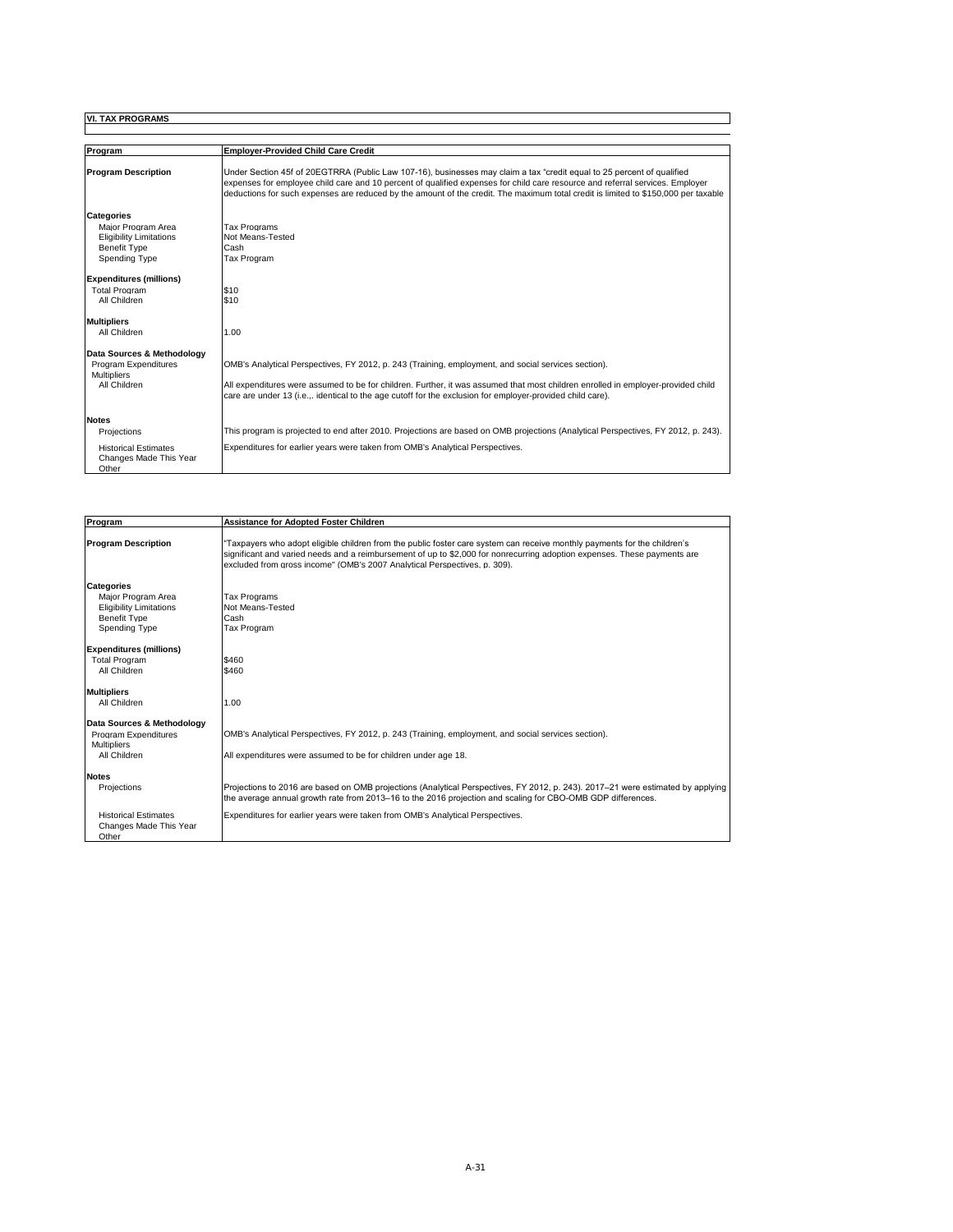## VI. TAX PROGRAMS

| Program | Employer-Provided Child Care Credit |
|---|---|
| **Program Description** | Under Section 45f of 20EGTRRA (Public Law 107-16), businesses may claim a tax "credit equal to 25 percent of qualified expenses for employee child care and 10 percent of qualified expenses for child care resource and referral services. Employer deductions for such expenses are reduced by the amount of the credit. The maximum total credit is limited to $150,000 per taxable |
| **Categories** | |
| Major Program Area | Tax Programs |
| Eligibility Limitations | Not Means-Tested |
| Benefit Type | Cash |
| Spending Type | Tax Program |
| **Expenditures (millions)** | |
| Total Program | $10 |
| All Children | $10 |
| **Multipliers** | |
| All Children | 1.00 |
| **Data Sources & Methodology** | |
| Program Expenditures | OMB's Analytical Perspectives, FY 2012, p. 243 (Training, employment, and social services section). |
| Multipliers | |
| All Children | All expenditures were assumed to be for children. Further, it was assumed that most children enrolled in employer-provided child care are under 13 (i.e.,. identical to the age cutoff for the exclusion for employer-provided child care). |
| **Notes** | |
| Projections | This program is projected to end after 2010. Projections are based on OMB projections (Analytical Perspectives, FY 2012, p. 243). |
| Historical Estimates | Expenditures for earlier years were taken from OMB's Analytical Perspectives. |
| Changes Made This Year | |
| Other | |

| Program | Assistance for Adopted Foster Children |
|---|---|
| **Program Description** | "Taxpayers who adopt eligible children from the public foster care system can receive monthly payments for the children's significant and varied needs and a reimbursement of up to $2,000 for nonrecurring adoption expenses. These payments are excluded from gross income" (OMB's 2007 Analytical Perspectives, p. 309). |
| **Categories** | |
| Major Program Area | Tax Programs |
| Eligibility Limitations | Not Means-Tested |
| Benefit Type | Cash |
| Spending Type | Tax Program |
| **Expenditures (millions)** | |
| Total Program | $460 |
| All Children | $460 |
| **Multipliers** | |
| All Children | 1.00 |
| **Data Sources & Methodology** | |
| Program Expenditures | OMB's Analytical Perspectives, FY 2012, p. 243 (Training, employment, and social services section). |
| Multipliers | |
| All Children | All expenditures were assumed to be for children under age 18. |
| **Notes** | |
| Projections | Projections to 2016 are based on OMB projections (Analytical Perspectives, FY 2012, p. 243). 2017–21 were estimated by applying the average annual growth rate from 2013–16 to the 2016 projection and scaling for CBO-OMB GDP differences. |
| Historical Estimates | Expenditures for earlier years were taken from OMB's Analytical Perspectives. |
| Changes Made This Year | |
| Other | |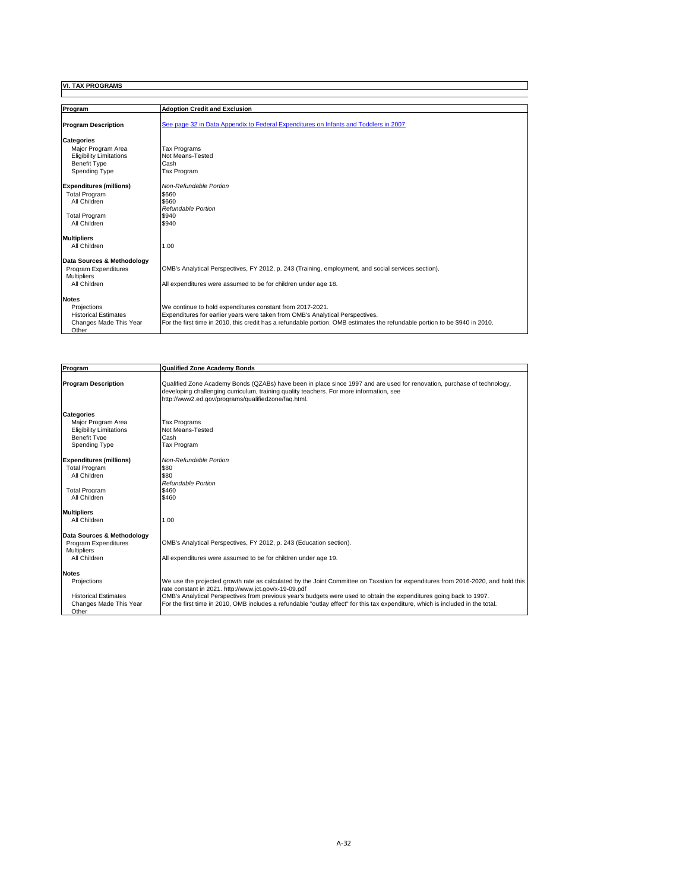## VI. TAX PROGRAMS

| Program | Adoption Credit and Exclusion |
|---|---|
| **Program Description** | See page 32 in Data Appendix to Federal Expenditures on Infants and Toddlers in 2007 |
| **Categories** | |
| Major Program Area | Tax Programs |
| Eligibility Limitations | Not Means-Tested |
| Benefit Type | Cash |
| Spending Type | Tax Program |
| **Expenditures (millions)** | *Non-Refundable Portion* |
| Total Program | $660 |
| All Children | $660 |
| | *Refundable Portion* |
| Total Program | $940 |
| All Children | $940 |
| **Multipliers** | |
| All Children | 1.00 |
| **Data Sources & Methodology** | |
| Program Expenditures | OMB's Analytical Perspectives, FY 2012, p. 243 (Training, employment, and social services section). |
| Multipliers | |
| All Children | All expenditures were assumed to be for children under age 18. |
| **Notes** | |
| Projections | We continue to hold expenditures constant from 2017-2021. |
| Historical Estimates | Expenditures for earlier years were taken from OMB's Analytical Perspectives. |
| Changes Made This Year | For the first time in 2010, this credit has a refundable portion. OMB estimates the refundable portion to be $940 in 2010. |
| Other | |

| Program | Qualified Zone Academy Bonds |
|---|---|
| **Program Description** | Qualified Zone Academy Bonds (QZABs) have been in place since 1997 and are used for renovation, purchase of technology, developing challenging curriculum, training quality teachers. For more information, see http://www2.ed.gov/programs/qualifiedzone/faq.html. |
| **Categories** | |
| Major Program Area | Tax Programs |
| Eligibility Limitations | Not Means-Tested |
| Benefit Type | Cash |
| Spending Type | Tax Program |
| **Expenditures (millions)** | *Non-Refundable Portion* |
| Total Program | $80 |
| All Children | $80 |
| | *Refundable Portion* |
| Total Program | $460 |
| All Children | $460 |
| **Multipliers** | |
| All Children | 1.00 |
| **Data Sources & Methodology** | |
| Program Expenditures | OMB's Analytical Perspectives, FY 2012, p. 243 (Education section). |
| Multipliers | |
| All Children | All expenditures were assumed to be for children under age 19. |
| **Notes** | |
| Projections | We use the projected growth rate as calculated by the Joint Committee on Taxation for expenditures from 2016-2020, and hold this rate constant in 2021. http://www.jct.gov/x-19-09.pdf |
| Historical Estimates | OMB's Analytical Perspectives from previous year's budgets were used to obtain the expenditures going back to 1997. |
| Changes Made This Year | For the first time in 2010, OMB includes a refundable "outlay effect" for this tax expenditure, which is included in the total. |
| Other | |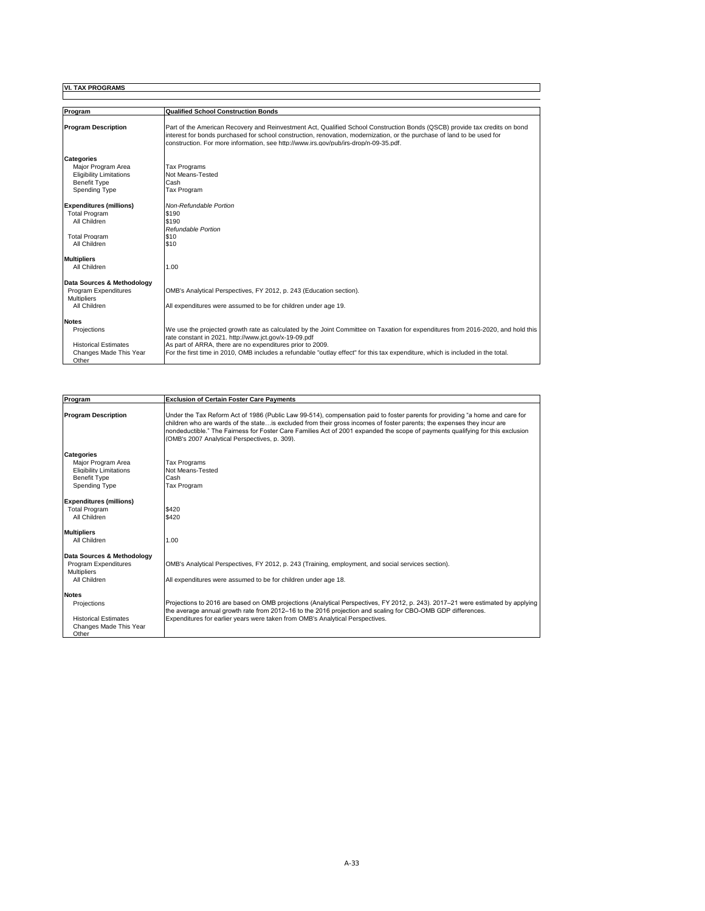## VI. TAX PROGRAMS

| Program | Qualified School Construction Bonds |
|---|---|
| **Program Description** | Part of the American Recovery and Reinvestment Act, Qualified School Construction Bonds (QSCB) provide tax credits on bond interest for bonds purchased for school construction, renovation, modernization, or the purchase of land to be used for construction. For more information, see http://www.irs.gov/pub/irs-drop/n-09-35.pdf. |
| **Categories** | |
| Major Program Area | Tax Programs |
| Eligibility Limitations | Not Means-Tested |
| Benefit Type | Cash |
| Spending Type | Tax Program |
| **Expenditures (millions)** | *Non-Refundable Portion* |
| Total Program | $190 |
| All Children | $190 |
| | *Refundable Portion* |
| Total Program | $10 |
| All Children | $10 |
| **Multipliers** | |
| All Children | 1.00 |
| **Data Sources & Methodology** | |
| Program Expenditures | OMB's Analytical Perspectives, FY 2012, p. 243 (Education section). |
| Multipliers | |
| All Children | All expenditures were assumed to be for children under age 19. |
| **Notes** | |
| Projections | We use the projected growth rate as calculated by the Joint Committee on Taxation for expenditures from 2016-2020, and hold this rate constant in 2021. http://www.jct.gov/x-19-09.pdf |
| Historical Estimates | As part of ARRA, there are no expenditures prior to 2009. |
| Changes Made This Year | For the first time in 2010, OMB includes a refundable "outlay effect" for this tax expenditure, which is included in the total. |
| Other | |

| Program | Exclusion of Certain Foster Care Payments |
|---|---|
| **Program Description** | Under the Tax Reform Act of 1986 (Public Law 99-514), compensation paid to foster parents for providing "a home and care for children who are wards of the state…is excluded from their gross incomes of foster parents; the expenses they incur are nondeductible." The Fairness for Foster Care Families Act of 2001 expanded the scope of payments qualifying for this exclusion (OMB's 2007 Analytical Perspectives, p. 309). |
| **Categories** | |
| Major Program Area | Tax Programs |
| Eligibility Limitations | Not Means-Tested |
| Benefit Type | Cash |
| Spending Type | Tax Program |
| **Expenditures (millions)** | |
| Total Program | $420 |
| All Children | $420 |
| **Multipliers** | |
| All Children | 1.00 |
| **Data Sources & Methodology** | |
| Program Expenditures | OMB's Analytical Perspectives, FY 2012, p. 243 (Training, employment, and social services section). |
| Multipliers | |
| All Children | All expenditures were assumed to be for children under age 18. |
| **Notes** | |
| Projections | Projections to 2016 are based on OMB projections (Analytical Perspectives, FY 2012, p. 243). 2017–21 were estimated by applying the average annual growth rate from 2012–16 to the 2016 projection and scaling for CBO-OMB GDP differences. |
| Historical Estimates | Expenditures for earlier years were taken from OMB's Analytical Perspectives. |
| Changes Made This Year | |
| Other | |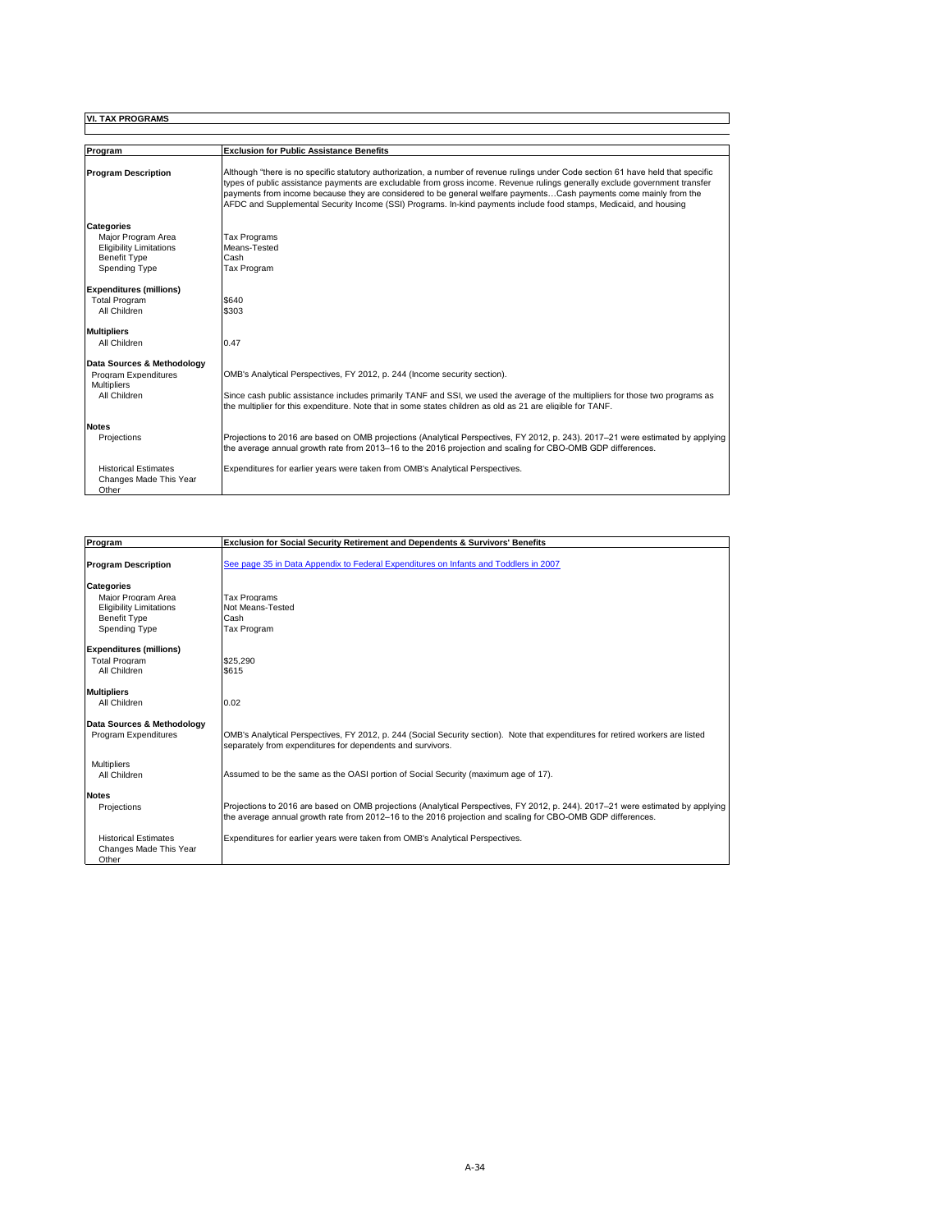## VI. TAX PROGRAMS

| Program | Exclusion for Public Assistance Benefits |
|---|---|
| **Program Description** | Although "there is no specific statutory authorization, a number of revenue rulings under Code section 61 have held that specific types of public assistance payments are excludable from gross income. Revenue rulings generally exclude government transfer payments from income because they are considered to be general welfare payments…Cash payments come mainly from the AFDC and Supplemental Security Income (SSI) Programs. In-kind payments include food stamps, Medicaid, and housing |
| **Categories** | |
| Major Program Area | Tax Programs |
| Eligibility Limitations | Means-Tested |
| Benefit Type | Cash |
| Spending Type | Tax Program |
| **Expenditures (millions)** | |
| Total Program | $640 |
| All Children | $303 |
| **Multipliers** | |
| All Children | 0.47 |
| **Data Sources & Methodology** | |
| Program Expenditures | OMB's Analytical Perspectives, FY 2012, p. 244 (Income security section). |
| Multipliers | |
| All Children | Since cash public assistance includes primarily TANF and SSI, we used the average of the multipliers for those two programs as the multiplier for this expenditure. Note that in some states children as old as 21 are eligible for TANF. |
| **Notes** | |
| Projections | Projections to 2016 are based on OMB projections (Analytical Perspectives, FY 2012, p. 243). 2017–21 were estimated by applying the average annual growth rate from 2013–16 to the 2016 projection and scaling for CBO-OMB GDP differences. |
| Historical Estimates | Expenditures for earlier years were taken from OMB's Analytical Perspectives. |
| Changes Made This Year | |
| Other | |

| Program | Exclusion for Social Security Retirement and Dependents & Survivors' Benefits |
|---|---|
| **Program Description** | See page 35 in Data Appendix to Federal Expenditures on Infants and Toddlers in 2007 |
| **Categories** | |
| Major Program Area | Tax Programs |
| Eligibility Limitations | Not Means-Tested |
| Benefit Type | Cash |
| Spending Type | Tax Program |
| **Expenditures (millions)** | |
| Total Program | $25,290 |
| All Children | $615 |
| **Multipliers** | |
| All Children | 0.02 |
| **Data Sources & Methodology** | |
| Program Expenditures | OMB's Analytical Perspectives, FY 2012, p. 244 (Social Security section). Note that expenditures for retired workers are listed separately from expenditures for dependents and survivors. |
| Multipliers | |
| All Children | Assumed to be the same as the OASI portion of Social Security (maximum age of 17). |
| **Notes** | |
| Projections | Projections to 2016 are based on OMB projections (Analytical Perspectives, FY 2012, p. 244). 2017–21 were estimated by applying the average annual growth rate from 2012–16 to the 2016 projection and scaling for CBO-OMB GDP differences. |
| Historical Estimates | Expenditures for earlier years were taken from OMB's Analytical Perspectives. |
| Changes Made This Year | |
| Other | |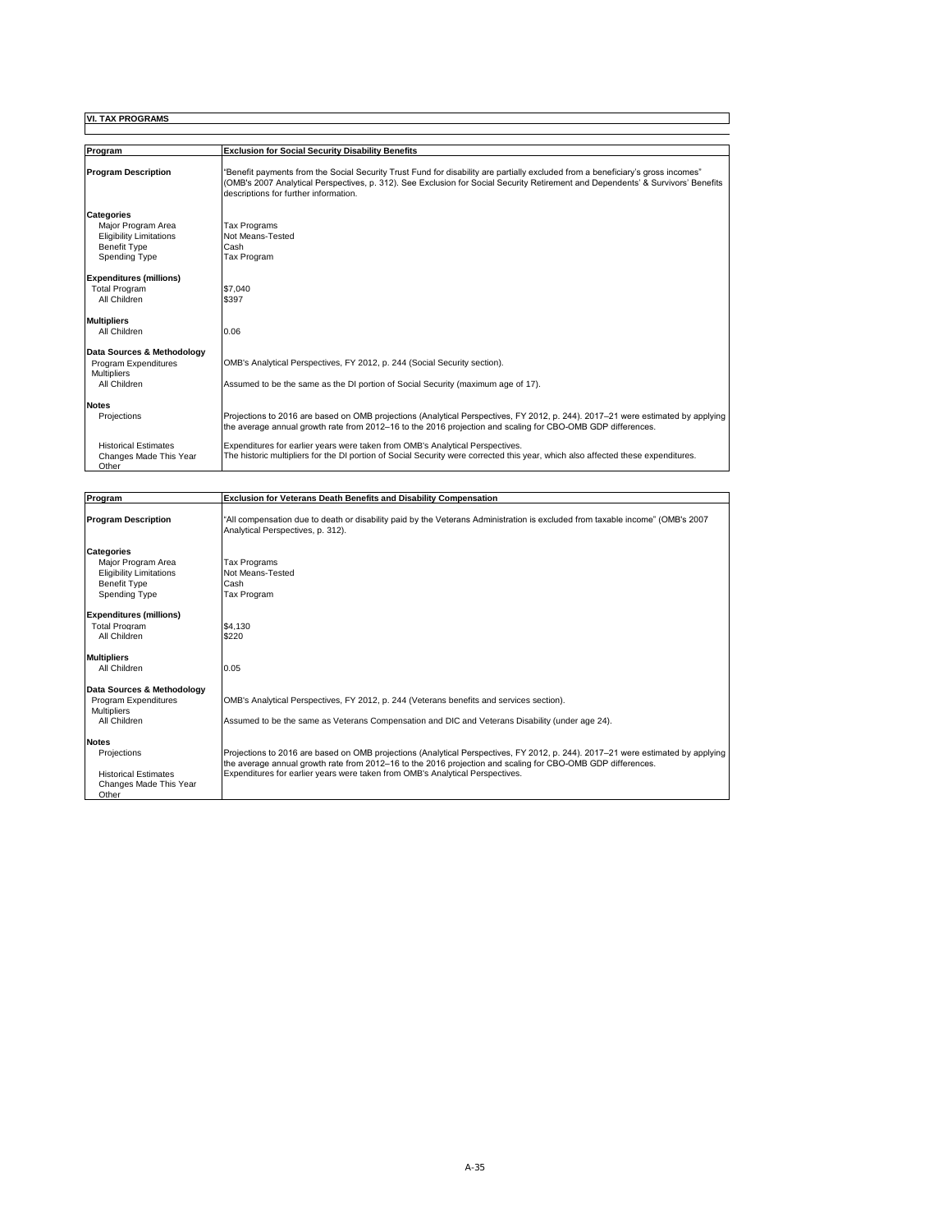## VI. TAX PROGRAMS

| Program | Exclusion for Social Security Disability Benefits |
|---|---|
| **Program Description** | "Benefit payments from the Social Security Trust Fund for disability are partially excluded from a beneficiary's gross incomes" (OMB's 2007 Analytical Perspectives, p. 312). See Exclusion for Social Security Retirement and Dependents' & Survivors' Benefits descriptions for further information. |
| **Categories** | |
| Major Program Area | Tax Programs |
| Eligibility Limitations | Not Means-Tested |
| Benefit Type | Cash |
| Spending Type | Tax Program |
| **Expenditures (millions)** | |
| Total Program | $7,040 |
| All Children | $397 |
| **Multipliers** | |
| All Children | 0.06 |
| **Data Sources & Methodology** | |
| Program Expenditures | OMB's Analytical Perspectives, FY 2012, p. 244 (Social Security section). |
| Multipliers | |
| All Children | Assumed to be the same as the DI portion of Social Security (maximum age of 17). |
| **Notes** | |
| Projections | Projections to 2016 are based on OMB projections (Analytical Perspectives, FY 2012, p. 244). 2017–21 were estimated by applying the average annual growth rate from 2012–16 to the 2016 projection and scaling for CBO-OMB GDP differences. |
| Historical Estimates | Expenditures for earlier years were taken from OMB's Analytical Perspectives. |
| Changes Made This Year | The historic multipliers for the DI portion of Social Security were corrected this year, which also affected these expenditures. |
| Other | |

| Program | Exclusion for Veterans Death Benefits and Disability Compensation |
|---|---|
| **Program Description** | "All compensation due to death or disability paid by the Veterans Administration is excluded from taxable income" (OMB's 2007 Analytical Perspectives, p. 312). |
| **Categories** | |
| Major Program Area | Tax Programs |
| Eligibility Limitations | Not Means-Tested |
| Benefit Type | Cash |
| Spending Type | Tax Program |
| **Expenditures (millions)** | |
| Total Program | $4,130 |
| All Children | $220 |
| **Multipliers** | |
| All Children | 0.05 |
| **Data Sources & Methodology** | |
| Program Expenditures | OMB's Analytical Perspectives, FY 2012, p. 244 (Veterans benefits and services section). |
| Multipliers | |
| All Children | Assumed to be the same as Veterans Compensation and DIC and Veterans Disability (under age 24). |
| **Notes** | |
| Projections | Projections to 2016 are based on OMB projections (Analytical Perspectives, FY 2012, p. 244). 2017–21 were estimated by applying the average annual growth rate from 2012–16 to the 2016 projection and scaling for CBO-OMB GDP differences. |
| Historical Estimates | Expenditures for earlier years were taken from OMB's Analytical Perspectives. |
| Changes Made This Year | |
| Other | |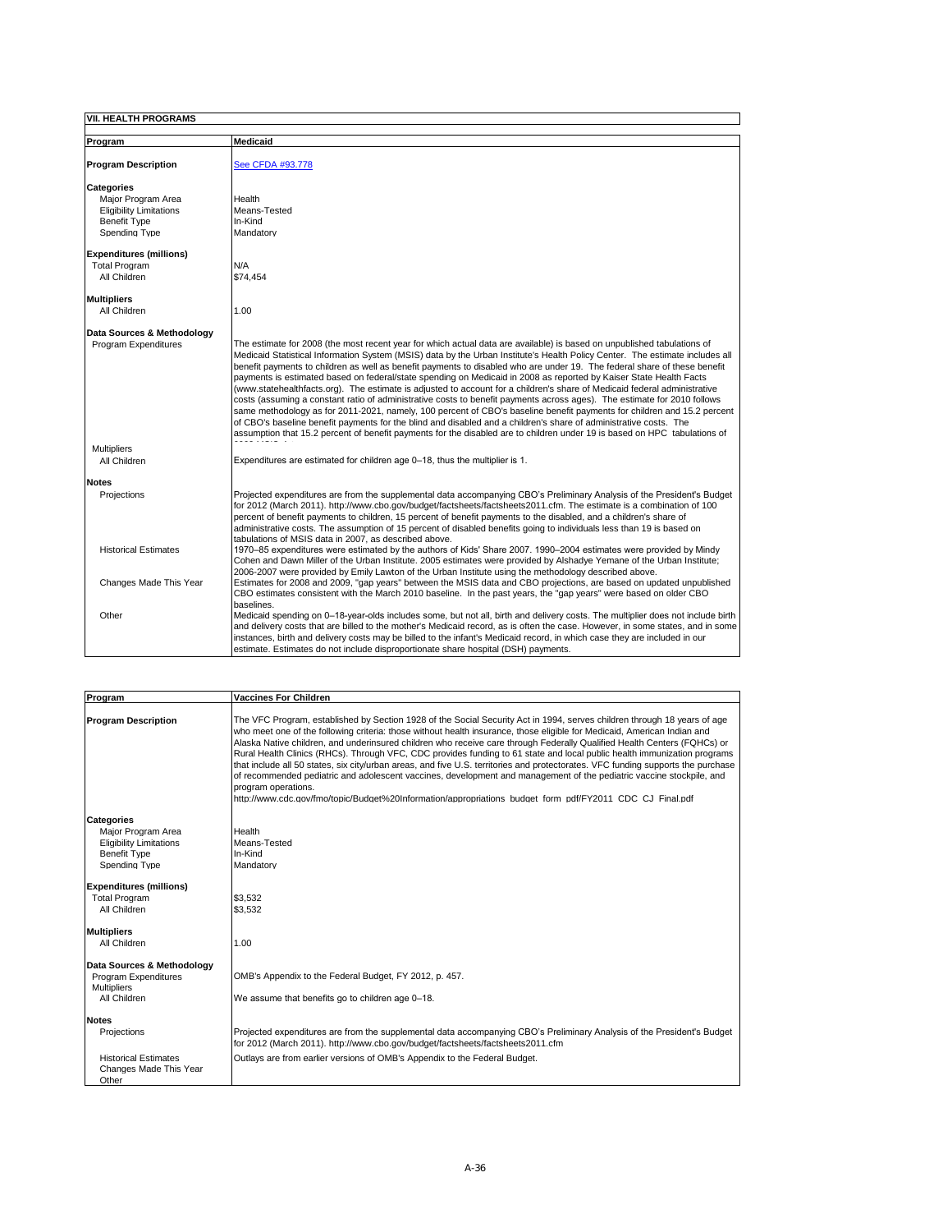## VII. HEALTH PROGRAMS

| Program | Medicaid |
|---|---|
| **Program Description** | See CFDA #93.778 |
| **Categories** | |
| Major Program Area | Health |
| Eligibility Limitations | Means-Tested |
| Benefit Type | In-Kind |
| Spending Type | Mandatory |
| **Expenditures (millions)** | |
| Total Program | N/A |
| All Children | $74,454 |
| **Multipliers** | |
| All Children | 1.00 |
| **Data Sources & Methodology** | |
| Program Expenditures | The estimate for 2008 (the most recent year for which actual data are available) is based on unpublished tabulations of Medicaid Statistical Information System (MSIS) data by the Urban Institute's Health Policy Center. The estimate includes all benefit payments to children as well as benefit payments to disabled who are under 19. The federal share of these benefit payments is estimated based on federal/state spending on Medicaid in 2008 as reported by Kaiser State Health Facts (www.statehealthfacts.org). The estimate is adjusted to account for a children's share of Medicaid federal administrative costs (assuming a constant ratio of administrative costs to benefit payments across ages). The estimate for 2010 follows same methodology as for 2011-2021, namely, 100 percent of CBO's baseline benefit payments for children and 15.2 percent of CBO's baseline benefit payments for the blind and disabled and a children's share of administrative costs. The assumption that 15.2 percent of benefit payments for the disabled are to children under 19 is based on HPC tabulations of 2008 MSIS data. |
| Multipliers | |
| All Children | Expenditures are estimated for children age 0–18, thus the multiplier is 1. |
| **Notes** | |
| Projections | Projected expenditures are from the supplemental data accompanying CBO's Preliminary Analysis of the President's Budget for 2012 (March 2011). http://www.cbo.gov/budget/factsheets/factsheets2011.cfm. The estimate is a combination of 100 percent of benefit payments to children, 15 percent of benefit payments to the disabled, and a children's share of administrative costs. The assumption of 15 percent of disabled benefits going to individuals less than 19 is based on tabulations of MSIS data in 2007, as described above. |
| Historical Estimates | 1970–85 expenditures were estimated by the authors of Kids' Share 2007. 1990–2004 estimates were provided by Mindy Cohen and Dawn Miller of the Urban Institute. 2005 estimates were provided by Alshadye Yemane of the Urban Institute; 2006-2007 were provided by Emily Lawton of the Urban Institute using the methodology described above. |
| Changes Made This Year | Estimates for 2008 and 2009, "gap years" between the MSIS data and CBO projections, are based on updated unpublished CBO estimates consistent with the March 2010 baseline. In the past years, the "gap years" were based on older CBO baselines. |
| Other | Medicaid spending on 0–18-year-olds includes some, but not all, birth and delivery costs. The multiplier does not include birth and delivery costs that are billed to the mother's Medicaid record, as is often the case. However, in some states, and in some instances, birth and delivery costs may be billed to the infant's Medicaid record, in which case they are included in our estimate. Estimates do not include disproportionate share hospital (DSH) payments. |

| Program | Vaccines For Children |
|---|---|
| **Program Description** | The VFC Program, established by Section 1928 of the Social Security Act in 1994, serves children through 18 years of age who meet one of the following criteria: those without health insurance, those eligible for Medicaid, American Indian and Alaska Native children, and underinsured children who receive care through Federally Qualified Health Centers (FQHCs) or Rural Health Clinics (RHCs). Through VFC, CDC provides funding to 61 state and local public health immunization programs that include all 50 states, six city/urban areas, and five U.S. territories and protectorates. VFC funding supports the purchase of recommended pediatric and adolescent vaccines, development and management of the pediatric vaccine stockpile, and program operations. http://www.cdc.gov/fmo/topic/Budget%20Information/appropriations_budget_form_pdf/FY2011_CDC_CJ_Final.pdf |
| **Categories** | |
| Major Program Area | Health |
| Eligibility Limitations | Means-Tested |
| Benefit Type | In-Kind |
| Spending Type | Mandatory |
| **Expenditures (millions)** | |
| Total Program | $3,532 |
| All Children | $3,532 |
| **Multipliers** | |
| All Children | 1.00 |
| **Data Sources & Methodology** | |
| Program Expenditures | OMB's Appendix to the Federal Budget, FY 2012, p. 457. |
| Multipliers | |
| All Children | We assume that benefits go to children age 0–18. |
| **Notes** | |
| Projections | Projected expenditures are from the supplemental data accompanying CBO's Preliminary Analysis of the President's Budget for 2012 (March 2011). http://www.cbo.gov/budget/factsheets/factsheets2011.cfm |
| Historical Estimates | Outlays are from earlier versions of OMB's Appendix to the Federal Budget. |
| Changes Made This Year | |
| Other | |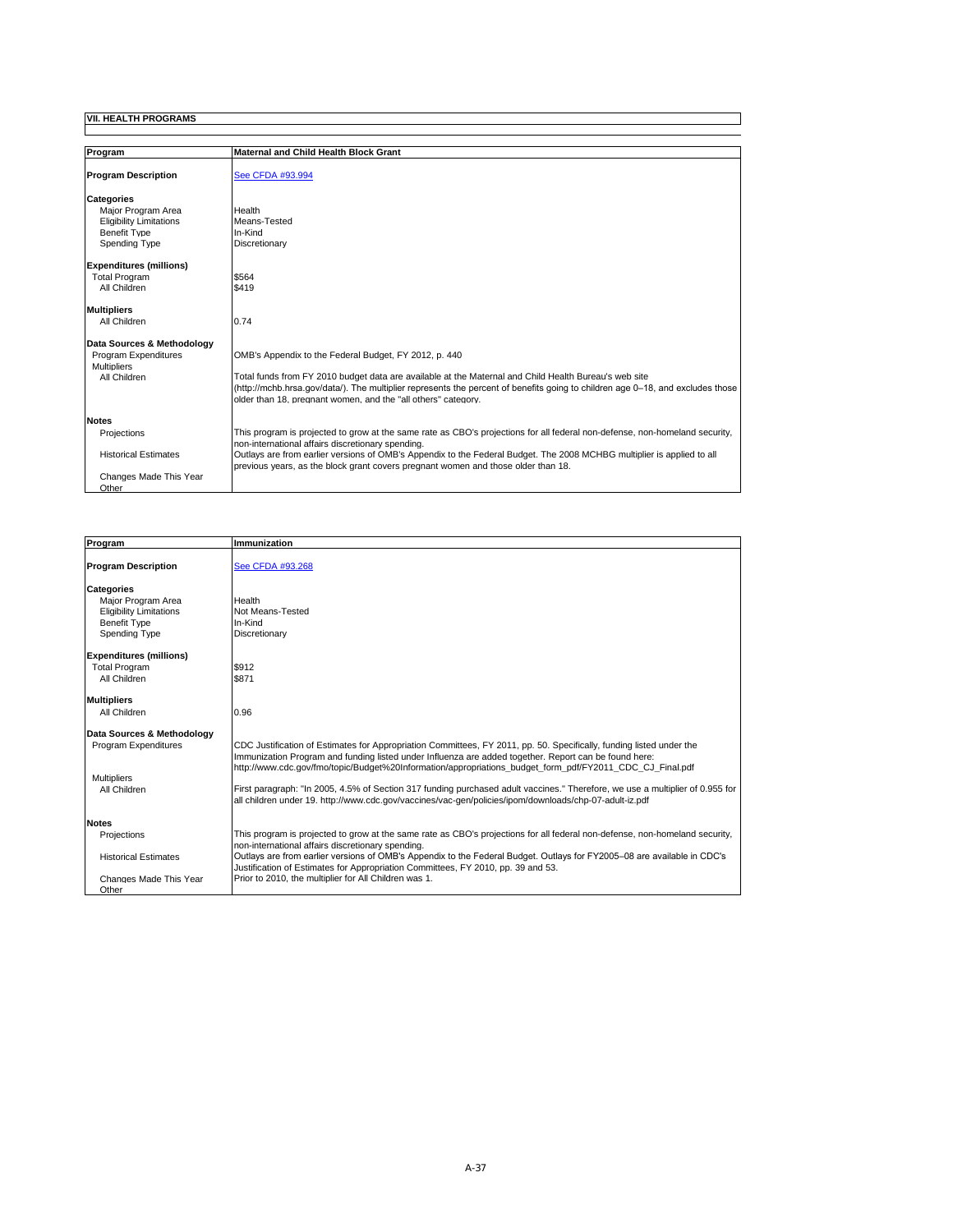## VII. HEALTH PROGRAMS

| Program | Maternal and Child Health Block Grant |
|---|---|
| **Program Description** | See CFDA #93.994 |
| **Categories** | |
| Major Program Area | Health |
| Eligibility Limitations | Means-Tested |
| Benefit Type | In-Kind |
| Spending Type | Discretionary |
| **Expenditures (millions)** | |
| Total Program | $564 |
| All Children | $419 |
| **Multipliers** | |
| All Children | 0.74 |
| **Data Sources & Methodology** | |
| Program Expenditures | OMB's Appendix to the Federal Budget, FY 2012, p. 440 |
| Multipliers | |
| All Children | Total funds from FY 2010 budget data are available at the Maternal and Child Health Bureau's web site (http://mchb.hrsa.gov/data/). The multiplier represents the percent of benefits going to children age 0–18, and excludes those older than 18, pregnant women, and the "all others" category. |
| **Notes** | |
| Projections | This program is projected to grow at the same rate as CBO's projections for all federal non-defense, non-homeland security, non-international affairs discretionary spending. |
| Historical Estimates | Outlays are from earlier versions of OMB's Appendix to the Federal Budget. The 2008 MCHBG multiplier is applied to all previous years, as the block grant covers pregnant women and those older than 18. |
| Changes Made This Year | |
| Other | |

| Program | Immunization |
|---|---|
| **Program Description** | See CFDA #93.268 |
| **Categories** | |
| Major Program Area | Health |
| Eligibility Limitations | Not Means-Tested |
| Benefit Type | In-Kind |
| Spending Type | Discretionary |
| **Expenditures (millions)** | |
| Total Program | $912 |
| All Children | $871 |
| **Multipliers** | |
| All Children | 0.96 |
| **Data Sources & Methodology** | |
| Program Expenditures | CDC Justification of Estimates for Appropriation Committees, FY 2011, pp. 50. Specifically, funding listed under the Immunization Program and funding listed under Influenza are added together. Report can be found here: http://www.cdc.gov/fmo/topic/Budget%20Information/appropriations_budget_form_pdf/FY2011_CDC_CJ_Final.pdf |
| Multipliers | |
| All Children | First paragraph: "In 2005, 4.5% of Section 317 funding purchased adult vaccines." Therefore, we use a multiplier of 0.955 for all children under 19. http://www.cdc.gov/vaccines/vac-gen/policies/ipom/downloads/chp-07-adult-iz.pdf |
| **Notes** | |
| Projections | This program is projected to grow at the same rate as CBO's projections for all federal non-defense, non-homeland security, non-international affairs discretionary spending. |
| Historical Estimates | Outlays are from earlier versions of OMB's Appendix to the Federal Budget. Outlays for FY2005–08 are available in CDC's Justification of Estimates for Appropriation Committees, FY 2010, pp. 39 and 53. |
| Changes Made This Year | Prior to 2010, the multiplier for All Children was 1. |
| Other | |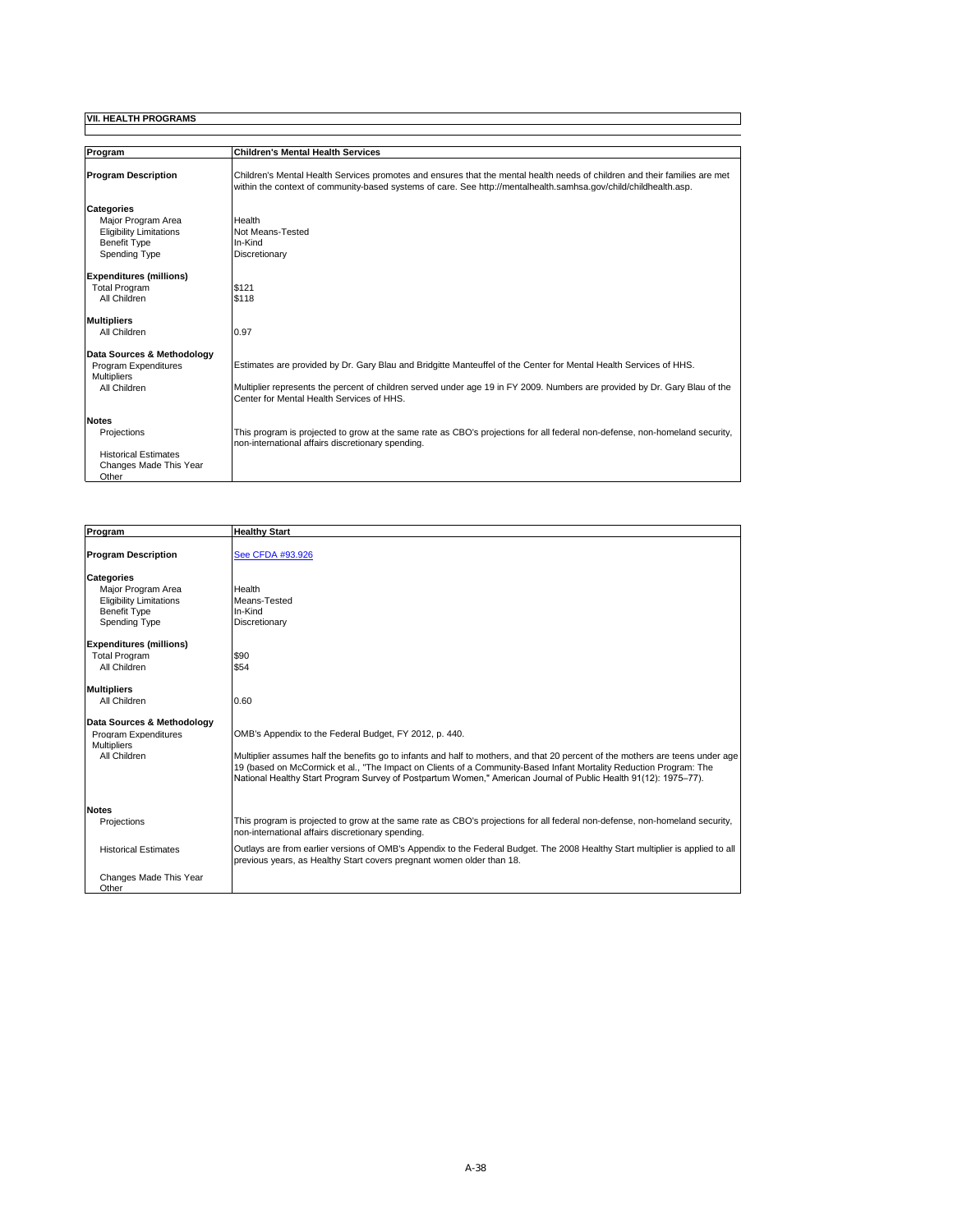## VII. HEALTH PROGRAMS

| Program | Children's Mental Health Services |
| --- | --- |
| **Program Description** | Children's Mental Health Services promotes and ensures that the mental health needs of children and their families are met within the context of community-based systems of care. See http://mentalhealth.samhsa.gov/child/childhealth.asp. |
| **Categories** | |
| Major Program Area | Health |
| Eligibility Limitations | Not Means-Tested |
| Benefit Type | In-Kind |
| Spending Type | Discretionary |
| **Expenditures (millions)** | |
| Total Program | $121 |
| All Children | $118 |
| **Multipliers** | |
| All Children | 0.97 |
| **Data Sources & Methodology** | |
| Program Expenditures | Estimates are provided by Dr. Gary Blau and Bridgitte Manteuffel of the Center for Mental Health Services of HHS. |
| Multipliers | |
| All Children | Multiplier represents the percent of children served under age 19 in FY 2009. Numbers are provided by Dr. Gary Blau of the Center for Mental Health Services of HHS. |
| **Notes** | |
| Projections | This program is projected to grow at the same rate as CBO's projections for all federal non-defense, non-homeland security, non-international affairs discretionary spending. |
| Historical Estimates | |
| Changes Made This Year | |
| Other | |

| Program | Healthy Start |
| --- | --- |
| **Program Description** | See CFDA #93.926 |
| **Categories** | |
| Major Program Area | Health |
| Eligibility Limitations | Means-Tested |
| Benefit Type | In-Kind |
| Spending Type | Discretionary |
| **Expenditures (millions)** | |
| Total Program | $90 |
| All Children | $54 |
| **Multipliers** | |
| All Children | 0.60 |
| **Data Sources & Methodology** | |
| Program Expenditures | OMB's Appendix to the Federal Budget, FY 2012, p. 440. |
| Multipliers | |
| All Children | Multiplier assumes half the benefits go to infants and half to mothers, and that 20 percent of the mothers are teens under age 19 (based on McCormick et al., "The Impact on Clients of a Community-Based Infant Mortality Reduction Program: The National Healthy Start Program Survey of Postpartum Women," American Journal of Public Health 91(12): 1975–77). |
| **Notes** | |
| Projections | This program is projected to grow at the same rate as CBO's projections for all federal non-defense, non-homeland security, non-international affairs discretionary spending. |
| Historical Estimates | Outlays are from earlier versions of OMB's Appendix to the Federal Budget. The 2008 Healthy Start multiplier is applied to all previous years, as Healthy Start covers pregnant women older than 18. |
| Changes Made This Year | |
| Other | |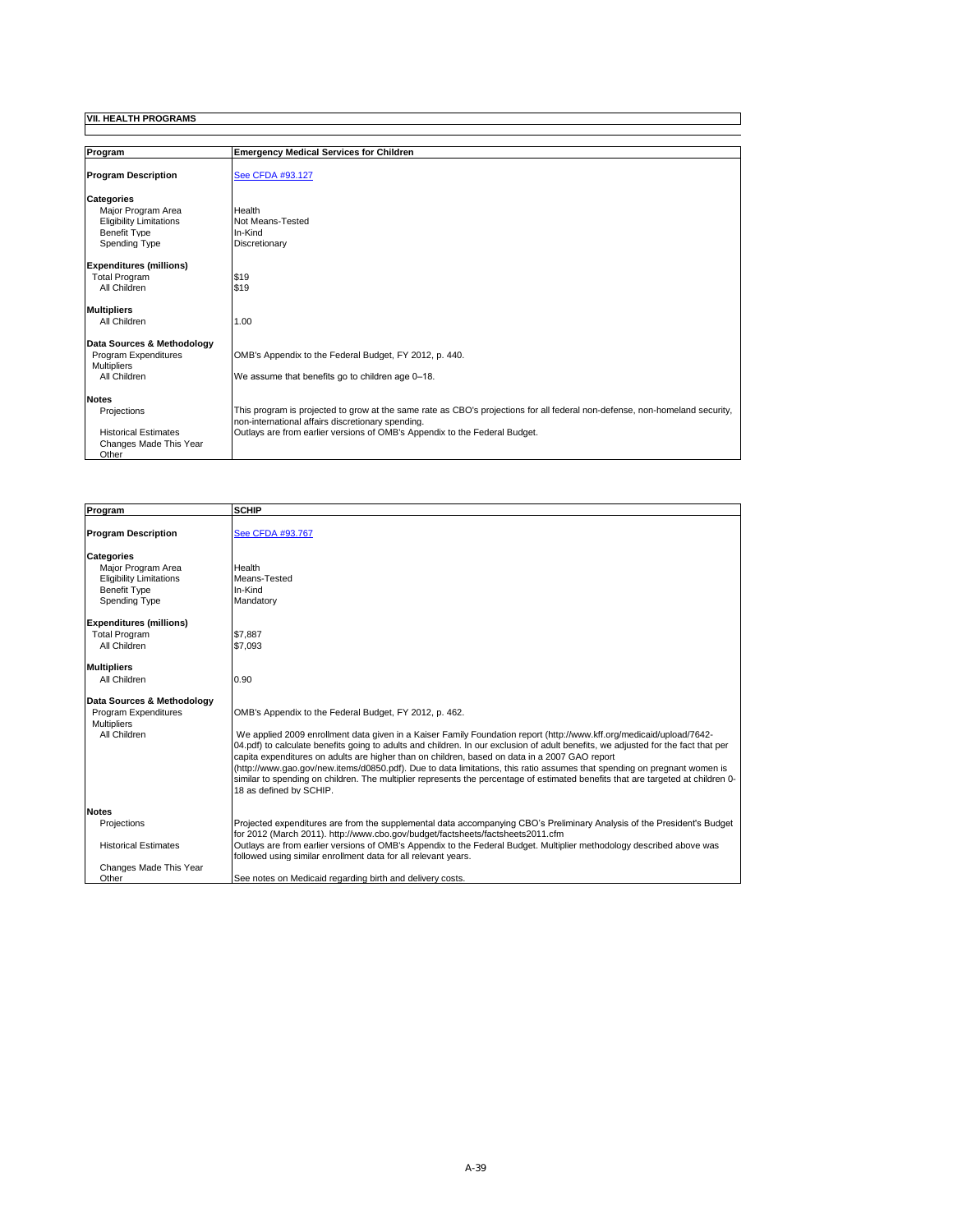**VII. HEALTH PROGRAMS**

| Program | Emergency Medical Services for Children |
|---|---|
| **Program Description** | [See CFDA #93.127] |
| **Categories** | |
| Major Program Area | Health |
| Eligibility Limitations | Not Means-Tested |
| Benefit Type | In-Kind |
| Spending Type | Discretionary |
| **Expenditures (millions)** | |
| Total Program | $19 |
| All Children | $19 |
| **Multipliers** | |
| All Children | 1.00 |
| **Data Sources & Methodology** | |
| Program Expenditures | OMB's Appendix to the Federal Budget, FY 2012, p. 440. |
| Multipliers | |
| All Children | We assume that benefits go to children age 0–18. |
| **Notes** | |
| Projections | This program is projected to grow at the same rate as CBO's projections for all federal non-defense, non-homeland security, non-international affairs discretionary spending. |
| Historical Estimates | Outlays are from earlier versions of OMB's Appendix to the Federal Budget. |
| Changes Made This Year | |
| Other | |

| Program | SCHIP |
|---|---|
| **Program Description** | [See CFDA #93.767] |
| **Categories** | |
| Major Program Area | Health |
| Eligibility Limitations | Means-Tested |
| Benefit Type | In-Kind |
| Spending Type | Mandatory |
| **Expenditures (millions)** | |
| Total Program | $7,887 |
| All Children | $7,093 |
| **Multipliers** | |
| All Children | 0.90 |
| **Data Sources & Methodology** | |
| Program Expenditures | OMB's Appendix to the Federal Budget, FY 2012, p. 462. |
| Multipliers | |
| All Children | We applied 2009 enrollment data given in a Kaiser Family Foundation report (http://www.kff.org/medicaid/upload/7642-04.pdf) to calculate benefits going to adults and children. In our exclusion of adult benefits, we adjusted for the fact that per capita expenditures on adults are higher than on children, based on data in a 2007 GAO report (http://www.gao.gov/new.items/d0850.pdf). Due to data limitations, this ratio assumes that spending on pregnant women is similar to spending on children. The multiplier represents the percentage of estimated benefits that are targeted at children 0-18 as defined by SCHIP. |
| **Notes** | |
| Projections | Projected expenditures are from the supplemental data accompanying CBO's Preliminary Analysis of the President's Budget for 2012 (March 2011). http://www.cbo.gov/budget/factsheets/factsheets2011.cfm |
| Historical Estimates | Outlays are from earlier versions of OMB's Appendix to the Federal Budget. Multiplier methodology described above was followed using similar enrollment data for all relevant years. |
| Changes Made This Year | |
| Other | See notes on Medicaid regarding birth and delivery costs. |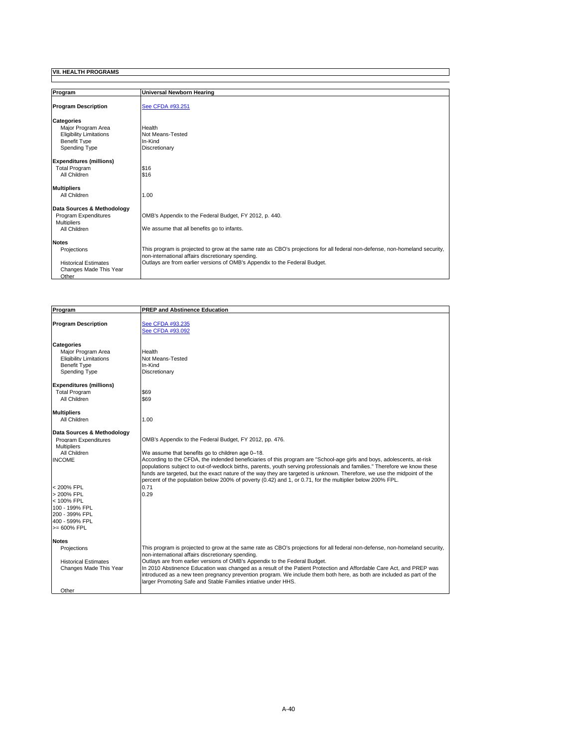## VII. HEALTH PROGRAMS

| **Program** | **Universal Newborn Hearing** |
|---|---|
| **Program Description** | See CFDA #93.251 |
| **Categories** | |
| Major Program Area | Health |
| Eligibility Limitations | Not Means-Tested |
| Benefit Type | In-Kind |
| Spending Type | Discretionary |
| **Expenditures (millions)** | |
| Total Program | $16 |
| All Children | $16 |
| **Multipliers** | |
| All Children | 1.00 |
| **Data Sources & Methodology** | |
| Program Expenditures | OMB's Appendix to the Federal Budget, FY 2012, p. 440. |
| Multipliers | |
| All Children | We assume that all benefits go to infants. |
| **Notes** | |
| Projections | This program is projected to grow at the same rate as CBO's projections for all federal non-defense, non-homeland security, non-international affairs discretionary spending. |
| Historical Estimates | Outlays are from earlier versions of OMB's Appendix to the Federal Budget. |
| Changes Made This Year | |
| Other | |

| **Program** | **PREP and Abstinence Education** |
|---|---|
| **Program Description** | See CFDA #93.235<br>See CFDA #93.092 |
| **Categories** | |
| Major Program Area | Health |
| Eligibility Limitations | Not Means-Tested |
| Benefit Type | In-Kind |
| Spending Type | Discretionary |
| **Expenditures (millions)** | |
| Total Program | $69 |
| All Children | $69 |
| **Multipliers** | |
| All Children | 1.00 |
| **Data Sources & Methodology** | |
| Program Expenditures | OMB's Appendix to the Federal Budget, FY 2012, pp. 476. |
| Multipliers | |
| All Children | We assume that benefits go to children age 0–18. |
| INCOME | According to the CFDA, the indended beneficiaries of this program are "School-age girls and boys, adolescents, at-risk populations subject to out-of-wedlock births, parents, youth serving professionals and families." Therefore we know these funds are targeted, but the exact nature of the way they are targeted is unknown. Therefore, we use the midpoint of the percent of the population below 200% of poverty (0.42) and 1, or 0.71, for the multiplier below 200% FPL. |
| < 200% FPL | 0.71 |
| > 200% FPL | 0.29 |
| < 100% FPL | |
| 100 - 199% FPL | |
| 200 - 399% FPL | |
| 400 - 599% FPL | |
| >= 600% FPL | |
| **Notes** | |
| Projections | This program is projected to grow at the same rate as CBO's projections for all federal non-defense, non-homeland security, non-international affairs discretionary spending. |
| Historical Estimates | Outlays are from earlier versions of OMB's Appendix to the Federal Budget. |
| Changes Made This Year | In 2010 Abstinence Education was changed as a result of the Patient Protection and Affordable Care Act, and PREP was introduced as a new teen pregnancy prevention program. We include them both here, as both are included as part of the larger Promoting Safe and Stable Families intiative under HHS. |
| Other | |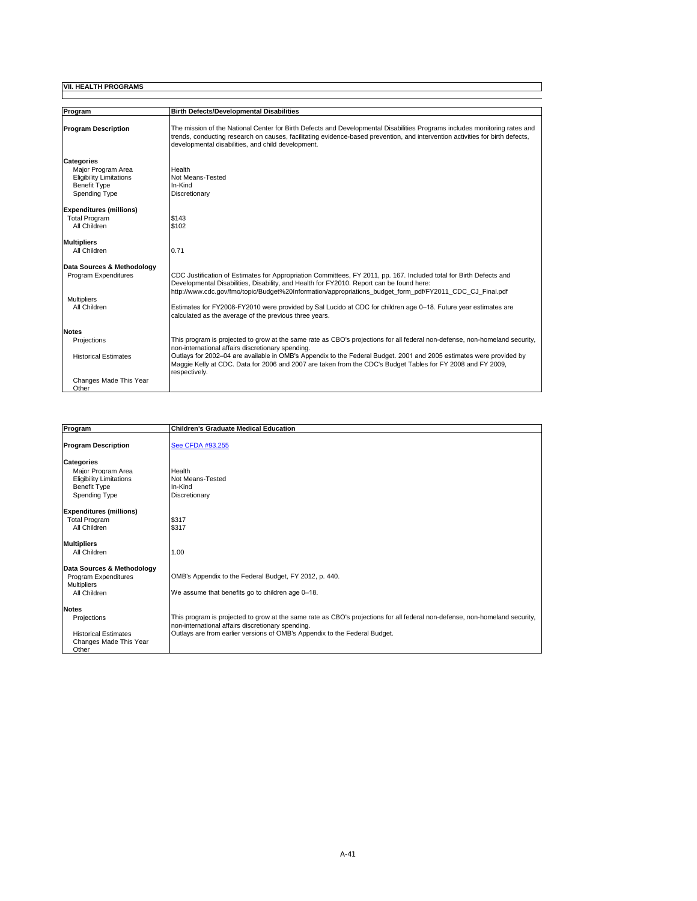## VII. HEALTH PROGRAMS

| Program | Birth Defects/Developmental Disabilities |
|---|---|
| **Program Description** | The mission of the National Center for Birth Defects and Developmental Disabilities Programs includes monitoring rates and trends, conducting research on causes, facilitating evidence-based prevention, and intervention activities for birth defects, developmental disabilities, and child development. |
| **Categories** | |
| Major Program Area | Health |
| Eligibility Limitations | Not Means-Tested |
| Benefit Type | In-Kind |
| Spending Type | Discretionary |
| **Expenditures (millions)** | |
| Total Program | $143 |
| All Children | $102 |
| **Multipliers** | |
| All Children | 0.71 |
| **Data Sources & Methodology** | |
| Program Expenditures | CDC Justification of Estimates for Appropriation Committees, FY 2011, pp. 167. Included total for Birth Defects and Developmental Disabilities, Disability, and Health for FY2010. Report can be found here: http://www.cdc.gov/fmo/topic/Budget%20Information/appropriations_budget_form_pdf/FY2011_CDC_CJ_Final.pdf |
| Multipliers | |
| All Children | Estimates for FY2008-FY2010 were provided by Sal Lucido at CDC for children age 0–18. Future year estimates are calculated as the average of the previous three years. |
| **Notes** | |
| Projections | This program is projected to grow at the same rate as CBO's projections for all federal non-defense, non-homeland security, non-international affairs discretionary spending. |
| Historical Estimates | Outlays for 2002–04 are available in OMB's Appendix to the Federal Budget. 2001 and 2005 estimates were provided by Maggie Kelly at CDC. Data for 2006 and 2007 are taken from the CDC's Budget Tables for FY 2008 and FY 2009, respectively. |
| Changes Made This Year | |
| Other | |

| Program | Children's Graduate Medical Education |
|---|---|
| **Program Description** | See CFDA #93.255 |
| **Categories** | |
| Major Program Area | Health |
| Eligibility Limitations | Not Means-Tested |
| Benefit Type | In-Kind |
| Spending Type | Discretionary |
| **Expenditures (millions)** | |
| Total Program | $317 |
| All Children | $317 |
| **Multipliers** | |
| All Children | 1.00 |
| **Data Sources & Methodology** | |
| Program Expenditures | OMB's Appendix to the Federal Budget, FY 2012, p. 440. |
| Multipliers | |
| All Children | We assume that benefits go to children age 0–18. |
| **Notes** | |
| Projections | This program is projected to grow at the same rate as CBO's projections for all federal non-defense, non-homeland security, non-international affairs discretionary spending. |
| Historical Estimates | Outlays are from earlier versions of OMB's Appendix to the Federal Budget. |
| Changes Made This Year | |
| Other | |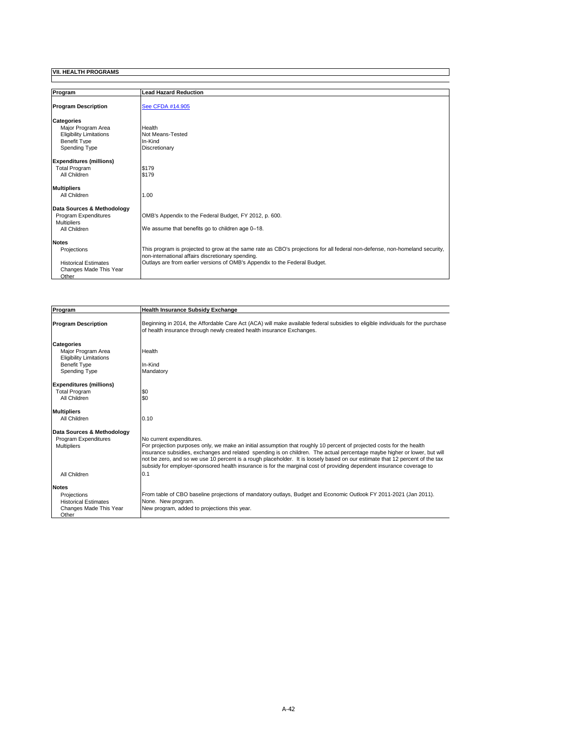**VII. HEALTH PROGRAMS**

| Program | Lead Hazard Reduction |
|---|---|
| **Program Description** | See CFDA #14.905 |
| **Categories** | |
| Major Program Area | Health |
| Eligibility Limitations | Not Means-Tested |
| Benefit Type | In-Kind |
| Spending Type | Discretionary |
| **Expenditures (millions)** | |
| Total Program | $179 |
| All Children | $179 |
| **Multipliers** | |
| All Children | 1.00 |
| **Data Sources & Methodology** | |
| Program Expenditures | OMB's Appendix to the Federal Budget, FY 2012, p. 600. |
| Multipliers | |
| All Children | We assume that benefits go to children age 0–18. |
| **Notes** | |
| Projections | This program is projected to grow at the same rate as CBO's projections for all federal non-defense, non-homeland security, non-international affairs discretionary spending. |
| Historical Estimates | Outlays are from earlier versions of OMB's Appendix to the Federal Budget. |
| Changes Made This Year | |
| Other | |

| Program | Health Insurance Subsidy Exchange |
|---|---|
| **Program Description** | Beginning in 2014, the Affordable Care Act (ACA) will make available federal subsidies to eligible individuals for the purchase of health insurance through newly created health insurance Exchanges. |
| **Categories** | |
| Major Program Area | Health |
| Eligibility Limitations | |
| Benefit Type | In-Kind |
| Spending Type | Mandatory |
| **Expenditures (millions)** | |
| Total Program | $0 |
| All Children | $0 |
| **Multipliers** | |
| All Children | 0.10 |
| **Data Sources & Methodology** | |
| Program Expenditures | No current expenditures. |
| Multipliers | For projection purposes only, we make an initial assumption that roughly 10 percent of projected costs for the health insurance subsidies, exchanges and related spending is on children. The actual percentage maybe higher or lower, but will not be zero, and so we use 10 percent is a rough placeholder. It is loosely based on our estimate that 12 percent of the tax subsidy for employer-sponsored health insurance is for the marginal cost of providing dependent insurance coverage to |
| All Children | 0.1 |
| **Notes** | |
| Projections | From table of CBO baseline projections of mandatory outlays, Budget and Economic Outlook FY 2011-2021 (Jan 2011). |
| Historical Estimates | None. New program. |
| Changes Made This Year | New program, added to projections this year. |
| Other | |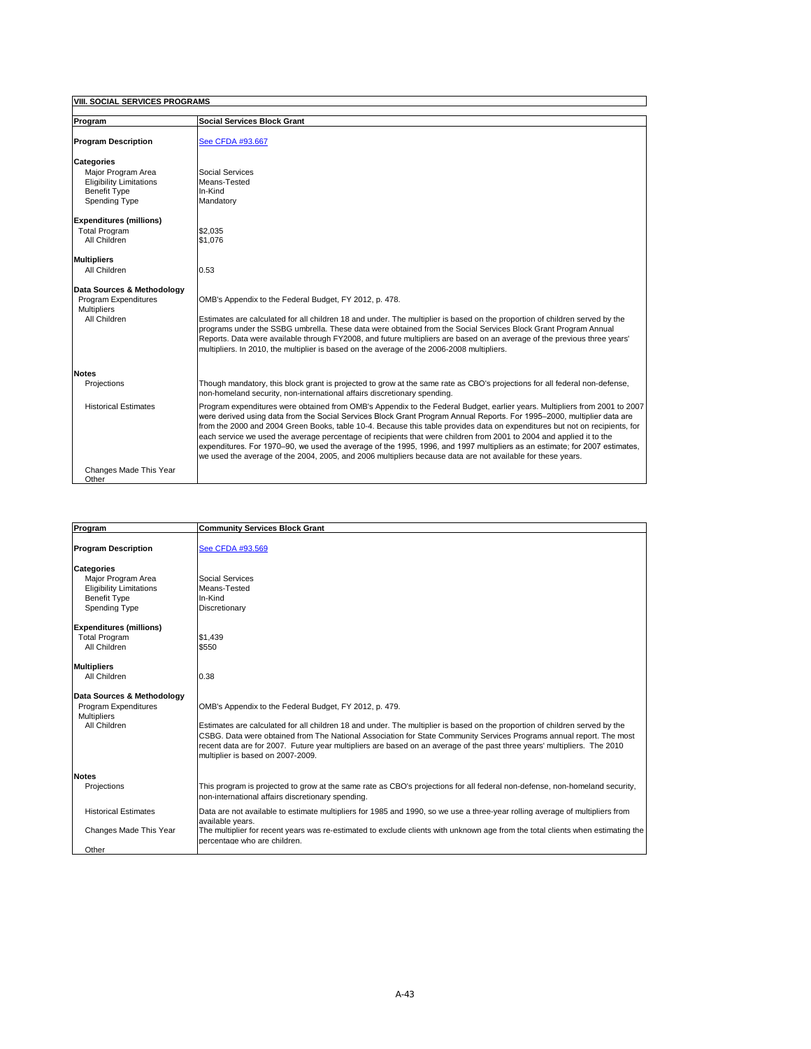## VIII. SOCIAL SERVICES PROGRAMS

| Program | Social Services Block Grant |
|---|---|
| **Program Description** | See CFDA #93.667 |
| **Categories** | |
| Major Program Area | Social Services |
| Eligibility Limitations | Means-Tested |
| Benefit Type | In-Kind |
| Spending Type | Mandatory |
| **Expenditures (millions)** | |
| Total Program | $2,035 |
| All Children | $1,076 |
| **Multipliers** | |
| All Children | 0.53 |
| **Data Sources & Methodology** | |
| Program Expenditures | OMB's Appendix to the Federal Budget, FY 2012, p. 478. |
| Multipliers | |
| All Children | Estimates are calculated for all children 18 and under. The multiplier is based on the proportion of children served by the programs under the SSBG umbrella. These data were obtained from the Social Services Block Grant Program Annual Reports. Data were available through FY2008, and future multipliers are based on an average of the previous three years' multipliers. In 2010, the multiplier is based on the average of the 2006-2008 multipliers. |
| **Notes** | |
| Projections | Though mandatory, this block grant is projected to grow at the same rate as CBO's projections for all federal non-defense, non-homeland security, non-international affairs discretionary spending. |
| Historical Estimates | Program expenditures were obtained from OMB's Appendix to the Federal Budget, earlier years. Multipliers from 2001 to 2007 were derived using data from the Social Services Block Grant Program Annual Reports. For 1995–2000, multiplier data are from the 2000 and 2004 Green Books, table 10-4. Because this table provides data on expenditures but not on recipients, for each service we used the average percentage of recipients that were children from 2001 to 2004 and applied it to the expenditures. For 1970–90, we used the average of the 1995, 1996, and 1997 multipliers as an estimate; for 2007 estimates, we used the average of the 2004, 2005, and 2006 multipliers because data are not available for these years. |
| Changes Made This Year | |
| Other | |

| Program | Community Services Block Grant |
|---|---|
| **Program Description** | See CFDA #93.569 |
| **Categories** | |
| Major Program Area | Social Services |
| Eligibility Limitations | Means-Tested |
| Benefit Type | In-Kind |
| Spending Type | Discretionary |
| **Expenditures (millions)** | |
| Total Program | $1,439 |
| All Children | $550 |
| **Multipliers** | |
| All Children | 0.38 |
| **Data Sources & Methodology** | |
| Program Expenditures | OMB's Appendix to the Federal Budget, FY 2012, p. 479. |
| Multipliers | |
| All Children | Estimates are calculated for all children 18 and under. The multiplier is based on the proportion of children served by the CSBG. Data were obtained from The National Association for State Community Services Programs annual report. The most recent data are for 2007. Future year multipliers are based on an average of the past three years' multipliers. The 2010 multiplier is based on 2007-2009. |
| **Notes** | |
| Projections | This program is projected to grow at the same rate as CBO's projections for all federal non-defense, non-homeland security, non-international affairs discretionary spending. |
| Historical Estimates | Data are not available to estimate multipliers for 1985 and 1990, so we use a three-year rolling average of multipliers from available years. |
| Changes Made This Year | The multiplier for recent years was re-estimated to exclude clients with unknown age from the total clients when estimating the percentage who are children. |
| Other | |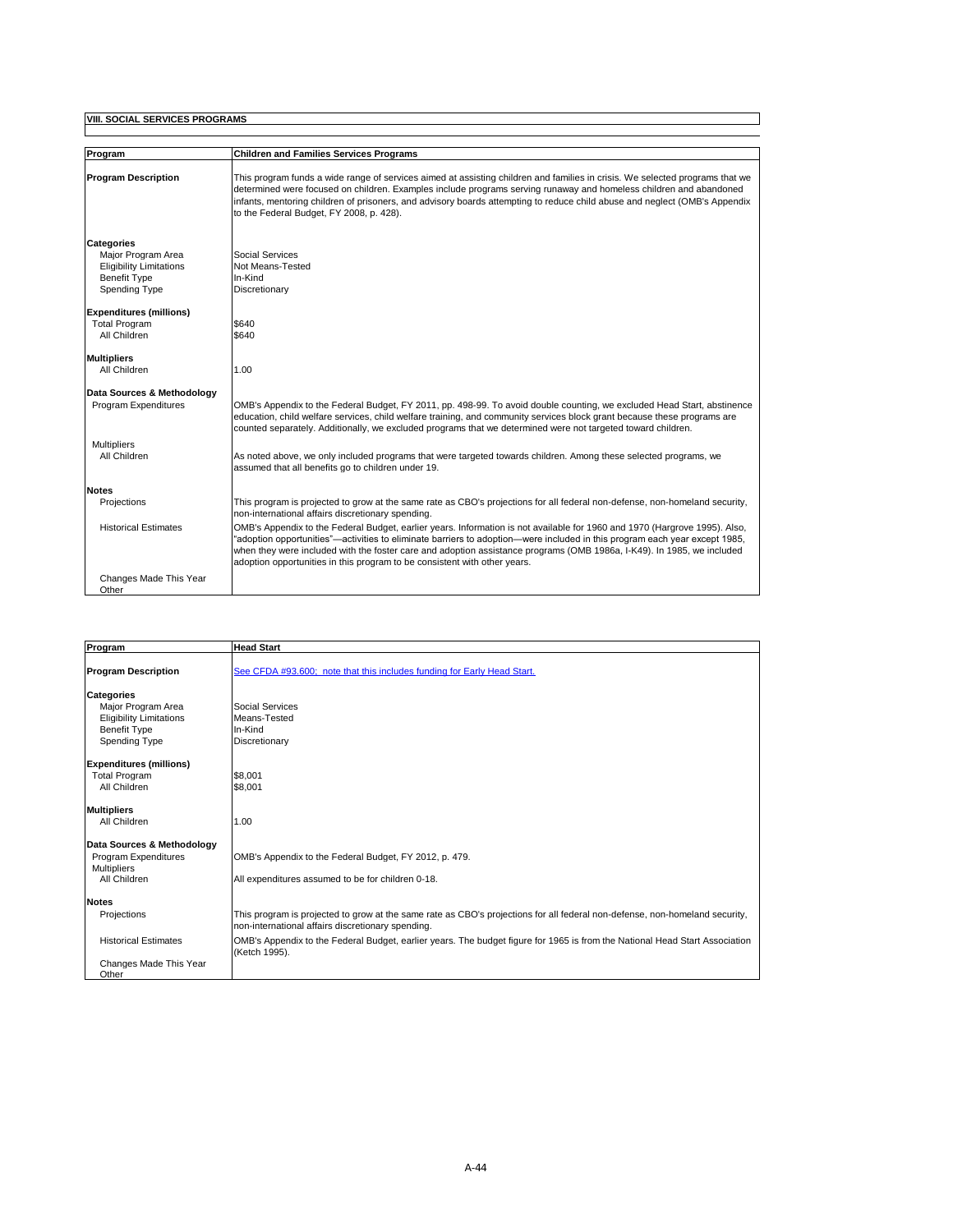## VIII. SOCIAL SERVICES PROGRAMS

| Program | Children and Families Services Programs |
|---|---|
| **Program Description** | This program funds a wide range of services aimed at assisting children and families in crisis. We selected programs that we determined were focused on children. Examples include programs serving runaway and homeless children and abandoned infants, mentoring children of prisoners, and advisory boards attempting to reduce child abuse and neglect (OMB's Appendix to the Federal Budget, FY 2008, p. 428). |
| **Categories** | |
| Major Program Area | Social Services |
| Eligibility Limitations | Not Means-Tested |
| Benefit Type | In-Kind |
| Spending Type | Discretionary |
| **Expenditures (millions)** | |
| Total Program | $640 |
| All Children | $640 |
| **Multipliers** | |
| All Children | 1.00 |
| **Data Sources & Methodology** | |
| Program Expenditures | OMB's Appendix to the Federal Budget, FY 2011, pp. 498-99. To avoid double counting, we excluded Head Start, abstinence education, child welfare services, child welfare training, and community services block grant because these programs are counted separately. Additionally, we excluded programs that we determined were not targeted toward children. |
| Multipliers | |
| All Children | As noted above, we only included programs that were targeted towards children. Among these selected programs, we assumed that all benefits go to children under 19. |
| **Notes** | |
| Projections | This program is projected to grow at the same rate as CBO's projections for all federal non-defense, non-homeland security, non-international affairs discretionary spending. |
| Historical Estimates | OMB's Appendix to the Federal Budget, earlier years. Information is not available for 1960 and 1970 (Hargrove 1995). Also, "adoption opportunities"—activities to eliminate barriers to adoption—were included in this program each year except 1985, when they were included with the foster care and adoption assistance programs (OMB 1986a, I-K49). In 1985, we included adoption opportunities in this program to be consistent with other years. |
| Changes Made This Year | |
| Other | |

| Program | Head Start |
|---|---|
| **Program Description** | See CFDA #93.600; note that this includes funding for Early Head Start. |
| **Categories** | |
| Major Program Area | Social Services |
| Eligibility Limitations | Means-Tested |
| Benefit Type | In-Kind |
| Spending Type | Discretionary |
| **Expenditures (millions)** | |
| Total Program | $8,001 |
| All Children | $8,001 |
| **Multipliers** | |
| All Children | 1.00 |
| **Data Sources & Methodology** | |
| Program Expenditures | OMB's Appendix to the Federal Budget, FY 2012, p. 479. |
| Multipliers | |
| All Children | All expenditures assumed to be for children 0-18. |
| **Notes** | |
| Projections | This program is projected to grow at the same rate as CBO's projections for all federal non-defense, non-homeland security, non-international affairs discretionary spending. |
| Historical Estimates | OMB's Appendix to the Federal Budget, earlier years. The budget figure for 1965 is from the National Head Start Association (Ketch 1995). |
| Changes Made This Year | |
| Other | |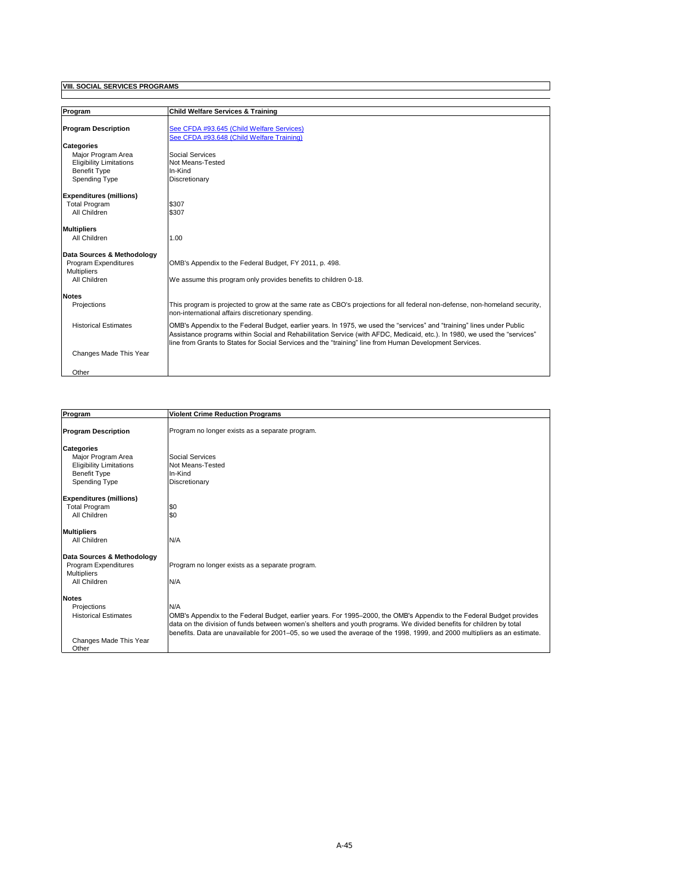## VIII. SOCIAL SERVICES PROGRAMS

| Program | Child Welfare Services & Training |
|---|---|
| **Program Description** | See CFDA #93.645 (Child Welfare Services)<br>See CFDA #93.648 (Child Welfare Training) |
| **Categories** | |
| Major Program Area | Social Services |
| Eligibility Limitations | Not Means-Tested |
| Benefit Type | In-Kind |
| Spending Type | Discretionary |
| **Expenditures (millions)** | |
| Total Program | $307 |
| All Children | $307 |
| **Multipliers** | |
| All Children | 1.00 |
| **Data Sources & Methodology** | |
| Program Expenditures | OMB's Appendix to the Federal Budget, FY 2011, p. 498. |
| Multipliers | |
| All Children | We assume this program only provides benefits to children 0-18. |
| **Notes** | |
| Projections | This program is projected to grow at the same rate as CBO's projections for all federal non-defense, non-homeland security, non-international affairs discretionary spending. |
| Historical Estimates | OMB's Appendix to the Federal Budget, earlier years. In 1975, we used the "services" and "training" lines under Public Assistance programs within Social and Rehabilitation Service (with AFDC, Medicaid, etc.). In 1980, we used the "services" line from Grants to States for Social Services and the "training" line from Human Development Services. |
| Changes Made This Year | |
| Other | |

| Program | Violent Crime Reduction Programs |
|---|---|
| **Program Description** | Program no longer exists as a separate program. |
| **Categories** | |
| Major Program Area | Social Services |
| Eligibility Limitations | Not Means-Tested |
| Benefit Type | In-Kind |
| Spending Type | Discretionary |
| **Expenditures (millions)** | |
| Total Program | $0 |
| All Children | $0 |
| **Multipliers** | |
| All Children | N/A |
| **Data Sources & Methodology** | |
| Program Expenditures | Program no longer exists as a separate program. |
| Multipliers | |
| All Children | N/A |
| **Notes** | |
| Projections | N/A |
| Historical Estimates | OMB's Appendix to the Federal Budget, earlier years. For 1995–2000, the OMB's Appendix to the Federal Budget provides data on the division of funds between women's shelters and youth programs. We divided benefits for children by total benefits. Data are unavailable for 2001–05, so we used the average of the 1998, 1999, and 2000 multipliers as an estimate. |
| Changes Made This Year | |
| Other | |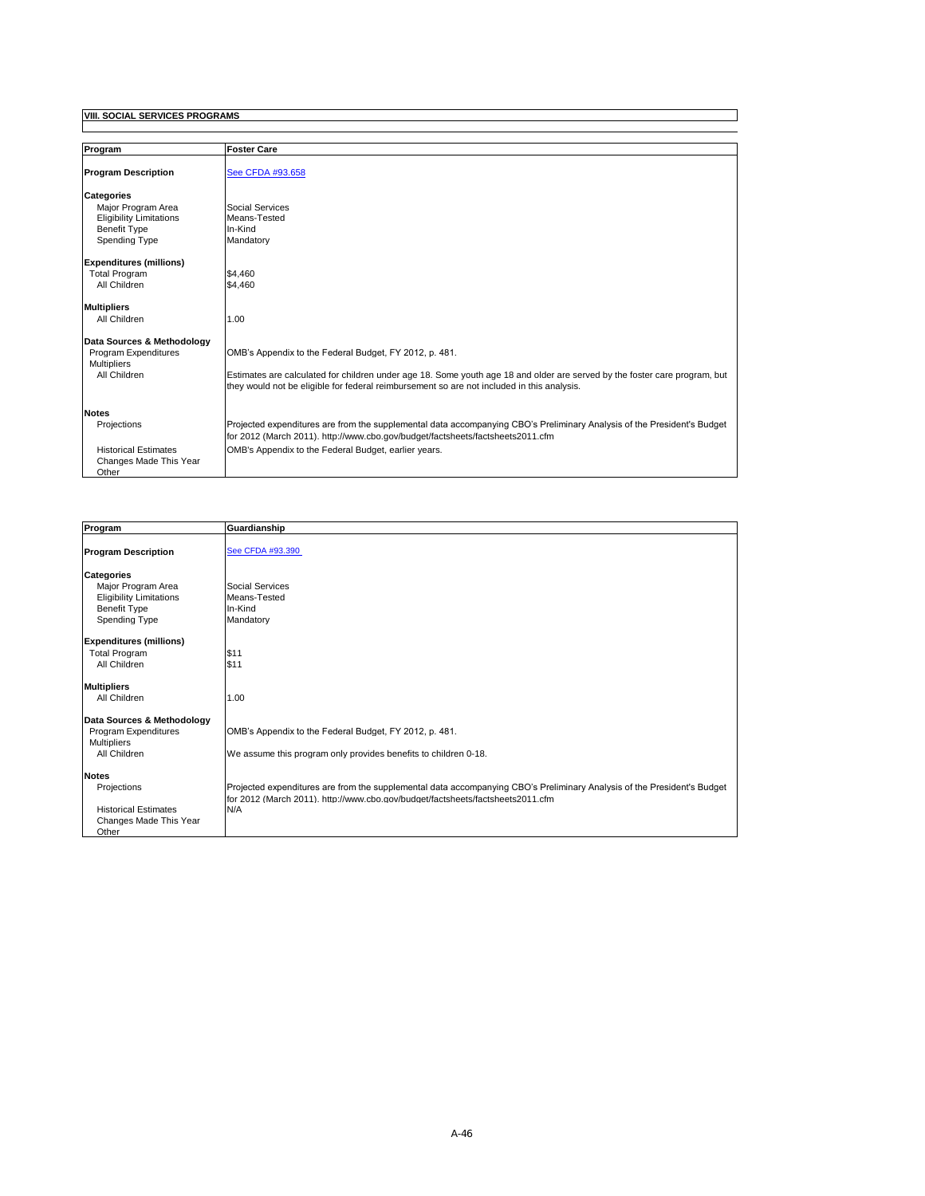## VIII. SOCIAL SERVICES PROGRAMS

| Program | Foster Care |
|---|---|
| **Program Description** | [See CFDA #93.658](#) |
| **Categories** | |
| Major Program Area | Social Services |
| Eligibility Limitations | Means-Tested |
| Benefit Type | In-Kind |
| Spending Type | Mandatory |
| **Expenditures (millions)** | |
| Total Program | $4,460 |
| All Children | $4,460 |
| **Multipliers** | |
| All Children | 1.00 |
| **Data Sources & Methodology** | |
| Program Expenditures | OMB's Appendix to the Federal Budget, FY 2012, p. 481. |
| Multipliers | |
| All Children | Estimates are calculated for children under age 18. Some youth age 18 and older are served by the foster care program, but they would not be eligible for federal reimbursement so are not included in this analysis. |
| **Notes** | |
| Projections | Projected expenditures are from the supplemental data accompanying CBO's Preliminary Analysis of the President's Budget for 2012 (March 2011). http://www.cbo.gov/budget/factsheets/factsheets2011.cfm |
| Historical Estimates | OMB's Appendix to the Federal Budget, earlier years. |
| Changes Made This Year | |
| Other | |

| Program | Guardianship |
|---|---|
| **Program Description** | [See CFDA #93.390](#) |
| **Categories** | |
| Major Program Area | Social Services |
| Eligibility Limitations | Means-Tested |
| Benefit Type | In-Kind |
| Spending Type | Mandatory |
| **Expenditures (millions)** | |
| Total Program | $11 |
| All Children | $11 |
| **Multipliers** | |
| All Children | 1.00 |
| **Data Sources & Methodology** | |
| Program Expenditures | OMB's Appendix to the Federal Budget, FY 2012, p. 481. |
| Multipliers | |
| All Children | We assume this program only provides benefits to children 0-18. |
| **Notes** | |
| Projections | Projected expenditures are from the supplemental data accompanying CBO's Preliminary Analysis of the President's Budget for 2012 (March 2011). http://www.cbo.gov/budget/factsheets/factsheets2011.cfm |
| Historical Estimates | N/A |
| Changes Made This Year | |
| Other | |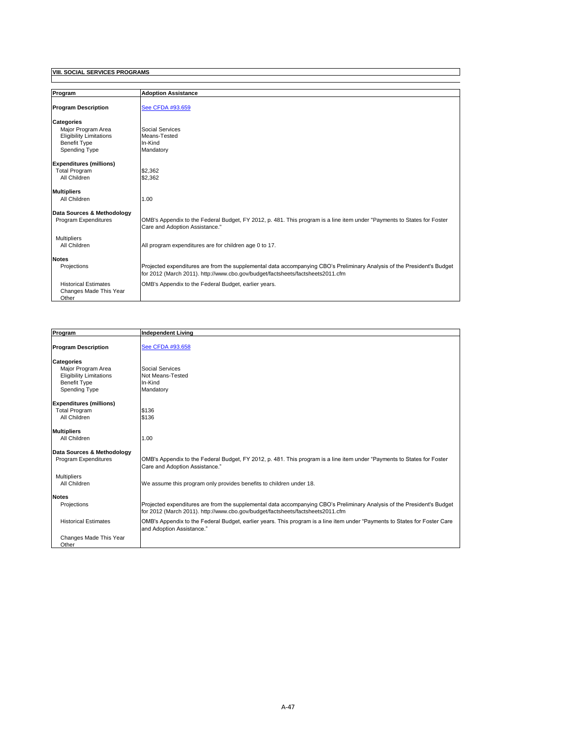## VIII. SOCIAL SERVICES PROGRAMS

| Program | Adoption Assistance |
|---|---|
| **Program Description** | See CFDA #93.659 |
| **Categories** | |
| Major Program Area | Social Services |
| Eligibility Limitations | Means-Tested |
| Benefit Type | In-Kind |
| Spending Type | Mandatory |
| **Expenditures (millions)** | |
| Total Program | $2,362 |
| All Children | $2,362 |
| **Multipliers** | |
| All Children | 1.00 |
| **Data Sources & Methodology** | |
| Program Expenditures | OMB's Appendix to the Federal Budget, FY 2012, p. 481. This program is a line item under "Payments to States for Foster Care and Adoption Assistance." |
| Multipliers | |
| All Children | All program expenditures are for children age 0 to 17. |
| **Notes** | |
| Projections | Projected expenditures are from the supplemental data accompanying CBO's Preliminary Analysis of the President's Budget for 2012 (March 2011). http://www.cbo.gov/budget/factsheets/factsheets2011.cfm |
| Historical Estimates | OMB's Appendix to the Federal Budget, earlier years. |
| Changes Made This Year | |
| Other | |

| Program | Independent Living |
|---|---|
| **Program Description** | See CFDA #93.658 |
| **Categories** | |
| Major Program Area | Social Services |
| Eligibility Limitations | Not Means-Tested |
| Benefit Type | In-Kind |
| Spending Type | Mandatory |
| **Expenditures (millions)** | |
| Total Program | $136 |
| All Children | $136 |
| **Multipliers** | |
| All Children | 1.00 |
| **Data Sources & Methodology** | |
| Program Expenditures | OMB's Appendix to the Federal Budget, FY 2012, p. 481. This program is a line item under "Payments to States for Foster Care and Adoption Assistance." |
| Multipliers | |
| All Children | We assume this program only provides benefits to children under 18. |
| **Notes** | |
| Projections | Projected expenditures are from the supplemental data accompanying CBO's Preliminary Analysis of the President's Budget for 2012 (March 2011). http://www.cbo.gov/budget/factsheets/factsheets2011.cfm |
| Historical Estimates | OMB's Appendix to the Federal Budget, earlier years. This program is a line item under "Payments to States for Foster Care and Adoption Assistance." |
| Changes Made This Year | |
| Other | |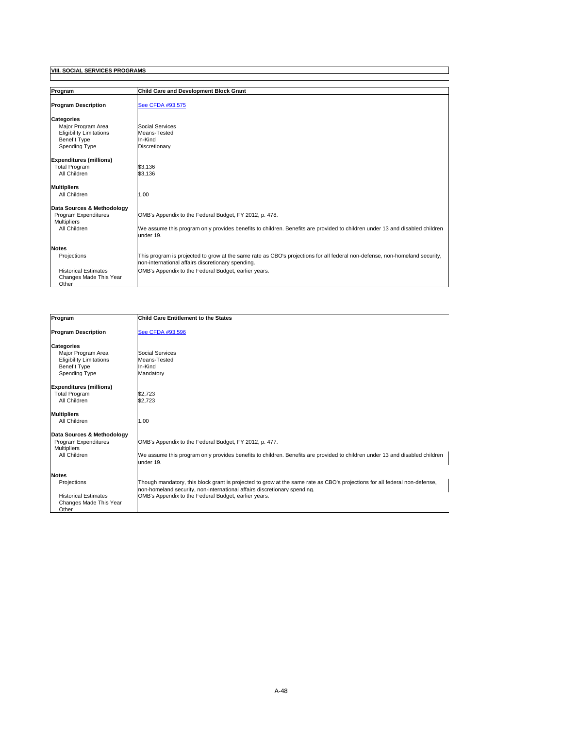## VIII. SOCIAL SERVICES PROGRAMS

| Program | Child Care and Development Block Grant |
|---|---|
| **Program Description** | [See CFDA #93.575] |
| **Categories** | |
| Major Program Area | Social Services |
| Eligibility Limitations | Means-Tested |
| Benefit Type | In-Kind |
| Spending Type | Discretionary |
| **Expenditures (millions)** | |
| Total Program | $3,136 |
| All Children | $3,136 |
| **Multipliers** | |
| All Children | 1.00 |
| **Data Sources & Methodology** | |
| Program Expenditures | OMB's Appendix to the Federal Budget, FY 2012, p. 478. |
| Multipliers | |
| All Children | We assume this program only provides benefits to children. Benefits are provided to children under 13 and disabled children under 19. |
| **Notes** | |
| Projections | This program is projected to grow at the same rate as CBO's projections for all federal non-defense, non-homeland security, non-international affairs discretionary spending. |
| Historical Estimates | OMB's Appendix to the Federal Budget, earlier years. |
| Changes Made This Year | |
| Other | |

| Program | Child Care Entitlement to the States |
|---|---|
| **Program Description** | [See CFDA #93.596] |
| **Categories** | |
| Major Program Area | Social Services |
| Eligibility Limitations | Means-Tested |
| Benefit Type | In-Kind |
| Spending Type | Mandatory |
| **Expenditures (millions)** | |
| Total Program | $2,723 |
| All Children | $2,723 |
| **Multipliers** | |
| All Children | 1.00 |
| **Data Sources & Methodology** | |
| Program Expenditures | OMB's Appendix to the Federal Budget, FY 2012, p. 477. |
| Multipliers | |
| All Children | We assume this program only provides benefits to children. Benefits are provided to children under 13 and disabled children under 19. |
| **Notes** | |
| Projections | Though mandatory, this block grant is projected to grow at the same rate as CBO's projections for all federal non-defense, non-homeland security, non-international affairs discretionary spending. |
| Historical Estimates | OMB's Appendix to the Federal Budget, earlier years. |
| Changes Made This Year | |
| Other | |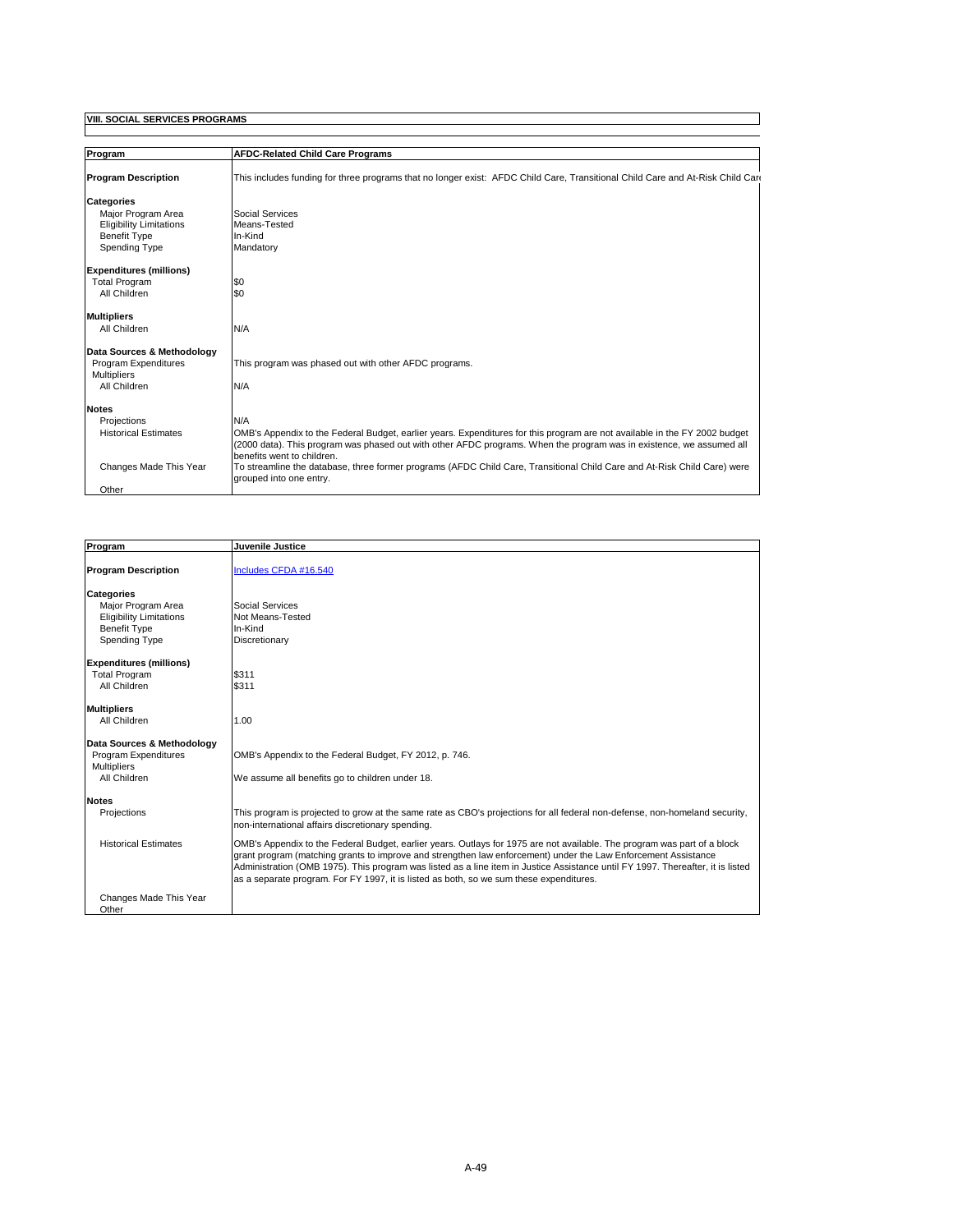## VIII. SOCIAL SERVICES PROGRAMS

| Program | AFDC-Related Child Care Programs |
|---|---|
| **Program Description** | This includes funding for three programs that no longer exist: AFDC Child Care, Transitional Child Care and At-Risk Child Care |
| **Categories** | |
| Major Program Area | Social Services |
| Eligibility Limitations | Means-Tested |
| Benefit Type | In-Kind |
| Spending Type | Mandatory |
| **Expenditures (millions)** | |
| Total Program | $0 |
| All Children | $0 |
| **Multipliers** | |
| All Children | N/A |
| **Data Sources & Methodology** | |
| Program Expenditures | This program was phased out with other AFDC programs. |
| Multipliers | |
| All Children | N/A |
| **Notes** | |
| Projections | N/A |
| Historical Estimates | OMB's Appendix to the Federal Budget, earlier years. Expenditures for this program are not available in the FY 2002 budget (2000 data). This program was phased out with other AFDC programs. When the program was in existence, we assumed all benefits went to children. |
| Changes Made This Year | To streamline the database, three former programs (AFDC Child Care, Transitional Child Care and At-Risk Child Care) were grouped into one entry. |
| Other | |

| Program | Juvenile Justice |
|---|---|
| **Program Description** | Includes CFDA #16.540 |
| **Categories** | |
| Major Program Area | Social Services |
| Eligibility Limitations | Not Means-Tested |
| Benefit Type | In-Kind |
| Spending Type | Discretionary |
| **Expenditures (millions)** | |
| Total Program | $311 |
| All Children | $311 |
| **Multipliers** | |
| All Children | 1.00 |
| **Data Sources & Methodology** | |
| Program Expenditures | OMB's Appendix to the Federal Budget, FY 2012, p. 746. |
| Multipliers | |
| All Children | We assume all benefits go to children under 18. |
| **Notes** | |
| Projections | This program is projected to grow at the same rate as CBO's projections for all federal non-defense, non-homeland security, non-international affairs discretionary spending. |
| Historical Estimates | OMB's Appendix to the Federal Budget, earlier years. Outlays for 1975 are not available. The program was part of a block grant program (matching grants to improve and strengthen law enforcement) under the Law Enforcement Assistance Administration (OMB 1975). This program was listed as a line item in Justice Assistance until FY 1997. Thereafter, it is listed as a separate program. For FY 1997, it is listed as both, so we sum these expenditures. |
| Changes Made This Year | |
| Other | |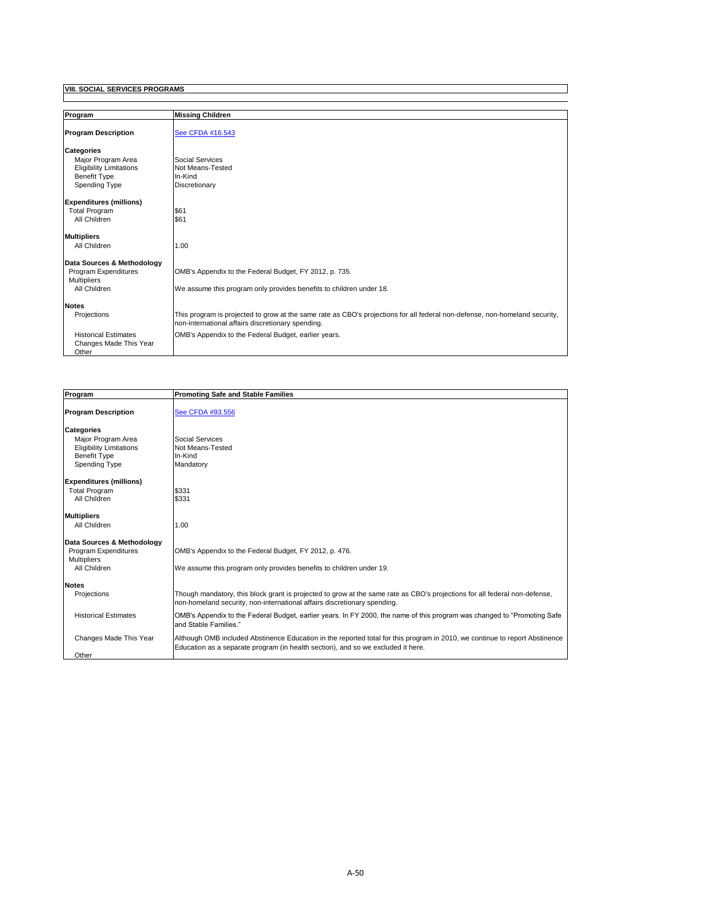## VIII. SOCIAL SERVICES PROGRAMS

| **Program** | **Missing Children** |
|---|---|
| **Program Description** | [See CFDA #16.543] |
| **Categories** | |
| Major Program Area | Social Services |
| Eligibility Limitations | Not Means-Tested |
| Benefit Type | In-Kind |
| Spending Type | Discretionary |
| **Expenditures (millions)** | |
| Total Program | $61 |
| All Children | $61 |
| **Multipliers** | |
| All Children | 1.00 |
| **Data Sources & Methodology** | |
| Program Expenditures | OMB's Appendix to the Federal Budget, FY 2012, p. 735. |
| Multipliers | |
| All Children | We assume this program only provides benefits to children under 18. |
| **Notes** | |
| Projections | This program is projected to grow at the same rate as CBO's projections for all federal non-defense, non-homeland security, non-international affairs discretionary spending. |
| Historical Estimates | OMB's Appendix to the Federal Budget, earlier years. |
| Changes Made This Year | |
| Other | |

| **Program** | **Promoting Safe and Stable Families** |
|---|---|
| **Program Description** | [See CFDA #93.556] |
| **Categories** | |
| Major Program Area | Social Services |
| Eligibility Limitations | Not Means-Tested |
| Benefit Type | In-Kind |
| Spending Type | Mandatory |
| **Expenditures (millions)** | |
| Total Program | $331 |
| All Children | $331 |
| **Multipliers** | |
| All Children | 1.00 |
| **Data Sources & Methodology** | |
| Program Expenditures | OMB's Appendix to the Federal Budget, FY 2012, p. 476. |
| Multipliers | |
| All Children | We assume this program only provides benefits to children under 19. |
| **Notes** | |
| Projections | Though mandatory, this block grant is projected to grow at the same rate as CBO's projections for all federal non-defense, non-homeland security, non-international affairs discretionary spending. |
| Historical Estimates | OMB's Appendix to the Federal Budget, earlier years. In FY 2000, the name of this program was changed to "Promoting Safe and Stable Families." |
| Changes Made This Year | Although OMB included Abstinence Education in the reported total for this program in 2010, we continue to report Abstinence Education as a separate program (in health section), and so we excluded it here. |
| Other | |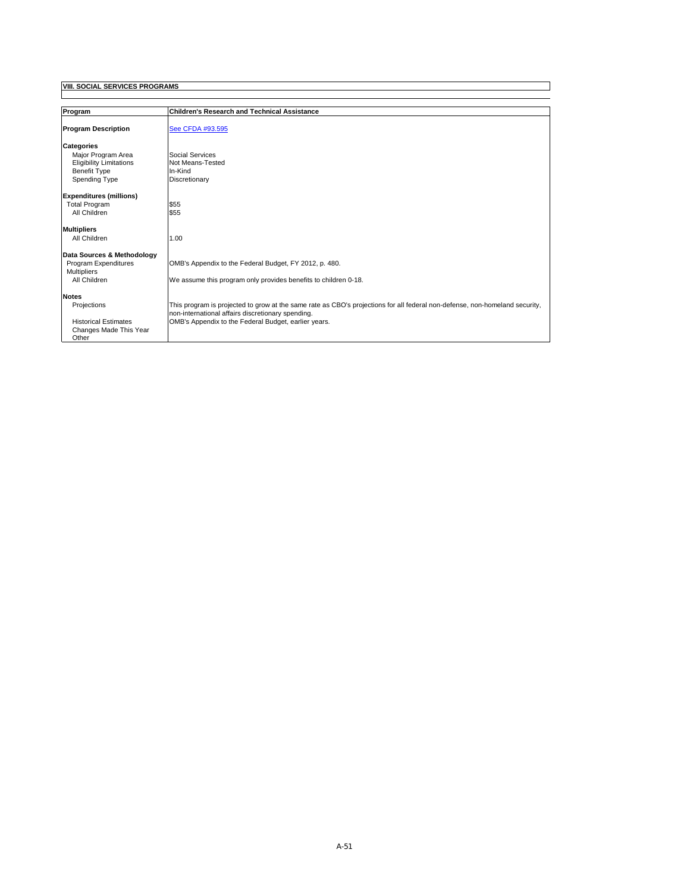**VIII. SOCIAL SERVICES PROGRAMS**

| **Program** | **Children's Research and Technical Assistance** |
|---|---|
| **Program Description** | See CFDA #93.595 |
| **Categories** | |
| Major Program Area | Social Services |
| Eligibility Limitations | Not Means-Tested |
| Benefit Type | In-Kind |
| Spending Type | Discretionary |
| **Expenditures (millions)** | |
| Total Program | $55 |
| All Children | $55 |
| **Multipliers** | |
| All Children | 1.00 |
| **Data Sources & Methodology** | |
| Program Expenditures | OMB's Appendix to the Federal Budget, FY 2012, p. 480. |
| Multipliers | |
| All Children | We assume this program only provides benefits to children 0-18. |
| **Notes** | |
| Projections | This program is projected to grow at the same rate as CBO's projections for all federal non-defense, non-homeland security, non-international affairs discretionary spending. |
| Historical Estimates | OMB's Appendix to the Federal Budget, earlier years. |
| Changes Made This Year | |
| Other | |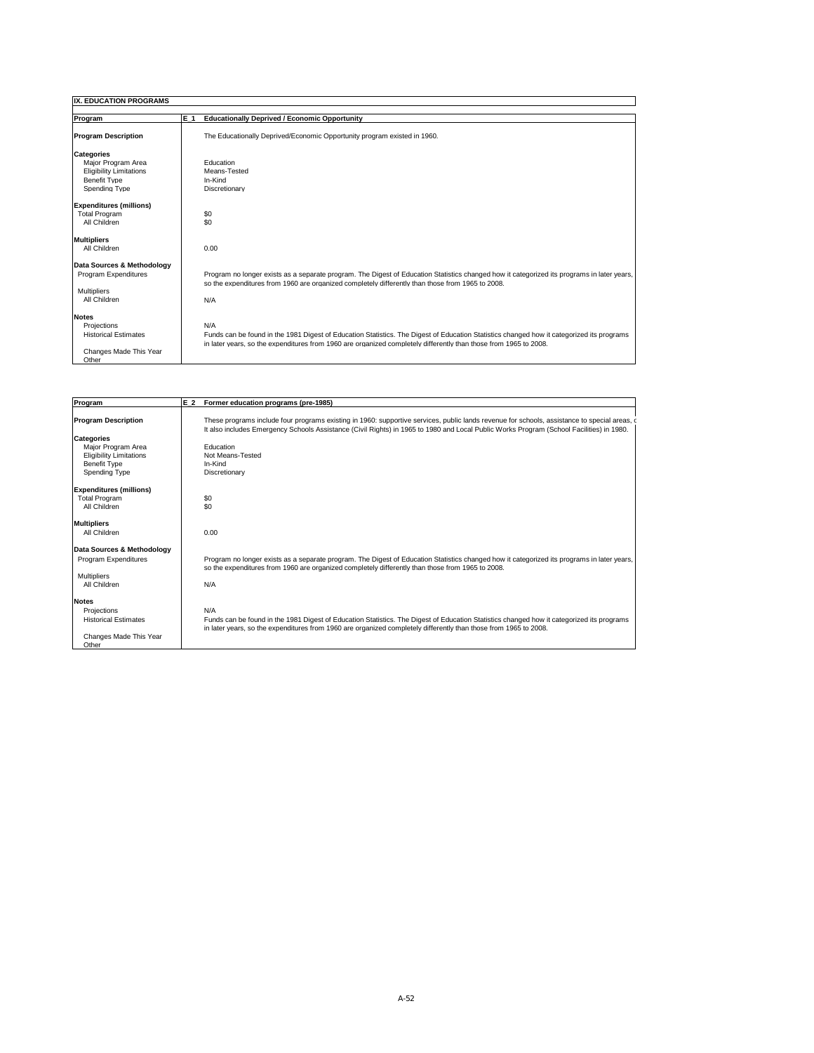## IX. EDUCATION PROGRAMS

| Program | E_1 Educationally Deprived / Economic Opportunity |
|---|---|
| **Program Description** | The Educationally Deprived/Economic Opportunity program existed in 1960. |
| **Categories** | |
| Major Program Area | Education |
| Eligibility Limitations | Means-Tested |
| Benefit Type | In-Kind |
| Spending Type | Discretionary |
| **Expenditures (millions)** | |
| Total Program | $0 |
| All Children | $0 |
| **Multipliers** | |
| All Children | 0.00 |
| **Data Sources & Methodology** | |
| Program Expenditures | Program no longer exists as a separate program. The Digest of Education Statistics changed how it categorized its programs in later years, so the expenditures from 1960 are organized completely differently than those from 1965 to 2008. |
| Multipliers | |
| All Children | N/A |
| **Notes** | |
| Projections | N/A |
| Historical Estimates | Funds can be found in the 1981 Digest of Education Statistics. The Digest of Education Statistics changed how it categorized its programs in later years, so the expenditures from 1960 are organized completely differently than those from 1965 to 2008. |
| Changes Made This Year | |
| Other | |

| Program | E_2 Former education programs (pre-1985) |
|---|---|
| **Program Description** | These programs include four programs existing in 1960: supportive services, public lands revenue for schools, assistance to special areas, c It also includes Emergency Schools Assistance (Civil Rights) in 1965 to 1980 and Local Public Works Program (School Facilities) in 1980. |
| **Categories** | |
| Major Program Area | Education |
| Eligibility Limitations | Not Means-Tested |
| Benefit Type | In-Kind |
| Spending Type | Discretionary |
| **Expenditures (millions)** | |
| Total Program | $0 |
| All Children | $0 |
| **Multipliers** | |
| All Children | 0.00 |
| **Data Sources & Methodology** | |
| Program Expenditures | Program no longer exists as a separate program. The Digest of Education Statistics changed how it categorized its programs in later years, so the expenditures from 1960 are organized completely differently than those from 1965 to 2008. |
| Multipliers | |
| All Children | N/A |
| **Notes** | |
| Projections | N/A |
| Historical Estimates | Funds can be found in the 1981 Digest of Education Statistics. The Digest of Education Statistics changed how it categorized its programs in later years, so the expenditures from 1960 are organized completely differently than those from 1965 to 2008. |
| Changes Made This Year | |
| Other | |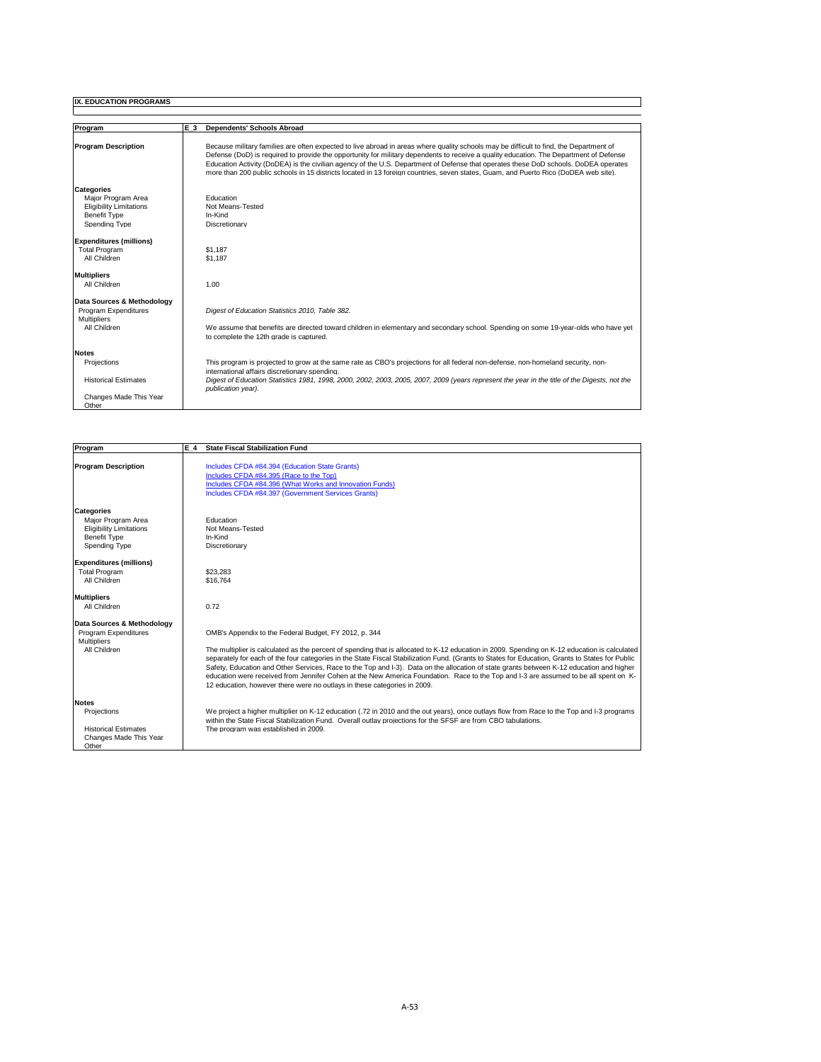**IX. EDUCATION PROGRAMS**

| Program | E_3 Dependents' Schools Abroad |
| --- | --- |
| **Program Description** | Because military families are often expected to live abroad in areas where quality schools may be difficult to find, the Department of Defense (DoD) is required to provide the opportunity for military dependents to receive a quality education. The Department of Defense Education Activity (DoDEA) is the civilian agency of the U.S. Department of Defense that operates these DoD schools. DoDEA operates more than 200 public schools in 15 districts located in 13 foreign countries, seven states, Guam, and Puerto Rico (DoDEA web site). |
| **Categories** | |
| Major Program Area | Education |
| Eligibility Limitations | Not Means-Tested |
| Benefit Type | In-Kind |
| Spending Type | Discretionary |
| **Expenditures (millions)** | |
| Total Program | $1,187 |
| All Children | $1,187 |
| **Multipliers** | |
| All Children | 1.00 |
| **Data Sources & Methodology** | |
| Program Expenditures | *Digest of Education Statistics 2010, Table 382.* |
| Multipliers | |
| All Children | We assume that benefits are directed toward children in elementary and secondary school. Spending on some 19-year-olds who have yet to complete the 12th grade is captured. |
| **Notes** | |
| Projections | This program is projected to grow at the same rate as CBO's projections for all federal non-defense, non-homeland security, non-international affairs discretionary spending. |
| Historical Estimates | *Digest of Education Statistics 1981, 1998, 2000, 2002, 2003, 2005, 2007, 2009 (years represent the year in the title of the Digests, not the publication year).* |
| Changes Made This Year | |
| Other | |

| Program | E_4 State Fiscal Stabilization Fund |
| --- | --- |
| **Program Description** | Includes CFDA #84.394 (Education State Grants)<br>Includes CFDA #84.395 (Race to the Top)<br>Includes CFDA #84.396 (What Works and Innovation Funds)<br>Includes CFDA #84.397 (Government Services Grants) |
| **Categories** | |
| Major Program Area | Education |
| Eligibility Limitations | Not Means-Tested |
| Benefit Type | In-Kind |
| Spending Type | Discretionary |
| **Expenditures (millions)** | |
| Total Program | $23,283 |
| All Children | $16,764 |
| **Multipliers** | |
| All Children | 0.72 |
| **Data Sources & Methodology** | |
| Program Expenditures | OMB's Appendix to the Federal Budget, FY 2012, p. 344 |
| Multipliers | |
| All Children | The multiplier is calculated as the percent of spending that is allocated to K-12 education in 2009. Spending on K-12 education is calculated separately for each of the four categories in the State Fiscal Stabilization Fund. (Grants to States for Education, Grants to States for Public Safety, Education and Other Services, Race to the Top and I-3). Data on the allocation of state grants between K-12 education and higher education were received from Jennifer Cohen at the New America Foundation. Race to the Top and I-3 are assumed to be all spent on K-12 education, however there were no outlays in these categories in 2009. |
| **Notes** | |
| Projections | We project a higher multiplier on K-12 education (.72 in 2010 and the out years), once outlays flow from Race to the Top and I-3 programs within the State Fiscal Stabilization Fund. Overall outlay projections for the SFSF are from CBO tabulations. |
| Historical Estimates | The program was established in 2009. |
| Changes Made This Year | |
| Other | |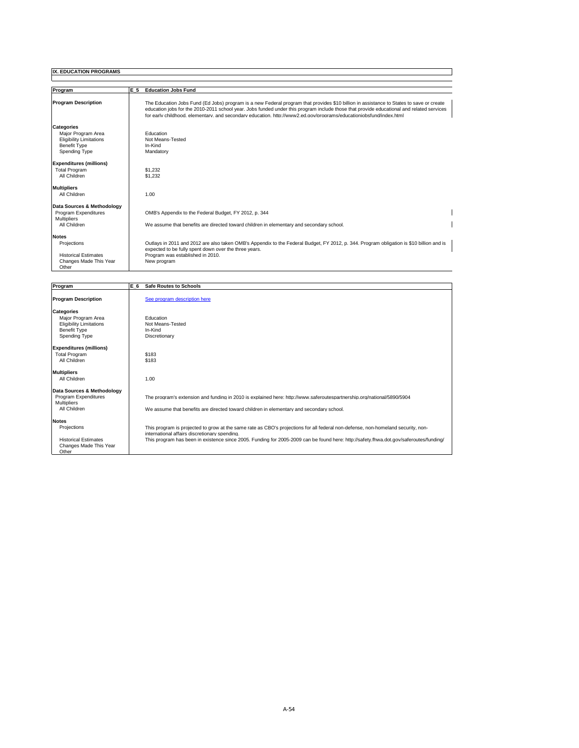## IX. EDUCATION PROGRAMS

| Program | E_5 | Education Jobs Fund |
|---|---|---|
| **Program Description** | | The Education Jobs Fund (Ed Jobs) program is a new Federal program that provides $10 billion in assistance to States to save or create education jobs for the 2010-2011 school year. Jobs funded under this program include those that provide educational and related services for early childhood, elementary, and secondary education. http://www2.ed.gov/programs/educationjobsfund/index.html |
| **Categories** | | |
| Major Program Area | | Education |
| Eligibility Limitations | | Not Means-Tested |
| Benefit Type | | In-Kind |
| Spending Type | | Mandatory |
| **Expenditures (millions)** | | |
| Total Program | | $1,232 |
| All Children | | $1,232 |
| **Multipliers** | | |
| All Children | | 1.00 |
| **Data Sources & Methodology** | | |
| Program Expenditures | | OMB's Appendix to the Federal Budget, FY 2012, p. 344 |
| Multipliers | | |
| All Children | | We assume that benefits are directed toward children in elementary and secondary school. |
| **Notes** | | |
| Projections | | Outlays in 2011 and 2012 are also taken OMB's Appendix to the Federal Budget, FY 2012, p. 344. Program obligation is $10 billion and is expected to be fully spent down over the three years. |
| Historical Estimates | | Program was established in 2010. |
| Changes Made This Year | | New program |
| Other | | |

| Program | E_6 | Safe Routes to Schools |
|---|---|---|
| **Program Description** | | See program description here |
| **Categories** | | |
| Major Program Area | | Education |
| Eligibility Limitations | | Not Means-Tested |
| Benefit Type | | In-Kind |
| Spending Type | | Discretionary |
| **Expenditures (millions)** | | |
| Total Program | | $183 |
| All Children | | $183 |
| **Multipliers** | | |
| All Children | | 1.00 |
| **Data Sources & Methodology** | | |
| Program Expenditures | | The program's extension and funding in 2010 is explained here: http://www.saferoutespartnership.org/national/5890/5904 |
| Multipliers | | |
| All Children | | We assume that benefits are directed toward children in elementary and secondary school. |
| **Notes** | | |
| Projections | | This program is projected to grow at the same rate as CBO's projections for all federal non-defense, non-homeland security, non-international affairs discretionary spending. |
| Historical Estimates | | This program has been in existence since 2005. Funding for 2005-2009 can be found here: http://safety.fhwa.dot.gov/saferoutes/funding/ |
| Changes Made This Year | | |
| Other | | |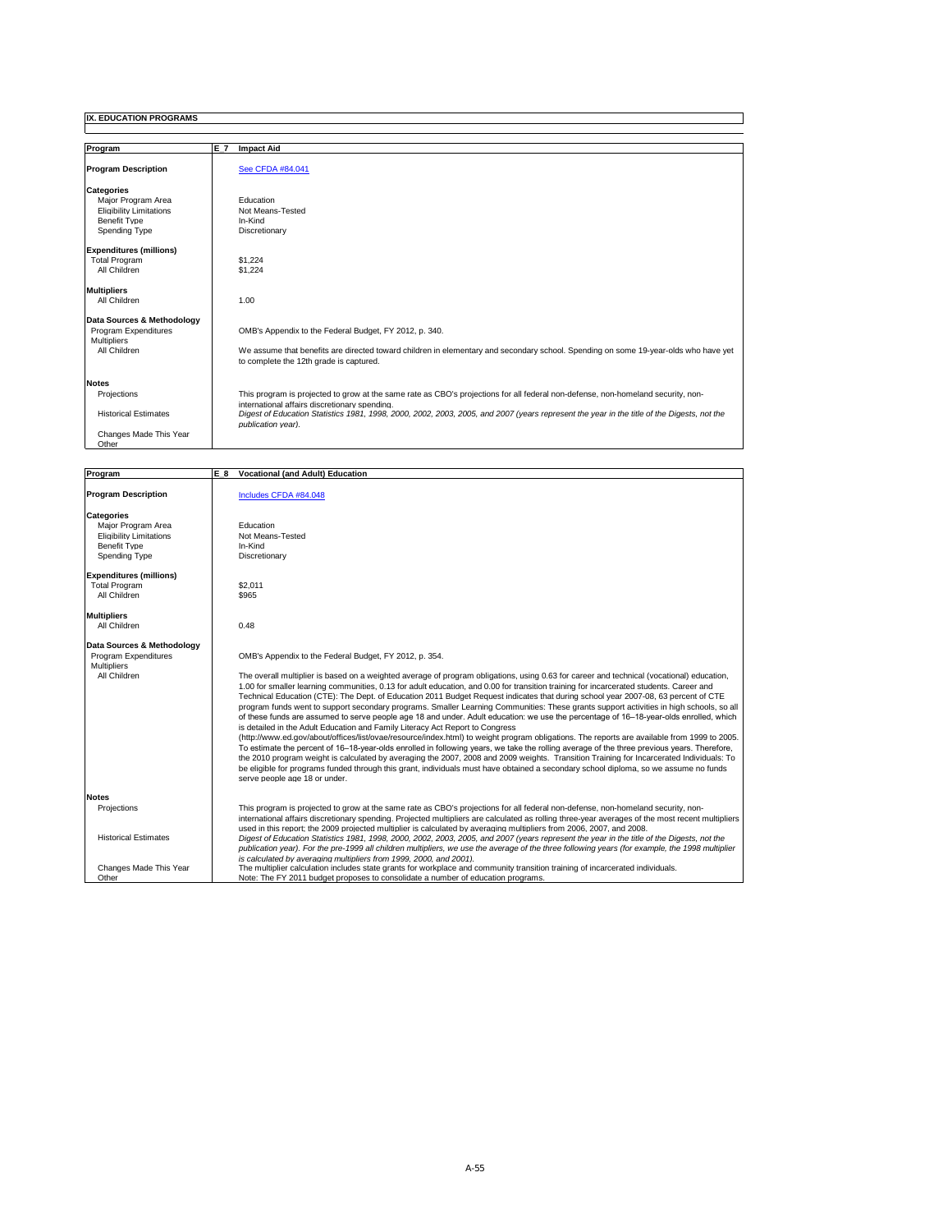## IX. EDUCATION PROGRAMS

| Program | E_7 Impact Aid |
|---|---|
| **Program Description** | See CFDA #84.041 |
| **Categories** | |
| Major Program Area | Education |
| Eligibility Limitations | Not Means-Tested |
| Benefit Type | In-Kind |
| Spending Type | Discretionary |
| **Expenditures (millions)** | |
| Total Program | $1,224 |
| All Children | $1,224 |
| **Multipliers** | |
| All Children | 1.00 |
| **Data Sources & Methodology** | |
| Program Expenditures | OMB's Appendix to the Federal Budget, FY 2012, p. 340. |
| Multipliers | |
| All Children | We assume that benefits are directed toward children in elementary and secondary school. Spending on some 19-year-olds who have yet to complete the 12th grade is captured. |
| **Notes** | |
| Projections | This program is projected to grow at the same rate as CBO's projections for all federal non-defense, non-homeland security, non-international affairs discretionary spending. |
| Historical Estimates | *Digest of Education Statistics 1981, 1998, 2000, 2002, 2003, 2005, and 2007 (years represent the year in the title of the Digests, not the publication year).* |
| Changes Made This Year | |
| Other | |

| Program | E_8 Vocational (and Adult) Education |
|---|---|
| **Program Description** | Includes CFDA #84.048 |
| **Categories** | |
| Major Program Area | Education |
| Eligibility Limitations | Not Means-Tested |
| Benefit Type | In-Kind |
| Spending Type | Discretionary |
| **Expenditures (millions)** | |
| Total Program | $2,011 |
| All Children | $965 |
| **Multipliers** | |
| All Children | 0.48 |
| **Data Sources & Methodology** | |
| Program Expenditures | OMB's Appendix to the Federal Budget, FY 2012, p. 354. |
| Multipliers | |
| All Children | The overall multiplier is based on a weighted average of program obligations, using 0.63 for career and technical (vocational) education, 1.00 for smaller learning communities, 0.13 for adult education, and 0.00 for transition training for incarcerated students. Career and Technical Education (CTE): The Dept. of Education 2011 Budget Request indicates that during school year 2007-08, 63 percent of CTE program funds went to support secondary programs. Smaller Learning Communities: These grants support activities in high schools, so all of these funds are assumed to serve people age 18 and under. Adult education: we use the percentage of 16–18-year-olds enrolled, which is detailed in the Adult Education and Family Literacy Act Report to Congress (http://www.ed.gov/about/offices/list/ovae/resource/index.html) to weight program obligations. The reports are available from 1999 to 2005. To estimate the percent of 16–18-year-olds enrolled in following years, we take the rolling average of the three previous years. Therefore, the 2010 program weight is calculated by averaging the 2007, 2008 and 2009 weights. Transition Training for Incarcerated Individuals: To be eligible for programs funded through this grant, individuals must have obtained a secondary school diploma, so we assume no funds serve people age 18 or under. |
| **Notes** | |
| Projections | This program is projected to grow at the same rate as CBO's projections for all federal non-defense, non-homeland security, non-international affairs discretionary spending. Projected multipliers are calculated as rolling three-year averages of the most recent multipliers used in this report; the 2009 projected multiplier is calculated by averaging multipliers from 2006, 2007, and 2008. |
| Historical Estimates | *Digest of Education Statistics 1981, 1998, 2000, 2002, 2003, 2005, and 2007 (years represent the year in the title of the Digests, not the publication year). For the pre-1999 all children multipliers, we use the average of the three following years (for example, the 1998 multiplier is calculated by averaging multipliers from 1999, 2000, and 2001).* |
| Changes Made This Year | The multiplier calculation includes state grants for workplace and community transition training of incarcerated individuals. |
| Other | Note: The FY 2011 budget proposes to consolidate a number of education programs. |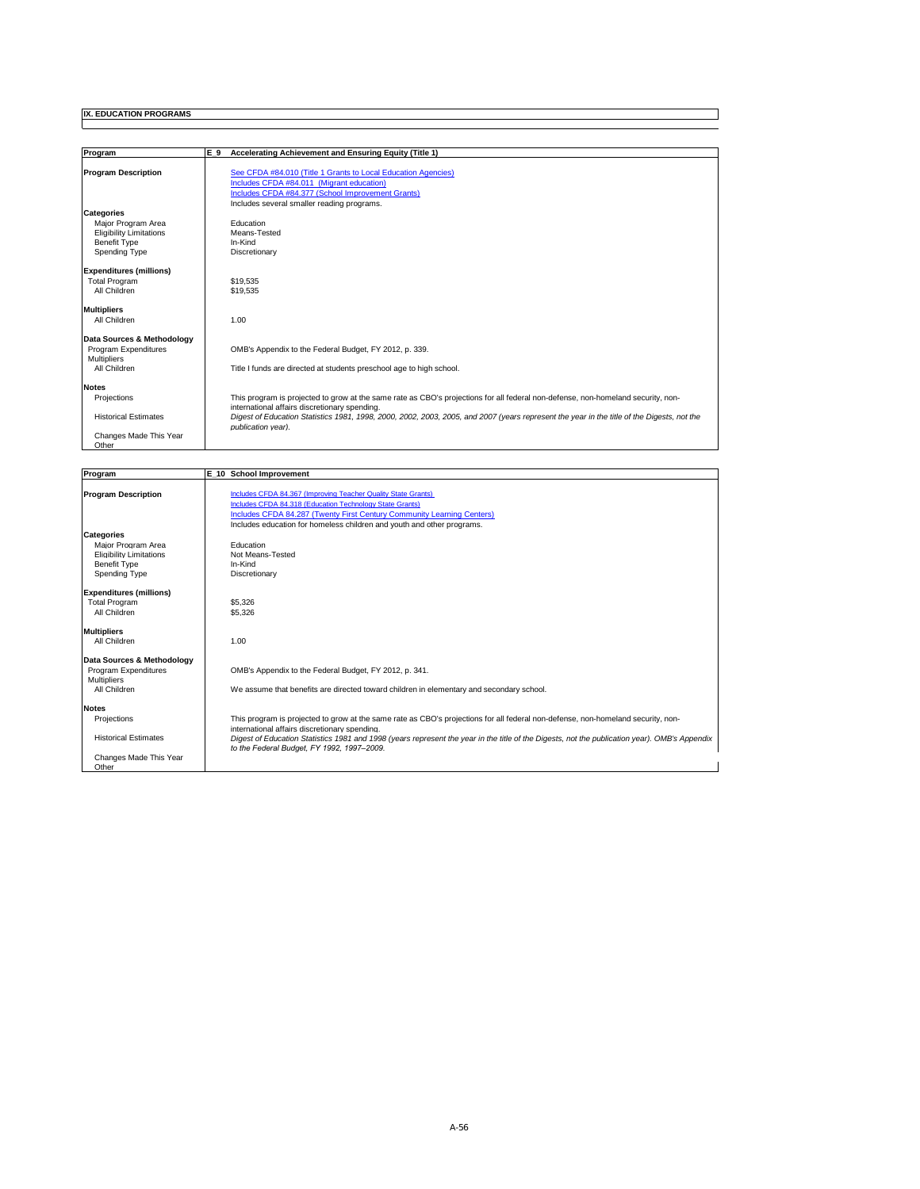## IX. EDUCATION PROGRAMS

| Program | E_9 Accelerating Achievement and Ensuring Equity (Title 1) |
|---|---|
| **Program Description** | See CFDA #84.010 (Title 1 Grants to Local Education Agencies) |
| | Includes CFDA #84.011 (Migrant education) |
| | Includes CFDA #84.377 (School Improvement Grants) |
| | Includes several smaller reading programs. |
| **Categories** | |
| Major Program Area | Education |
| Eligibility Limitations | Means-Tested |
| Benefit Type | In-Kind |
| Spending Type | Discretionary |
| **Expenditures (millions)** | |
| Total Program | $19,535 |
| All Children | $19,535 |
| **Multipliers** | |
| All Children | 1.00 |
| **Data Sources & Methodology** | |
| Program Expenditures | OMB's Appendix to the Federal Budget, FY 2012, p. 339. |
| Multipliers | |
| All Children | Title I funds are directed at students preschool age to high school. |
| **Notes** | |
| Projections | This program is projected to grow at the same rate as CBO's projections for all federal non-defense, non-homeland security, non-international affairs discretionary spending. |
| Historical Estimates | *Digest of Education Statistics 1981, 1998, 2000, 2002, 2003, 2005, and 2007 (years represent the year in the title of the Digests, not the publication year).* |
| Changes Made This Year | |
| Other | |

| Program | E_10 School Improvement |
|---|---|
| **Program Description** | Includes CFDA 84.367 (Improving Teacher Quality State Grants) |
| | Includes CFDA 84.318 (Education Technology State Grants) |
| | Includes CFDA 84.287 (Twenty First Century Community Learning Centers) |
| | Includes education for homeless children and youth and other programs. |
| **Categories** | |
| Major Program Area | Education |
| Eligibility Limitations | Not Means-Tested |
| Benefit Type | In-Kind |
| Spending Type | Discretionary |
| **Expenditures (millions)** | |
| Total Program | $5,326 |
| All Children | $5,326 |
| **Multipliers** | |
| All Children | 1.00 |
| **Data Sources & Methodology** | |
| Program Expenditures | OMB's Appendix to the Federal Budget, FY 2012, p. 341. |
| Multipliers | |
| All Children | We assume that benefits are directed toward children in elementary and secondary school. |
| **Notes** | |
| Projections | This program is projected to grow at the same rate as CBO's projections for all federal non-defense, non-homeland security, non-international affairs discretionary spending. |
| Historical Estimates | *Digest of Education Statistics 1981 and 1998 (years represent the year in the title of the Digests, not the publication year). OMB's Appendix to the Federal Budget, FY 1992, 1997–2009.* |
| Changes Made This Year | |
| Other | |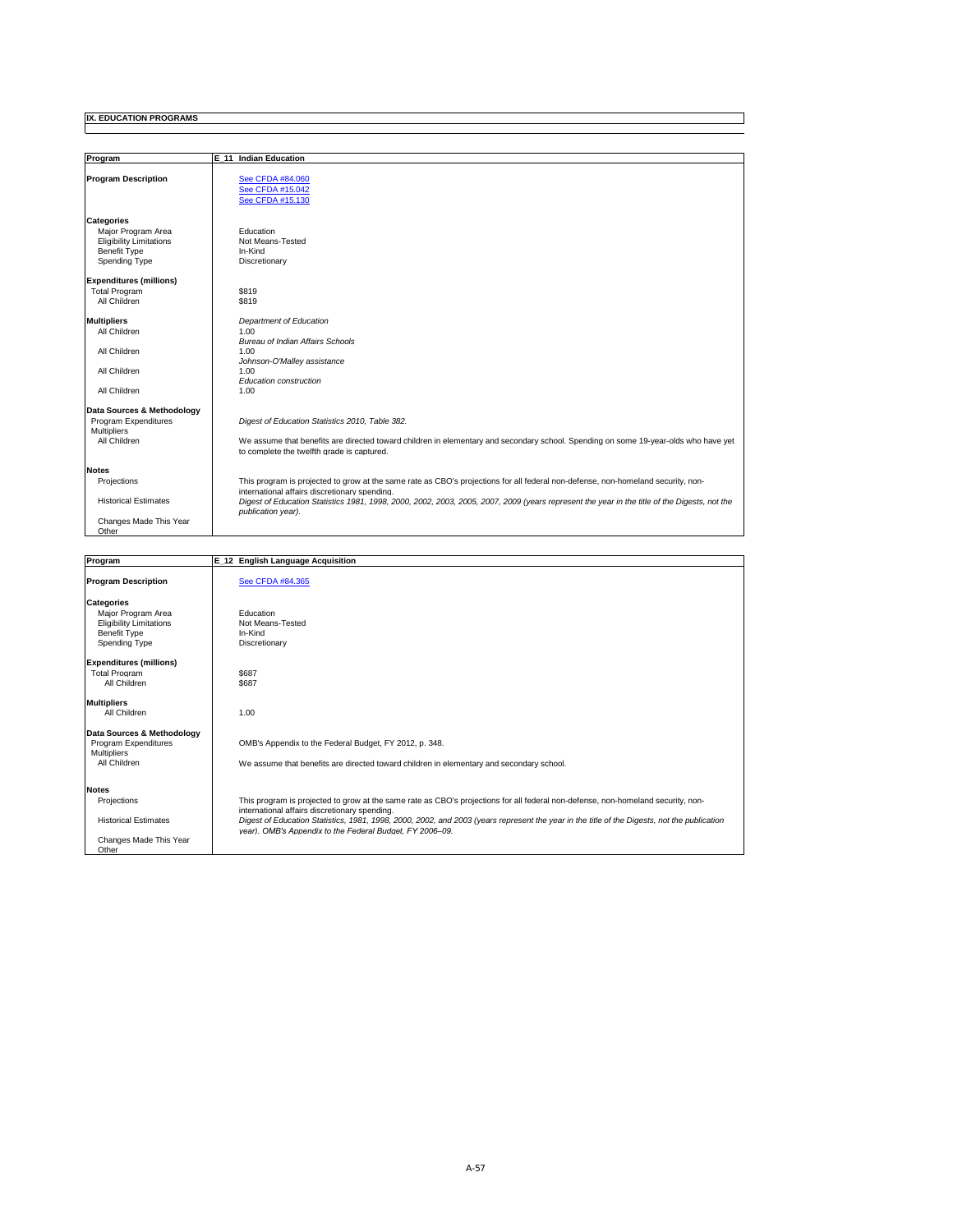## IX. EDUCATION PROGRAMS

| Program | E_11 Indian Education |
|---|---|
| **Program Description** | See CFDA #84.060<br>See CFDA #15.042<br>See CFDA #15.130 |
| **Categories** | |
| Major Program Area | Education |
| Eligibility Limitations | Not Means-Tested |
| Benefit Type | In-Kind |
| Spending Type | Discretionary |
| **Expenditures (millions)** | |
| Total Program | $819 |
| All Children | $819 |
| **Multipliers** | *Department of Education* |
| All Children | 1.00 |
| | *Bureau of Indian Affairs Schools* |
| All Children | 1.00 |
| | *Johnson-O'Malley assistance* |
| All Children | 1.00 |
| | *Education construction* |
| All Children | 1.00 |
| **Data Sources & Methodology** | |
| Program Expenditures | *Digest of Education Statistics 2010, Table 382.* |
| Multipliers | |
| All Children | We assume that benefits are directed toward children in elementary and secondary school. Spending on some 19-year-olds who have yet to complete the twelfth grade is captured. |
| **Notes** | |
| Projections | This program is projected to grow at the same rate as CBO's projections for all federal non-defense, non-homeland security, non-international affairs discretionary spending. |
| Historical Estimates | *Digest of Education Statistics 1981, 1998, 2000, 2002, 2003, 2005, 2007, 2009 (years represent the year in the title of the Digests, not the publication year).* |
| Changes Made This Year | |
| Other | |

| Program | E_12 English Language Acquisition |
|---|---|
| **Program Description** | See CFDA #84.365 |
| **Categories** | |
| Major Program Area | Education |
| Eligibility Limitations | Not Means-Tested |
| Benefit Type | In-Kind |
| Spending Type | Discretionary |
| **Expenditures (millions)** | |
| Total Program | $687 |
| All Children | $687 |
| **Multipliers** | |
| All Children | 1.00 |
| **Data Sources & Methodology** | |
| Program Expenditures | OMB's Appendix to the Federal Budget, FY 2012, p. 348. |
| Multipliers | |
| All Children | We assume that benefits are directed toward children in elementary and secondary school. |
| **Notes** | |
| Projections | This program is projected to grow at the same rate as CBO's projections for all federal non-defense, non-homeland security, non-international affairs discretionary spending. |
| Historical Estimates | *Digest of Education Statistics, 1981, 1998, 2000, 2002, and 2003 (years represent the year in the title of the Digests, not the publication year). OMB's Appendix to the Federal Budget, FY 2006–09.* |
| Changes Made This Year | |
| Other | |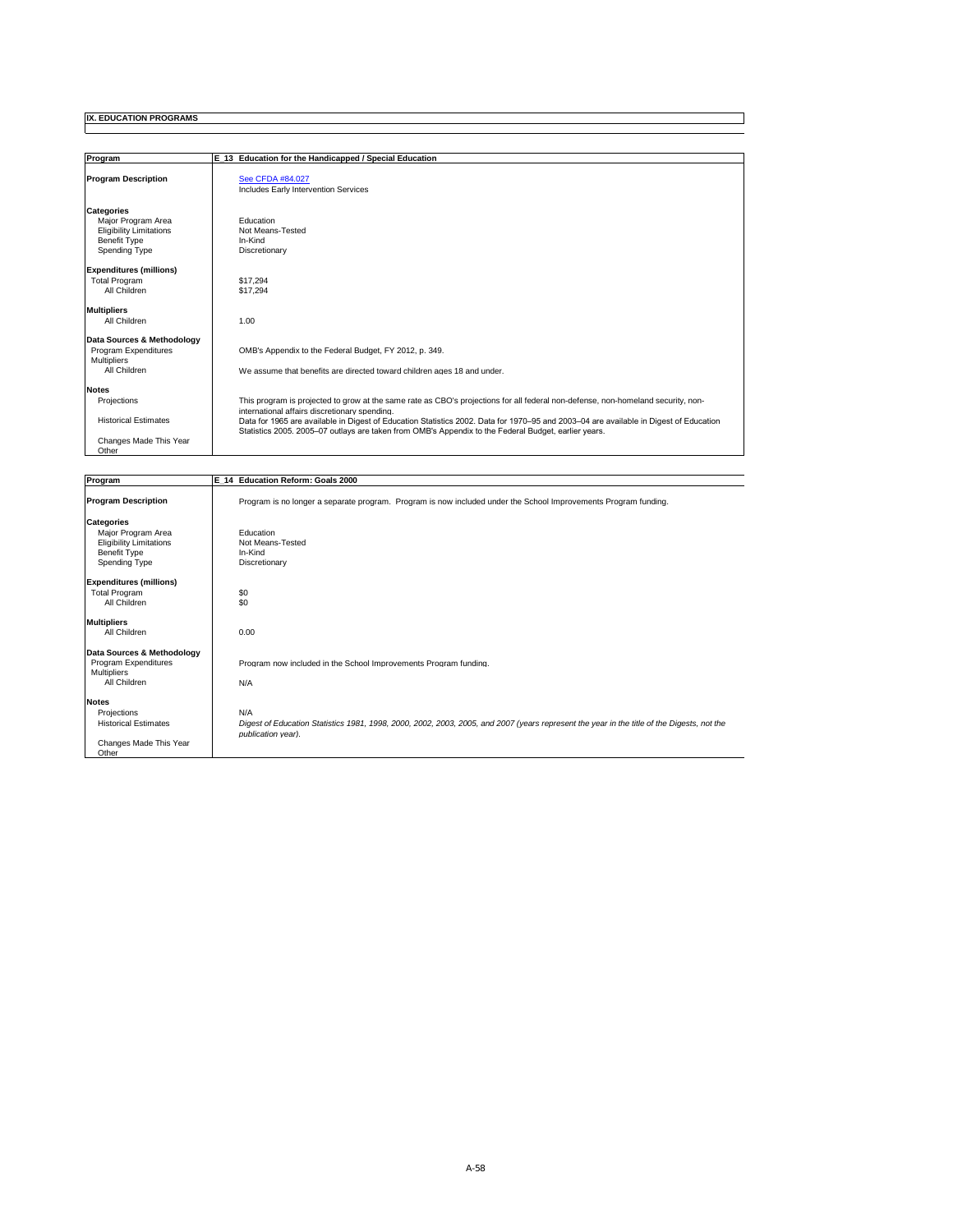## IX. EDUCATION PROGRAMS

| Program | E_13 Education for the Handicapped / Special Education |
|---|---|
| **Program Description** | See CFDA #84.027<br>Includes Early Intervention Services |
| **Categories** | |
| Major Program Area | Education |
| Eligibility Limitations | Not Means-Tested |
| Benefit Type | In-Kind |
| Spending Type | Discretionary |
| **Expenditures (millions)** | |
| Total Program | $17,294 |
| All Children | $17,294 |
| **Multipliers** | |
| All Children | 1.00 |
| **Data Sources & Methodology** | |
| Program Expenditures | OMB's Appendix to the Federal Budget, FY 2012, p. 349. |
| Multipliers | |
| All Children | We assume that benefits are directed toward children ages 18 and under. |
| **Notes** | |
| Projections | This program is projected to grow at the same rate as CBO's projections for all federal non-defense, non-homeland security, non-international affairs discretionary spending. |
| Historical Estimates | Data for 1965 are available in Digest of Education Statistics 2002. Data for 1970–95 and 2003–04 are available in Digest of Education Statistics 2005. 2005–07 outlays are taken from OMB's Appendix to the Federal Budget, earlier years. |
| Changes Made This Year | |
| Other | |

| Program | E_14 Education Reform: Goals 2000 |
|---|---|
| **Program Description** | Program is no longer a separate program. Program is now included under the School Improvements Program funding. |
| **Categories** | |
| Major Program Area | Education |
| Eligibility Limitations | Not Means-Tested |
| Benefit Type | In-Kind |
| Spending Type | Discretionary |
| **Expenditures (millions)** | |
| Total Program | $0 |
| All Children | $0 |
| **Multipliers** | |
| All Children | 0.00 |
| **Data Sources & Methodology** | |
| Program Expenditures | Program now included in the School Improvements Program funding. |
| Multipliers | |
| All Children | N/A |
| **Notes** | |
| Projections | N/A |
| Historical Estimates | *Digest of Education Statistics 1981, 1998, 2000, 2002, 2003, 2005, and 2007 (years represent the year in the title of the Digests, not the publication year).* |
| Changes Made This Year | |
| Other | |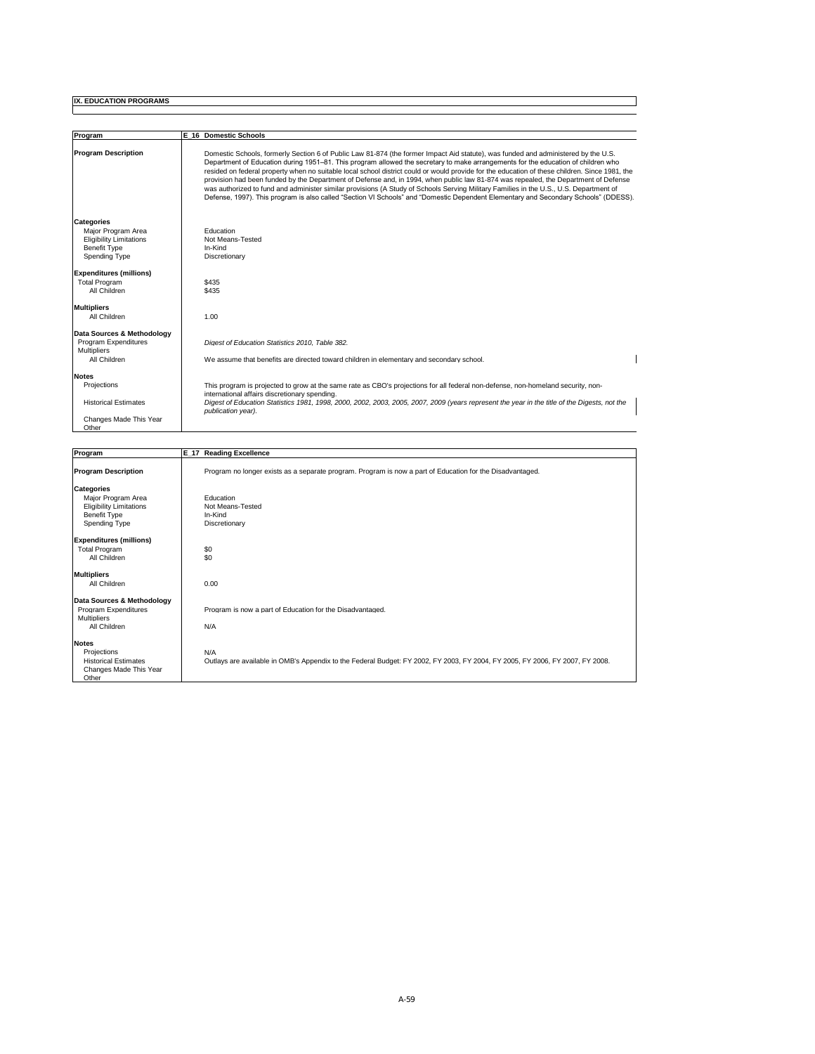## IX. EDUCATION PROGRAMS

| Program | E_16 Domestic Schools |
|---|---|
| **Program Description** | Domestic Schools, formerly Section 6 of Public Law 81-874 (the former Impact Aid statute), was funded and administered by the U.S. Department of Education during 1951–81. This program allowed the secretary to make arrangements for the education of children who resided on federal property when no suitable local school district could or would provide for the education of these children. Since 1981, the provision had been funded by the Department of Defense and, in 1994, when public law 81-874 was repealed, the Department of Defense was authorized to fund and administer similar provisions (A Study of Schools Serving Military Families in the U.S., U.S. Department of Defense, 1997). This program is also called "Section VI Schools" and "Domestic Dependent Elementary and Secondary Schools" (DDESS). |
| **Categories** | |
| Major Program Area | Education |
| Eligibility Limitations | Not Means-Tested |
| Benefit Type | In-Kind |
| Spending Type | Discretionary |
| **Expenditures (millions)** | |
| Total Program | $435 |
| All Children | $435 |
| **Multipliers** | |
| All Children | 1.00 |
| **Data Sources & Methodology** | |
| Program Expenditures | *Digest of Education Statistics 2010, Table 382.* |
| Multipliers | |
| All Children | We assume that benefits are directed toward children in elementary and secondary school. |
| **Notes** | |
| Projections | This program is projected to grow at the same rate as CBO's projections for all federal non-defense, non-homeland security, non-international affairs discretionary spending. |
| Historical Estimates | *Digest of Education Statistics 1981, 1998, 2000, 2002, 2003, 2005, 2007, 2009 (years represent the year in the title of the Digests, not the publication year).* |
| Changes Made This Year | |
| Other | |

| Program | E_17 Reading Excellence |
|---|---|
| **Program Description** | Program no longer exists as a separate program. Program is now a part of Education for the Disadvantaged. |
| **Categories** | |
| Major Program Area | Education |
| Eligibility Limitations | Not Means-Tested |
| Benefit Type | In-Kind |
| Spending Type | Discretionary |
| **Expenditures (millions)** | |
| Total Program | $0 |
| All Children | $0 |
| **Multipliers** | |
| All Children | 0.00 |
| **Data Sources & Methodology** | |
| Program Expenditures | Program is now a part of Education for the Disadvantaged. |
| Multipliers | |
| All Children | N/A |
| **Notes** | |
| Projections | N/A |
| Historical Estimates | Outlays are available in OMB's Appendix to the Federal Budget: FY 2002, FY 2003, FY 2004, FY 2005, FY 2006, FY 2007, FY 2008. |
| Changes Made This Year | |
| Other | |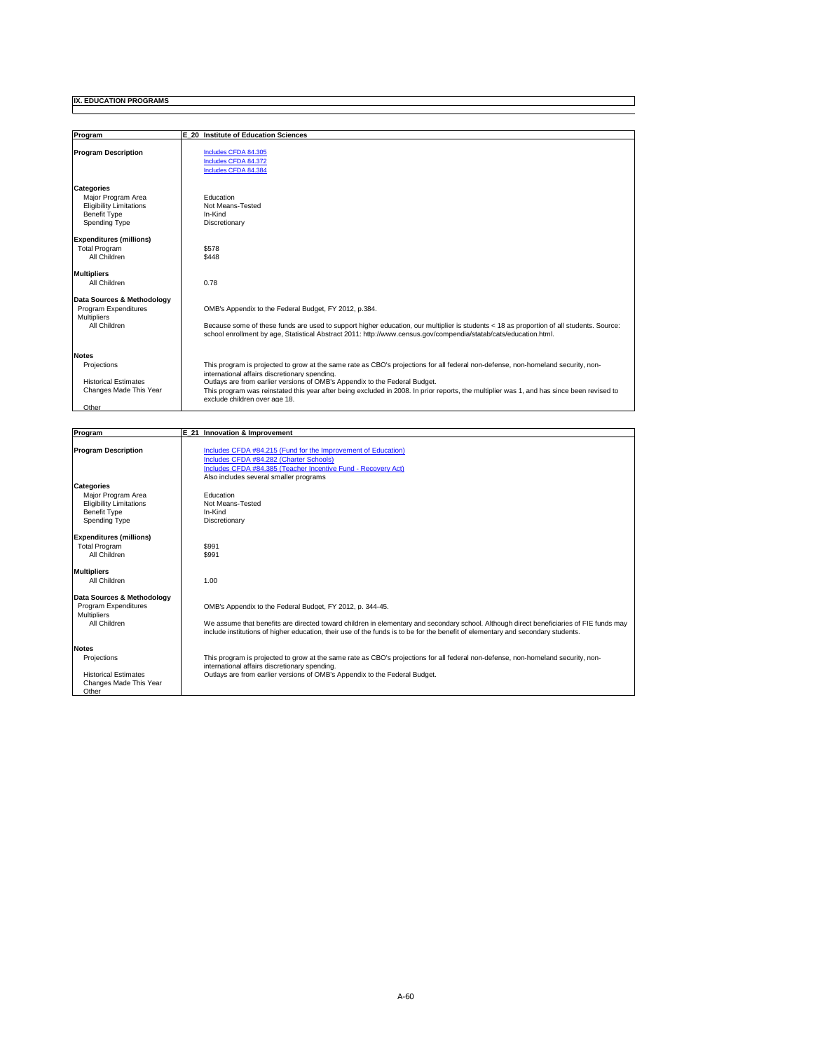## IX. EDUCATION PROGRAMS

| Program | E_20 Institute of Education Sciences |
|---|---|
| **Program Description** | Includes CFDA 84.305<br>Includes CFDA 84.372<br>Includes CFDA 84.384 |
| **Categories** | |
| Major Program Area | Education |
| Eligibility Limitations | Not Means-Tested |
| Benefit Type | In-Kind |
| Spending Type | Discretionary |
| **Expenditures (millions)** | |
| Total Program | $578 |
| All Children | $448 |
| **Multipliers** | |
| All Children | 0.78 |
| **Data Sources & Methodology** | |
| Program Expenditures | OMB's Appendix to the Federal Budget, FY 2012, p.384. |
| Multipliers | |
| All Children | Because some of these funds are used to support higher education, our multiplier is students < 18 as proportion of all students. Source: school enrollment by age, Statistical Abstract 2011: http://www.census.gov/compendia/statab/cats/education.html. |
| **Notes** | |
| Projections | This program is projected to grow at the same rate as CBO's projections for all federal non-defense, non-homeland security, non-international affairs discretionary spending. |
| Historical Estimates | Outlays are from earlier versions of OMB's Appendix to the Federal Budget. |
| Changes Made This Year | This program was reinstated this year after being excluded in 2008. In prior reports, the multiplier was 1, and has since been revised to exclude children over age 18. |
| Other | |

| Program | E_21 Innovation & Improvement |
|---|---|
| **Program Description** | Includes CFDA #84.215 (Fund for the Improvement of Education)<br>Includes CFDA #84.282 (Charter Schools)<br>Includes CFDA #84.385 (Teacher Incentive Fund - Recovery Act)<br>Also includes several smaller programs |
| **Categories** | |
| Major Program Area | Education |
| Eligibility Limitations | Not Means-Tested |
| Benefit Type | In-Kind |
| Spending Type | Discretionary |
| **Expenditures (millions)** | |
| Total Program | $991 |
| All Children | $991 |
| **Multipliers** | |
| All Children | 1.00 |
| **Data Sources & Methodology** | |
| Program Expenditures | OMB's Appendix to the Federal Budget, FY 2012, p. 344-45. |
| Multipliers | |
| All Children | We assume that benefits are directed toward children in elementary and secondary school. Although direct beneficiaries of FIE funds may include institutions of higher education, their use of the funds is to be for the benefit of elementary and secondary students. |
| **Notes** | |
| Projections | This program is projected to grow at the same rate as CBO's projections for all federal non-defense, non-homeland security, non-international affairs discretionary spending. |
| Historical Estimates | Outlays are from earlier versions of OMB's Appendix to the Federal Budget. |
| Changes Made This Year | |
| Other | |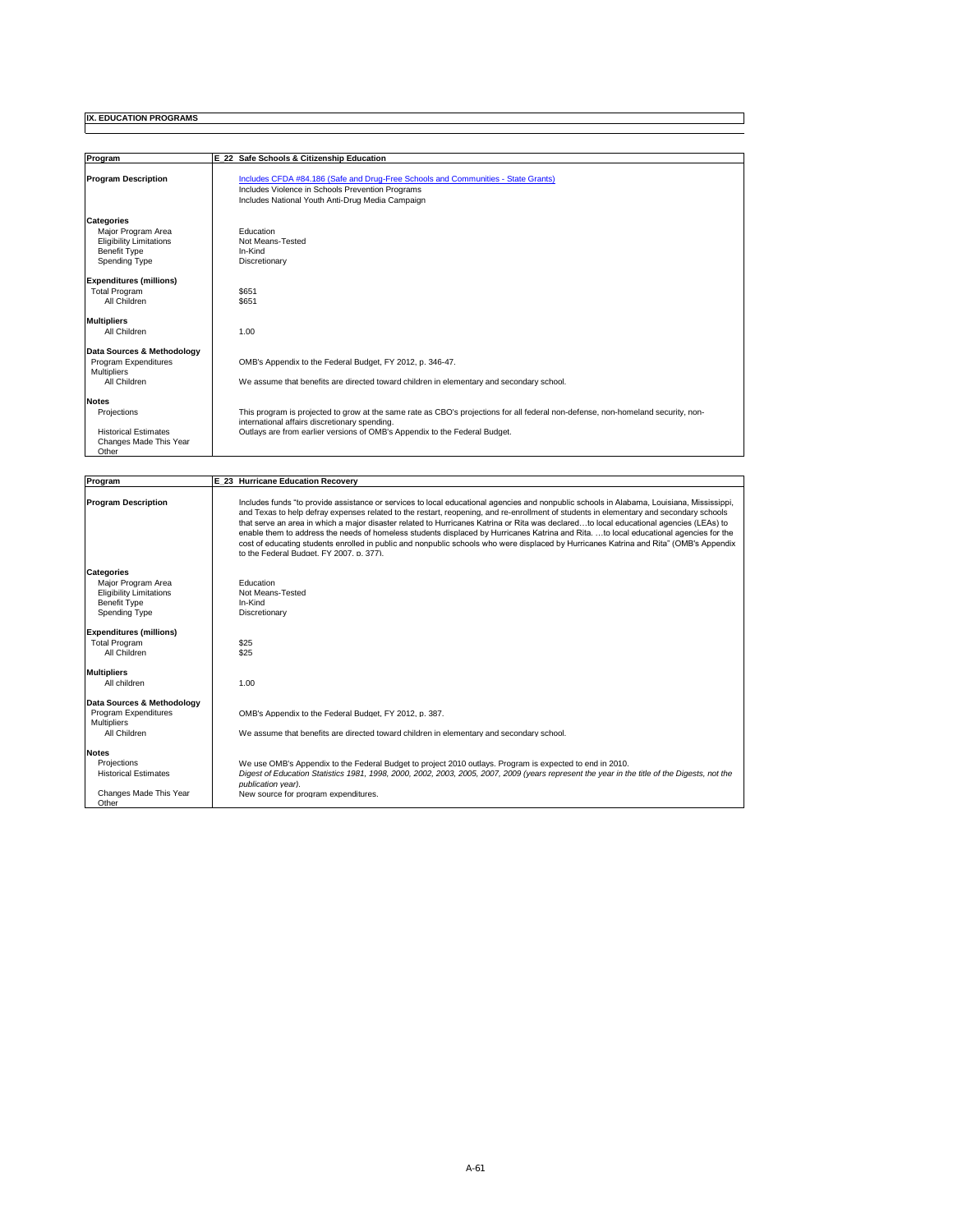## IX. EDUCATION PROGRAMS

| Program | E_22 Safe Schools & Citizenship Education |
|---|---|
| **Program Description** | Includes CFDA #84.186 (Safe and Drug-Free Schools and Communities - State Grants)<br>Includes Violence in Schools Prevention Programs<br>Includes National Youth Anti-Drug Media Campaign |
| **Categories** | |
| Major Program Area | Education |
| Eligibility Limitations | Not Means-Tested |
| Benefit Type | In-Kind |
| Spending Type | Discretionary |
| **Expenditures (millions)** | |
| Total Program | $651 |
| All Children | $651 |
| **Multipliers** | |
| All Children | 1.00 |
| **Data Sources & Methodology** | |
| Program Expenditures | OMB's Appendix to the Federal Budget, FY 2012, p. 346-47. |
| Multipliers | |
| All Children | We assume that benefits are directed toward children in elementary and secondary school. |
| **Notes** | |
| Projections | This program is projected to grow at the same rate as CBO's projections for all federal non-defense, non-homeland security, non-international affairs discretionary spending. |
| Historical Estimates | Outlays are from earlier versions of OMB's Appendix to the Federal Budget. |
| Changes Made This Year | |
| Other | |

| Program | E_23 Hurricane Education Recovery |
|---|---|
| **Program Description** | Includes funds "to provide assistance or services to local educational agencies and nonpublic schools in Alabama, Louisiana, Mississippi, and Texas to help defray expenses related to the restart, reopening, and re-enrollment of students in elementary and secondary schools that serve an area in which a major disaster related to Hurricanes Katrina or Rita was declared…to local educational agencies (LEAs) to enable them to address the needs of homeless students displaced by Hurricanes Katrina and Rita. …to local educational agencies for the cost of educating students enrolled in public and nonpublic schools who were displaced by Hurricanes Katrina and Rita" (OMB's Appendix to the Federal Budget, FY 2007, p. 377). |
| **Categories** | |
| Major Program Area | Education |
| Eligibility Limitations | Not Means-Tested |
| Benefit Type | In-Kind |
| Spending Type | Discretionary |
| **Expenditures (millions)** | |
| Total Program | $25 |
| All Children | $25 |
| **Multipliers** | |
| All children | 1.00 |
| **Data Sources & Methodology** | |
| Program Expenditures | OMB's Appendix to the Federal Budget, FY 2012, p. 387. |
| Multipliers | |
| All Children | We assume that benefits are directed toward children in elementary and secondary school. |
| **Notes** | |
| Projections | We use OMB's Appendix to the Federal Budget to project 2010 outlays. Program is expected to end in 2010. |
| Historical Estimates | *Digest of Education Statistics 1981, 1998, 2000, 2002, 2003, 2005, 2007, 2009 (years represent the year in the title of the Digests, not the publication year).* |
| Changes Made This Year | New source for program expenditures. |
| Other | |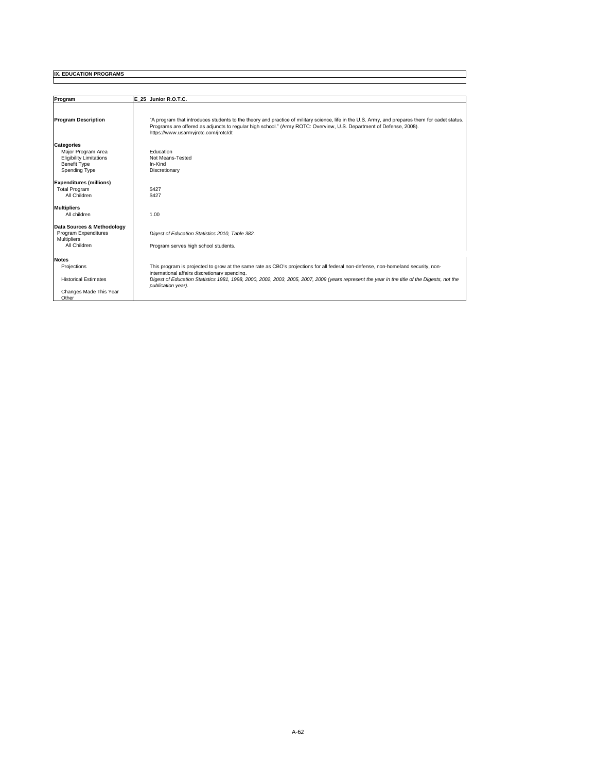## IX. EDUCATION PROGRAMS

| Program | E_25 Junior R.O.T.C. |
|---|---|
| **Program Description** | "A program that introduces students to the theory and practice of military science, life in the U.S. Army, and prepares them for cadet status. Programs are offered as adjuncts to regular high school." (Army ROTC: Overview, U.S. Department of Defense, 2008). https://www.usarmyjrotc.com/jrotc/dt |
| **Categories** | |
| Major Program Area | Education |
| Eligibility Limitations | Not Means-Tested |
| Benefit Type | In-Kind |
| Spending Type | Discretionary |
| **Expenditures (millions)** | |
| Total Program | $427 |
| All Children | $427 |
| **Multipliers** | |
| All children | 1.00 |
| **Data Sources & Methodology** | |
| Program Expenditures | *Digest of Education Statistics 2010, Table 382.* |
| Multipliers | |
| All Children | Program serves high school students. |
| **Notes** | |
| Projections | This program is projected to grow at the same rate as CBO's projections for all federal non-defense, non-homeland security, non-international affairs discretionary spending. |
| Historical Estimates | *Digest of Education Statistics 1981, 1998, 2000, 2002, 2003, 2005, 2007, 2009 (years represent the year in the title of the Digests, not the publication year).* |
| Changes Made This Year | |
| Other | |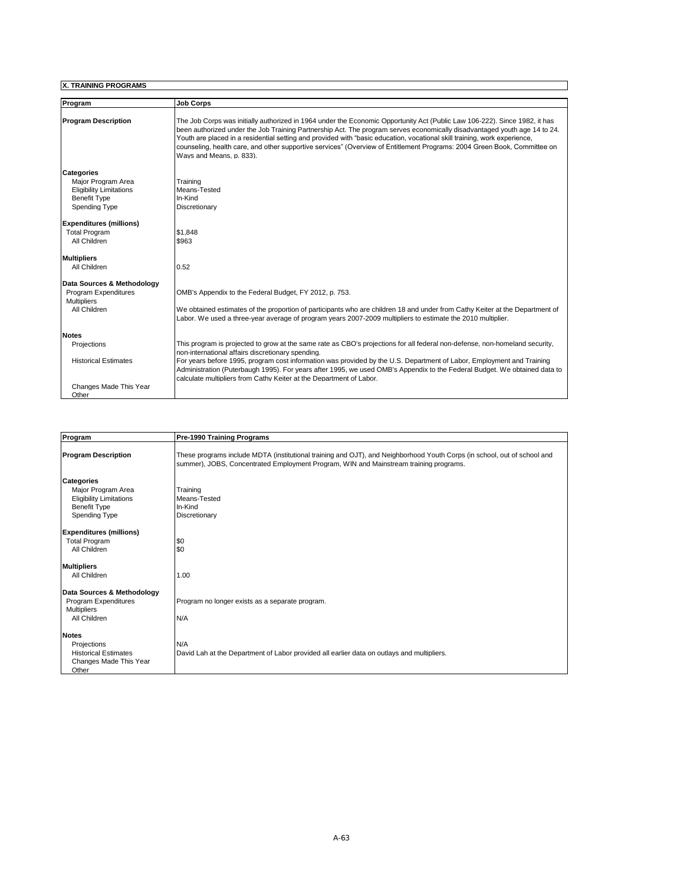**X. TRAINING PROGRAMS**

| Program | Job Corps |
|---|---|
| **Program Description** | The Job Corps was initially authorized in 1964 under the Economic Opportunity Act (Public Law 106-222). Since 1982, it has been authorized under the Job Training Partnership Act. The program serves economically disadvantaged youth age 14 to 24. Youth are placed in a residential setting and provided with "basic education, vocational skill training, work experience, counseling, health care, and other supportive services" (Overview of Entitlement Programs: 2004 Green Book, Committee on Ways and Means, p. 833). |
| **Categories** | |
| Major Program Area | Training |
| Eligibility Limitations | Means-Tested |
| Benefit Type | In-Kind |
| Spending Type | Discretionary |
| **Expenditures (millions)** | |
| Total Program | $1,848 |
| All Children | $963 |
| **Multipliers** | |
| All Children | 0.52 |
| **Data Sources & Methodology** | |
| Program Expenditures | OMB's Appendix to the Federal Budget, FY 2012, p. 753. |
| Multipliers | |
| All Children | We obtained estimates of the proportion of participants who are children 18 and under from Cathy Keiter at the Department of Labor. We used a three-year average of program years 2007-2009 multipliers to estimate the 2010 multiplier. |
| **Notes** | |
| Projections | This program is projected to grow at the same rate as CBO's projections for all federal non-defense, non-homeland security, non-international affairs discretionary spending. |
| Historical Estimates | For years before 1995, program cost information was provided by the U.S. Department of Labor, Employment and Training Administration (Puterbaugh 1995). For years after 1995, we used OMB's Appendix to the Federal Budget. We obtained data to calculate multipliers from Cathy Keiter at the Department of Labor. |
| Changes Made This Year | |
| Other | |

| Program | Pre-1990 Training Programs |
|---|---|
| **Program Description** | These programs include MDTA (institutional training and OJT), and Neighborhood Youth Corps (in school, out of school and summer), JOBS, Concentrated Employment Program, WIN and Mainstream training programs. |
| **Categories** | |
| Major Program Area | Training |
| Eligibility Limitations | Means-Tested |
| Benefit Type | In-Kind |
| Spending Type | Discretionary |
| **Expenditures (millions)** | |
| Total Program | $0 |
| All Children | $0 |
| **Multipliers** | |
| All Children | 1.00 |
| **Data Sources & Methodology** | |
| Program Expenditures | Program no longer exists as a separate program. |
| Multipliers | |
| All Children | N/A |
| **Notes** | |
| Projections | N/A |
| Historical Estimates | David Lah at the Department of Labor provided all earlier data on outlays and multipliers. |
| Changes Made This Year | |
| Other | |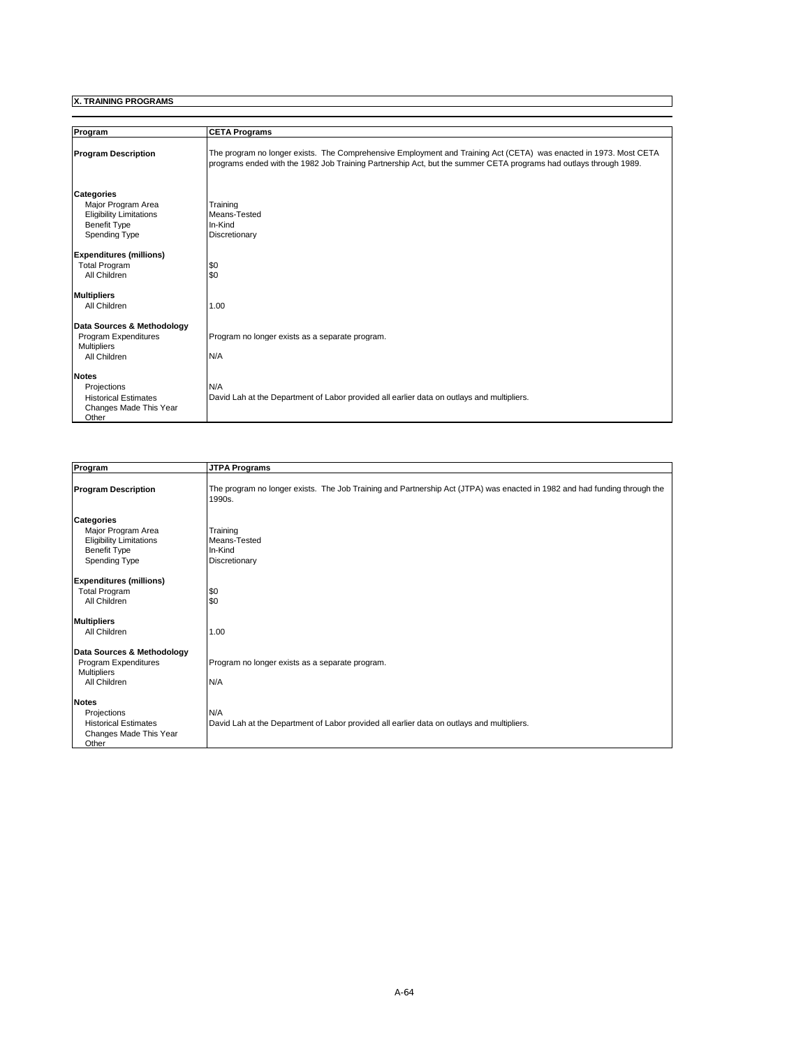## X. TRAINING PROGRAMS

| Program | CETA Programs |
|---|---|
| **Program Description** | The program no longer exists. The Comprehensive Employment and Training Act (CETA) was enacted in 1973. Most CETA programs ended with the 1982 Job Training Partnership Act, but the summer CETA programs had outlays through 1989. |
| **Categories** | |
| Major Program Area | Training |
| Eligibility Limitations | Means-Tested |
| Benefit Type | In-Kind |
| Spending Type | Discretionary |
| **Expenditures (millions)** | |
| Total Program | $0 |
| All Children | $0 |
| **Multipliers** | |
| All Children | 1.00 |
| **Data Sources & Methodology** | |
| Program Expenditures | Program no longer exists as a separate program. |
| Multipliers | |
| All Children | N/A |
| **Notes** | |
| Projections | N/A |
| Historical Estimates | David Lah at the Department of Labor provided all earlier data on outlays and multipliers. |
| Changes Made This Year | |
| Other | |

| Program | JTPA Programs |
|---|---|
| **Program Description** | The program no longer exists. The Job Training and Partnership Act (JTPA) was enacted in 1982 and had funding through the 1990s. |
| **Categories** | |
| Major Program Area | Training |
| Eligibility Limitations | Means-Tested |
| Benefit Type | In-Kind |
| Spending Type | Discretionary |
| **Expenditures (millions)** | |
| Total Program | $0 |
| All Children | $0 |
| **Multipliers** | |
| All Children | 1.00 |
| **Data Sources & Methodology** | |
| Program Expenditures | Program no longer exists as a separate program. |
| Multipliers | |
| All Children | N/A |
| **Notes** | |
| Projections | N/A |
| Historical Estimates | David Lah at the Department of Labor provided all earlier data on outlays and multipliers. |
| Changes Made This Year | |
| Other | |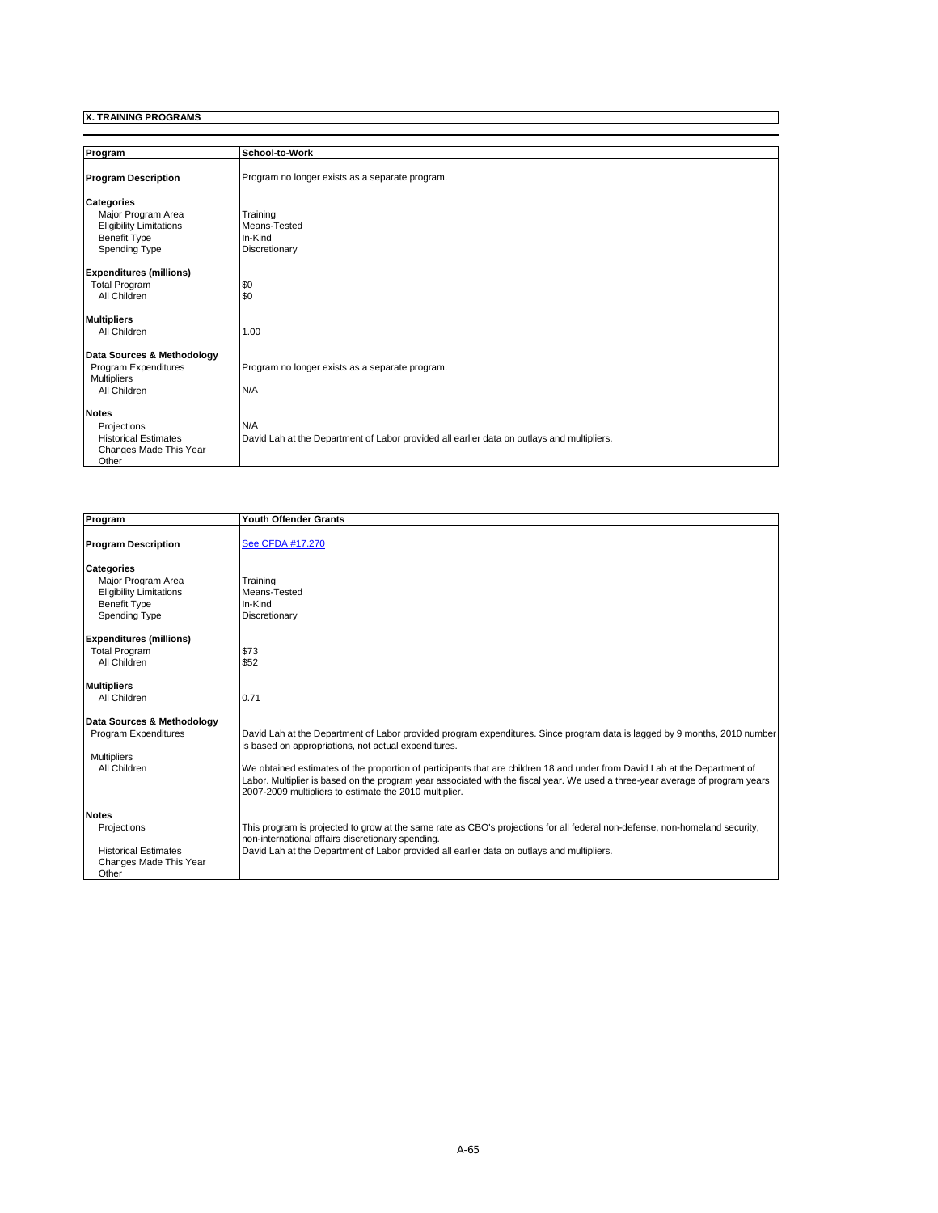**X. TRAINING PROGRAMS**

| Program | School-to-Work |
|---|---|
| **Program Description** | Program no longer exists as a separate program. |
| **Categories** | |
| Major Program Area | Training |
| Eligibility Limitations | Means-Tested |
| Benefit Type | In-Kind |
| Spending Type | Discretionary |
| **Expenditures (millions)** | |
| Total Program | $0 |
| All Children | $0 |
| **Multipliers** | |
| All Children | 1.00 |
| **Data Sources & Methodology** | |
| Program Expenditures | Program no longer exists as a separate program. |
| Multipliers | |
| All Children | N/A |
| **Notes** | |
| Projections | N/A |
| Historical Estimates | David Lah at the Department of Labor provided all earlier data on outlays and multipliers. |
| Changes Made This Year | |
| Other | |

| Program | Youth Offender Grants |
|---|---|
| **Program Description** | See CFDA #17.270 |
| **Categories** | |
| Major Program Area | Training |
| Eligibility Limitations | Means-Tested |
| Benefit Type | In-Kind |
| Spending Type | Discretionary |
| **Expenditures (millions)** | |
| Total Program | $73 |
| All Children | $52 |
| **Multipliers** | |
| All Children | 0.71 |
| **Data Sources & Methodology** | |
| Program Expenditures | David Lah at the Department of Labor provided program expenditures. Since program data is lagged by 9 months, 2010 number is based on appropriations, not actual expenditures. |
| Multipliers | |
| All Children | We obtained estimates of the proportion of participants that are children 18 and under from David Lah at the Department of Labor. Multiplier is based on the program year associated with the fiscal year. We used a three-year average of program years 2007-2009 multipliers to estimate the 2010 multiplier. |
| **Notes** | |
| Projections | This program is projected to grow at the same rate as CBO's projections for all federal non-defense, non-homeland security, non-international affairs discretionary spending. |
| Historical Estimates | David Lah at the Department of Labor provided all earlier data on outlays and multipliers. |
| Changes Made This Year | |
| Other | |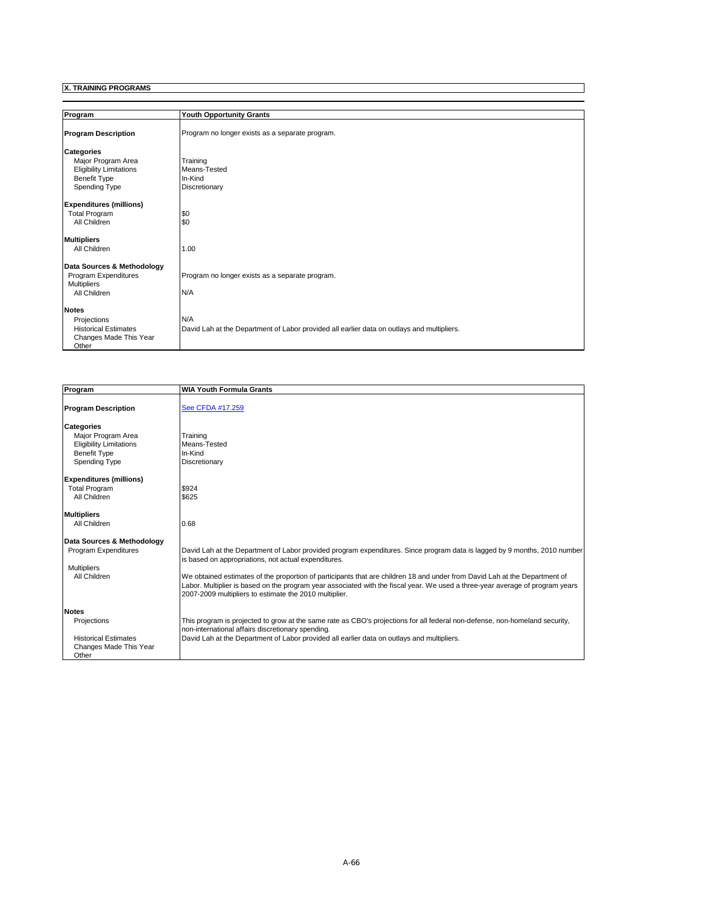## X. TRAINING PROGRAMS

| Program | Youth Opportunity Grants |
|---|---|
| **Program Description** | Program no longer exists as a separate program. |
| **Categories** | |
| Major Program Area | Training |
| Eligibility Limitations | Means-Tested |
| Benefit Type | In-Kind |
| Spending Type | Discretionary |
| **Expenditures (millions)** | |
| Total Program | $0 |
| All Children | $0 |
| **Multipliers** | |
| All Children | 1.00 |
| **Data Sources & Methodology** | |
| Program Expenditures | Program no longer exists as a separate program. |
| Multipliers | |
| All Children | N/A |
| **Notes** | |
| Projections | N/A |
| Historical Estimates | David Lah at the Department of Labor provided all earlier data on outlays and multipliers. |
| Changes Made This Year | |
| Other | |

| Program | WIA Youth Formula Grants |
|---|---|
| **Program Description** | See CFDA #17.259 |
| **Categories** | |
| Major Program Area | Training |
| Eligibility Limitations | Means-Tested |
| Benefit Type | In-Kind |
| Spending Type | Discretionary |
| **Expenditures (millions)** | |
| Total Program | $924 |
| All Children | $625 |
| **Multipliers** | |
| All Children | 0.68 |
| **Data Sources & Methodology** | |
| Program Expenditures | David Lah at the Department of Labor provided program expenditures. Since program data is lagged by 9 months, 2010 number is based on appropriations, not actual expenditures. |
| Multipliers | |
| All Children | We obtained estimates of the proportion of participants that are children 18 and under from David Lah at the Department of Labor. Multiplier is based on the program year associated with the fiscal year. We used a three-year average of program years 2007-2009 multipliers to estimate the 2010 multiplier. |
| **Notes** | |
| Projections | This program is projected to grow at the same rate as CBO's projections for all federal non-defense, non-homeland security, non-international affairs discretionary spending. |
| Historical Estimates | David Lah at the Department of Labor provided all earlier data on outlays and multipliers. |
| Changes Made This Year | |
| Other | |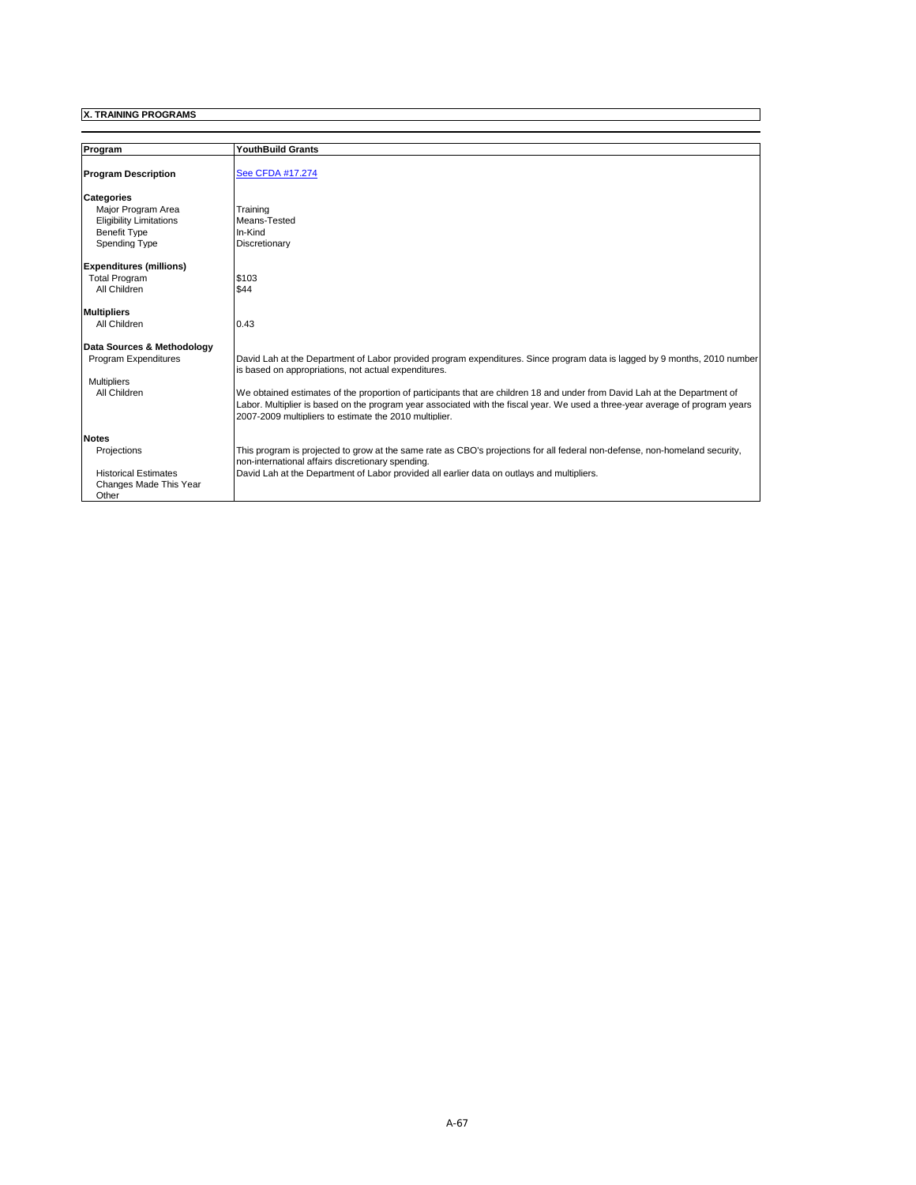**X. TRAINING PROGRAMS**

| Program | YouthBuild Grants |
|---|---|
| **Program Description** | See CFDA #17.274 |
| **Categories** | |
| Major Program Area | Training |
| Eligibility Limitations | Means-Tested |
| Benefit Type | In-Kind |
| Spending Type | Discretionary |
| **Expenditures (millions)** | |
| Total Program | $103 |
| All Children | $44 |
| **Multipliers** | |
| All Children | 0.43 |
| **Data Sources & Methodology** | |
| Program Expenditures | David Lah at the Department of Labor provided program expenditures. Since program data is lagged by 9 months, 2010 number is based on appropriations, not actual expenditures. |
| Multipliers | |
| All Children | We obtained estimates of the proportion of participants that are children 18 and under from David Lah at the Department of Labor. Multiplier is based on the program year associated with the fiscal year. We used a three-year average of program years 2007-2009 multipliers to estimate the 2010 multiplier. |
| **Notes** | |
| Projections | This program is projected to grow at the same rate as CBO's projections for all federal non-defense, non-homeland security, non-international affairs discretionary spending. |
| Historical Estimates | David Lah at the Department of Labor provided all earlier data on outlays and multipliers. |
| Changes Made This Year | |
| Other | |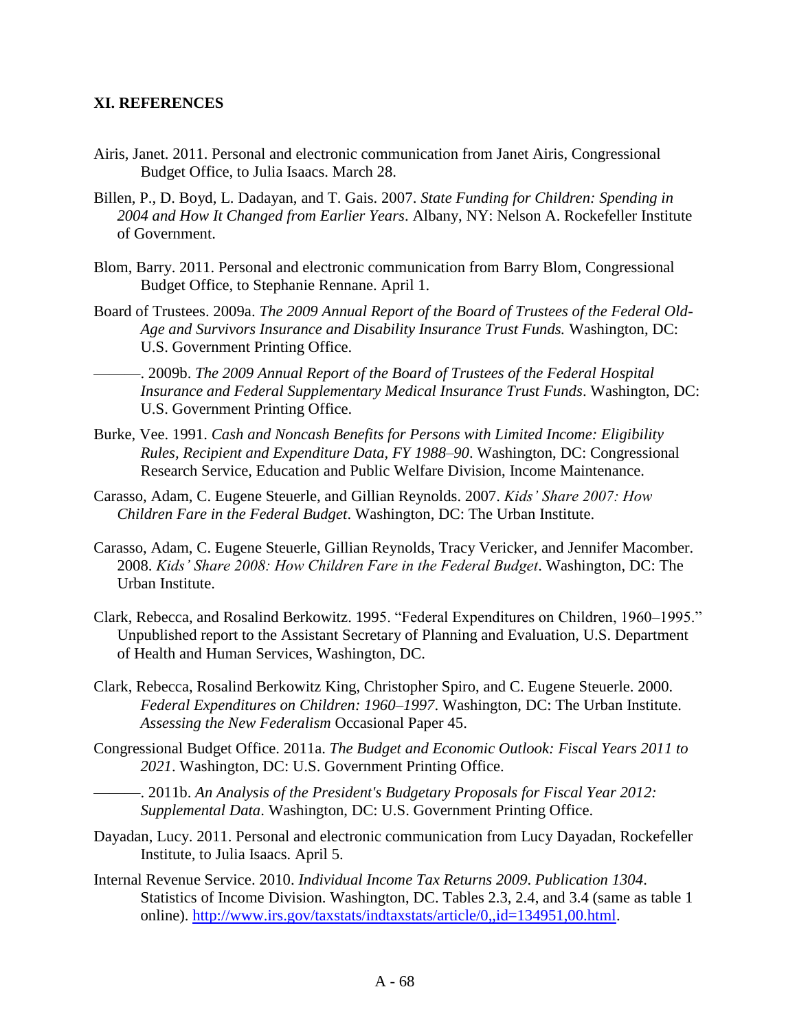## XI. REFERENCES

Airis, Janet. 2011. Personal and electronic communication from Janet Airis, Congressional Budget Office, to Julia Isaacs. March 28.

Billen, P., D. Boyd, L. Dadayan, and T. Gais. 2007. *State Funding for Children: Spending in 2004 and How It Changed from Earlier Years*. Albany, NY: Nelson A. Rockefeller Institute of Government.

Blom, Barry. 2011. Personal and electronic communication from Barry Blom, Congressional Budget Office, to Stephanie Rennane. April 1.

Board of Trustees. 2009a. *The 2009 Annual Report of the Board of Trustees of the Federal Old-Age and Survivors Insurance and Disability Insurance Trust Funds.* Washington, DC: U.S. Government Printing Office.

———. 2009b. *The 2009 Annual Report of the Board of Trustees of the Federal Hospital Insurance and Federal Supplementary Medical Insurance Trust Funds*. Washington, DC: U.S. Government Printing Office.

Burke, Vee. 1991. *Cash and Noncash Benefits for Persons with Limited Income: Eligibility Rules, Recipient and Expenditure Data, FY 1988–90*. Washington, DC: Congressional Research Service, Education and Public Welfare Division, Income Maintenance.

Carasso, Adam, C. Eugene Steuerle, and Gillian Reynolds. 2007. *Kids' Share 2007: How Children Fare in the Federal Budget*. Washington, DC: The Urban Institute.

Carasso, Adam, C. Eugene Steuerle, Gillian Reynolds, Tracy Vericker, and Jennifer Macomber. 2008. *Kids' Share 2008: How Children Fare in the Federal Budget*. Washington, DC: The Urban Institute.

Clark, Rebecca, and Rosalind Berkowitz. 1995. "Federal Expenditures on Children, 1960–1995." Unpublished report to the Assistant Secretary of Planning and Evaluation, U.S. Department of Health and Human Services, Washington, DC.

Clark, Rebecca, Rosalind Berkowitz King, Christopher Spiro, and C. Eugene Steuerle. 2000. *Federal Expenditures on Children: 1960–1997*. Washington, DC: The Urban Institute. *Assessing the New Federalism* Occasional Paper 45.

Congressional Budget Office. 2011a. *The Budget and Economic Outlook: Fiscal Years 2011 to 2021*. Washington, DC: U.S. Government Printing Office.

———. 2011b. *An Analysis of the President's Budgetary Proposals for Fiscal Year 2012: Supplemental Data*. Washington, DC: U.S. Government Printing Office.

Dayadan, Lucy. 2011. Personal and electronic communication from Lucy Dayadan, Rockefeller Institute, to Julia Isaacs. April 5.

Internal Revenue Service. 2010. *Individual Income Tax Returns 2009*. *Publication 1304*. Statistics of Income Division. Washington, DC. Tables 2.3, 2.4, and 3.4 (same as table 1 online). http://www.irs.gov/taxstats/indtaxstats/article/0,,id=134951,00.html.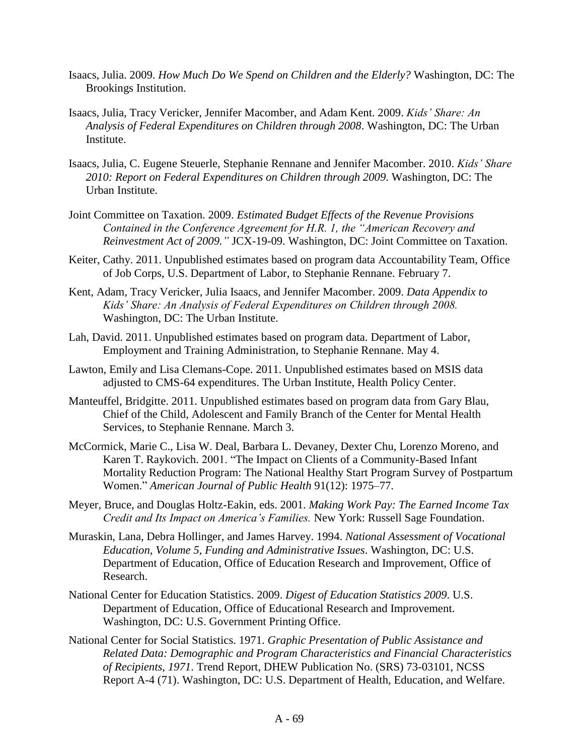Isaacs, Julia. 2009. *How Much Do We Spend on Children and the Elderly?* Washington, DC: The Brookings Institution.

Isaacs, Julia, Tracy Vericker, Jennifer Macomber, and Adam Kent. 2009. *Kids' Share: An Analysis of Federal Expenditures on Children through 2008*. Washington, DC: The Urban Institute.

Isaacs, Julia, C. Eugene Steuerle, Stephanie Rennane and Jennifer Macomber. 2010. *Kids' Share 2010: Report on Federal Expenditures on Children through 2009*. Washington, DC: The Urban Institute.

Joint Committee on Taxation. 2009. *Estimated Budget Effects of the Revenue Provisions Contained in the Conference Agreement for H.R. 1, the "American Recovery and Reinvestment Act of 2009."* JCX-19-09. Washington, DC: Joint Committee on Taxation.

Keiter, Cathy. 2011. Unpublished estimates based on program data Accountability Team, Office of Job Corps, U.S. Department of Labor, to Stephanie Rennane. February 7.

Kent, Adam, Tracy Vericker, Julia Isaacs, and Jennifer Macomber. 2009. *Data Appendix to Kids' Share: An Analysis of Federal Expenditures on Children through 2008.* Washington, DC: The Urban Institute.

Lah, David. 2011. Unpublished estimates based on program data. Department of Labor, Employment and Training Administration, to Stephanie Rennane. May 4.

Lawton, Emily and Lisa Clemans-Cope. 2011. Unpublished estimates based on MSIS data adjusted to CMS-64 expenditures. The Urban Institute, Health Policy Center.

Manteuffel, Bridgitte. 2011. Unpublished estimates based on program data from Gary Blau, Chief of the Child, Adolescent and Family Branch of the Center for Mental Health Services, to Stephanie Rennane. March 3.

McCormick, Marie C., Lisa W. Deal, Barbara L. Devaney, Dexter Chu, Lorenzo Moreno, and Karen T. Raykovich. 2001. "The Impact on Clients of a Community-Based Infant Mortality Reduction Program: The National Healthy Start Program Survey of Postpartum Women." *American Journal of Public Health* 91(12): 1975–77.

Meyer, Bruce, and Douglas Holtz-Eakin, eds. 2001. *Making Work Pay: The Earned Income Tax Credit and Its Impact on America's Families.* New York: Russell Sage Foundation.

Muraskin, Lana, Debra Hollinger, and James Harvey. 1994. *National Assessment of Vocational Education, Volume 5, Funding and Administrative Issues*. Washington, DC: U.S. Department of Education, Office of Education Research and Improvement, Office of Research.

National Center for Education Statistics. 2009. *Digest of Education Statistics 2009*. U.S. Department of Education, Office of Educational Research and Improvement. Washington, DC: U.S. Government Printing Office.

National Center for Social Statistics. 1971. *Graphic Presentation of Public Assistance and Related Data: Demographic and Program Characteristics and Financial Characteristics of Recipients, 1971*. Trend Report, DHEW Publication No. (SRS) 73-03101, NCSS Report A-4 (71). Washington, DC: U.S. Department of Health, Education, and Welfare.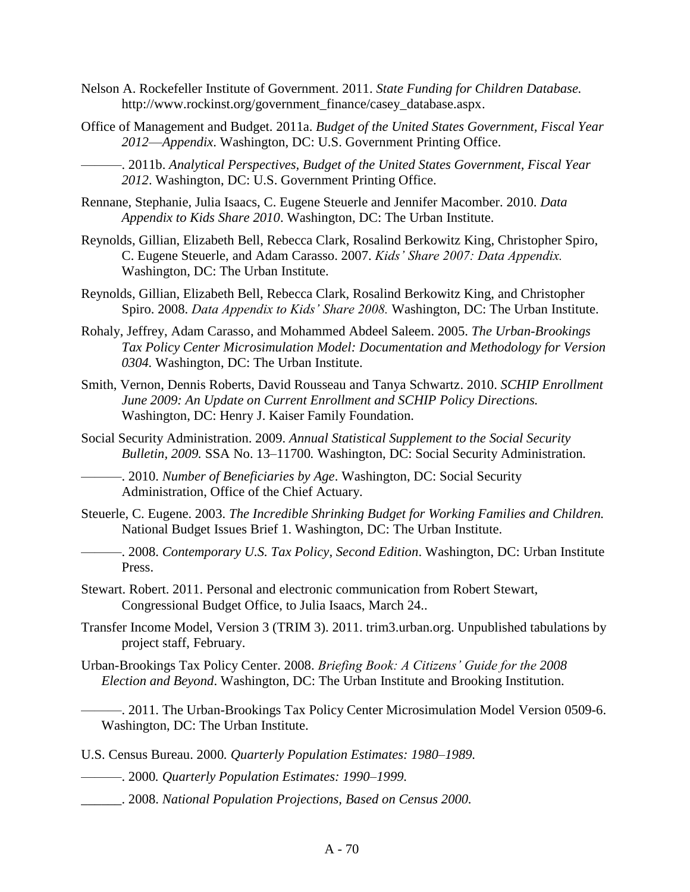Nelson A. Rockefeller Institute of Government. 2011. *State Funding for Children Database.* http://www.rockinst.org/government_finance/casey_database.aspx.

Office of Management and Budget. 2011a. *Budget of the United States Government, Fiscal Year 2012—Appendix*. Washington, DC: U.S. Government Printing Office.

———. 2011b. *Analytical Perspectives, Budget of the United States Government, Fiscal Year 2012*. Washington, DC: U.S. Government Printing Office.

Rennane, Stephanie, Julia Isaacs, C. Eugene Steuerle and Jennifer Macomber. 2010. *Data Appendix to Kids Share 2010*. Washington, DC: The Urban Institute.

Reynolds, Gillian, Elizabeth Bell, Rebecca Clark, Rosalind Berkowitz King, Christopher Spiro, C. Eugene Steuerle, and Adam Carasso. 2007. *Kids' Share 2007: Data Appendix.* Washington, DC: The Urban Institute.

Reynolds, Gillian, Elizabeth Bell, Rebecca Clark, Rosalind Berkowitz King, and Christopher Spiro. 2008. *Data Appendix to Kids' Share 2008.* Washington, DC: The Urban Institute.

Rohaly, Jeffrey, Adam Carasso, and Mohammed Abdeel Saleem. 2005. *The Urban-Brookings Tax Policy Center Microsimulation Model: Documentation and Methodology for Version 0304.* Washington, DC: The Urban Institute.

Smith, Vernon, Dennis Roberts, David Rousseau and Tanya Schwartz. 2010. *SCHIP Enrollment June 2009: An Update on Current Enrollment and SCHIP Policy Directions.* Washington, DC: Henry J. Kaiser Family Foundation.

Social Security Administration. 2009. *Annual Statistical Supplement to the Social Security Bulletin, 2009.* SSA No. 13–11700*.* Washington, DC: Social Security Administration.

———. 2010. *Number of Beneficiaries by Age*. Washington, DC: Social Security Administration, Office of the Chief Actuary.

Steuerle, C. Eugene. 2003. *The Incredible Shrinking Budget for Working Families and Children.* National Budget Issues Brief 1. Washington, DC: The Urban Institute.

———. 2008. *Contemporary U.S. Tax Policy, Second Edition*. Washington, DC: Urban Institute Press.

Stewart. Robert. 2011. Personal and electronic communication from Robert Stewart, Congressional Budget Office, to Julia Isaacs, March 24..

Transfer Income Model, Version 3 (TRIM 3). 2011. trim3.urban.org. Unpublished tabulations by project staff, February.

Urban-Brookings Tax Policy Center. 2008. *Briefing Book: A Citizens' Guide for the 2008 Election and Beyond*. Washington, DC: The Urban Institute and Brooking Institution.

———. 2011. The Urban-Brookings Tax Policy Center Microsimulation Model Version 0509-6. Washington, DC: The Urban Institute.

U.S. Census Bureau. 2000*. Quarterly Population Estimates: 1980–1989.*

———. 2000*. Quarterly Population Estimates: 1990–1999.*

______. 2008. *National Population Projections, Based on Census 2000.*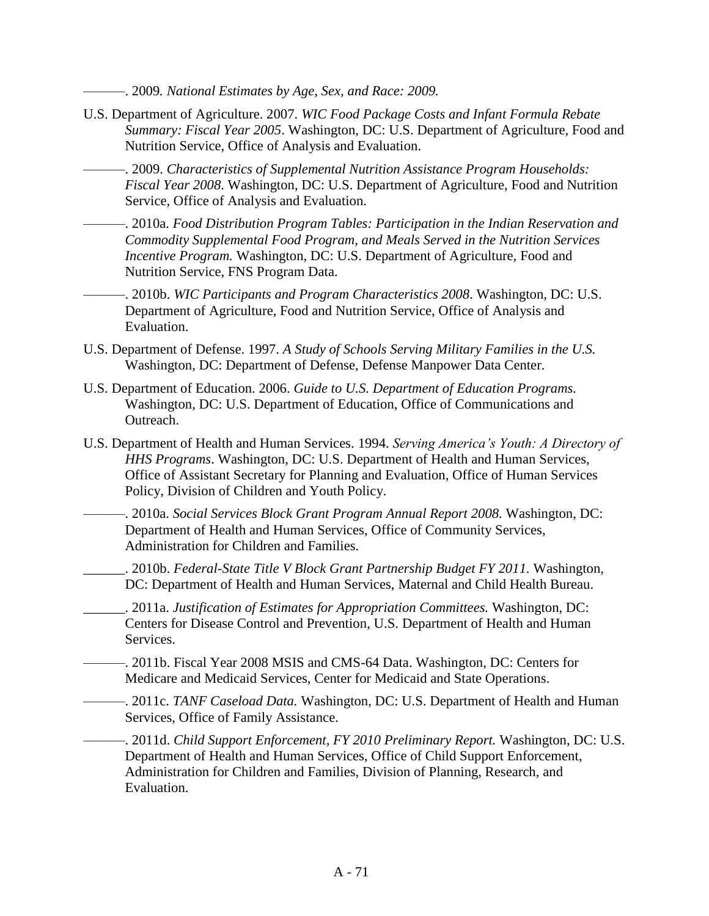———. 2009. *National Estimates by Age, Sex, and Race: 2009.*

U.S. Department of Agriculture. 2007. *WIC Food Package Costs and Infant Formula Rebate Summary: Fiscal Year 2005*. Washington, DC: U.S. Department of Agriculture, Food and Nutrition Service, Office of Analysis and Evaluation.

———. 2009. *Characteristics of Supplemental Nutrition Assistance Program Households: Fiscal Year 2008*. Washington, DC: U.S. Department of Agriculture, Food and Nutrition Service, Office of Analysis and Evaluation.

———. 2010a. *Food Distribution Program Tables: Participation in the Indian Reservation and Commodity Supplemental Food Program, and Meals Served in the Nutrition Services Incentive Program.* Washington, DC: U.S. Department of Agriculture, Food and Nutrition Service, FNS Program Data.

———. 2010b. *WIC Participants and Program Characteristics 2008*. Washington, DC: U.S. Department of Agriculture, Food and Nutrition Service, Office of Analysis and Evaluation.

U.S. Department of Defense. 1997. *A Study of Schools Serving Military Families in the U.S.* Washington, DC: Department of Defense, Defense Manpower Data Center.

U.S. Department of Education. 2006. *Guide to U.S. Department of Education Programs.* Washington, DC: U.S. Department of Education, Office of Communications and Outreach.

U.S. Department of Health and Human Services. 1994. *Serving America's Youth: A Directory of HHS Programs*. Washington, DC: U.S. Department of Health and Human Services, Office of Assistant Secretary for Planning and Evaluation, Office of Human Services Policy, Division of Children and Youth Policy.

———. 2010a. *Social Services Block Grant Program Annual Report 2008.* Washington, DC: Department of Health and Human Services, Office of Community Services, Administration for Children and Families.

______. 2010b. *Federal-State Title V Block Grant Partnership Budget FY 2011.* Washington, DC: Department of Health and Human Services, Maternal and Child Health Bureau.

______. 2011a. *Justification of Estimates for Appropriation Committees.* Washington, DC: Centers for Disease Control and Prevention, U.S. Department of Health and Human Services.

———. 2011b. Fiscal Year 2008 MSIS and CMS-64 Data. Washington, DC: Centers for Medicare and Medicaid Services, Center for Medicaid and State Operations.

———. 2011c. *TANF Caseload Data.* Washington, DC: U.S. Department of Health and Human Services, Office of Family Assistance.

———. 2011d. *Child Support Enforcement, FY 2010 Preliminary Report.* Washington, DC: U.S. Department of Health and Human Services, Office of Child Support Enforcement, Administration for Children and Families, Division of Planning, Research, and Evaluation.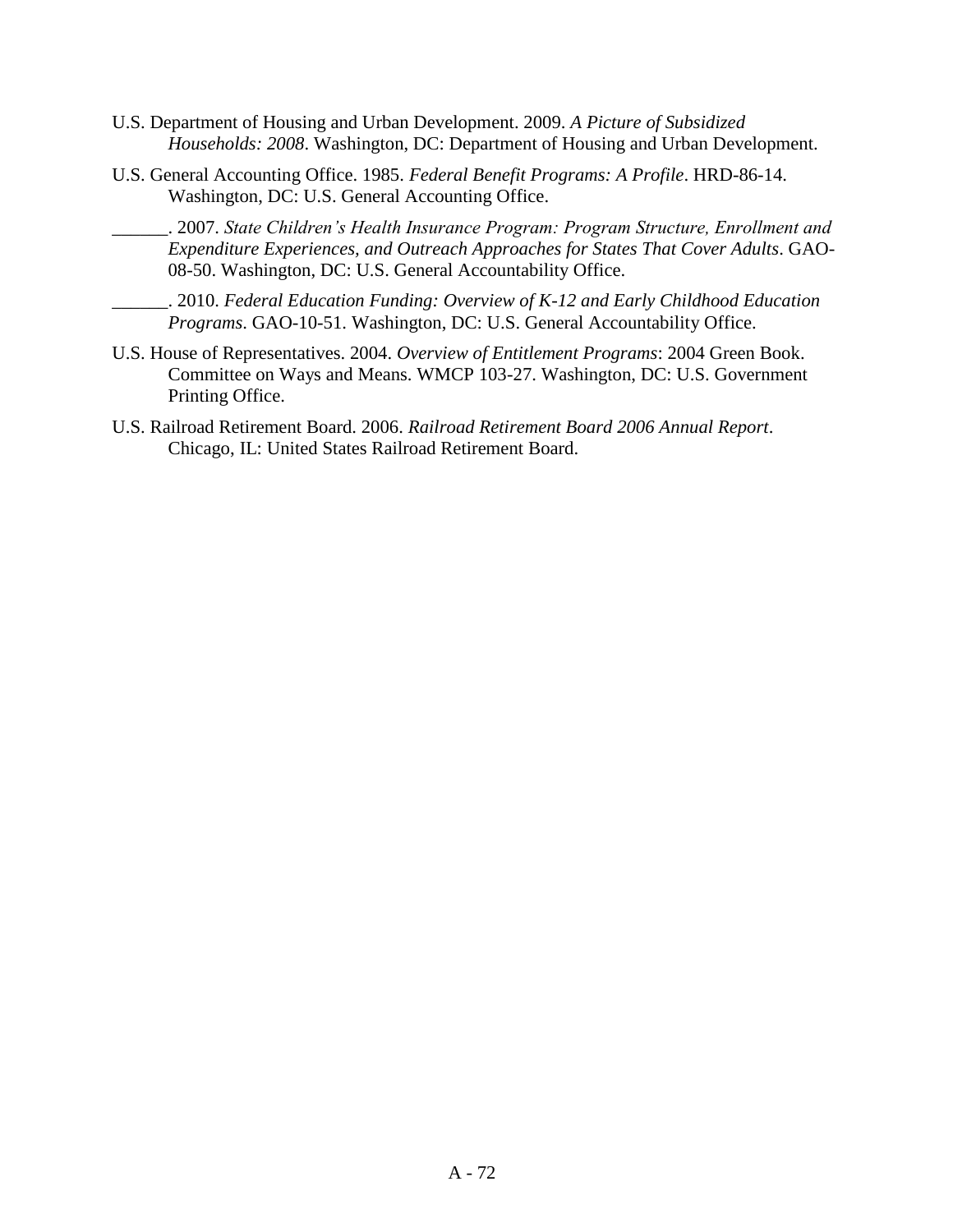U.S. Department of Housing and Urban Development. 2009. *A Picture of Subsidized Households: 2008*. Washington, DC: Department of Housing and Urban Development.

U.S. General Accounting Office. 1985. *Federal Benefit Programs: A Profile*. HRD-86-14. Washington, DC: U.S. General Accounting Office.

______. 2007. *State Children's Health Insurance Program: Program Structure, Enrollment and Expenditure Experiences, and Outreach Approaches for States That Cover Adults*. GAO-08-50. Washington, DC: U.S. General Accountability Office.

______. 2010. *Federal Education Funding: Overview of K-12 and Early Childhood Education Programs*. GAO-10-51. Washington, DC: U.S. General Accountability Office.

U.S. House of Representatives. 2004. *Overview of Entitlement Programs*: 2004 Green Book. Committee on Ways and Means. WMCP 103-27. Washington, DC: U.S. Government Printing Office.

U.S. Railroad Retirement Board. 2006. *Railroad Retirement Board 2006 Annual Report*. Chicago, IL: United States Railroad Retirement Board.